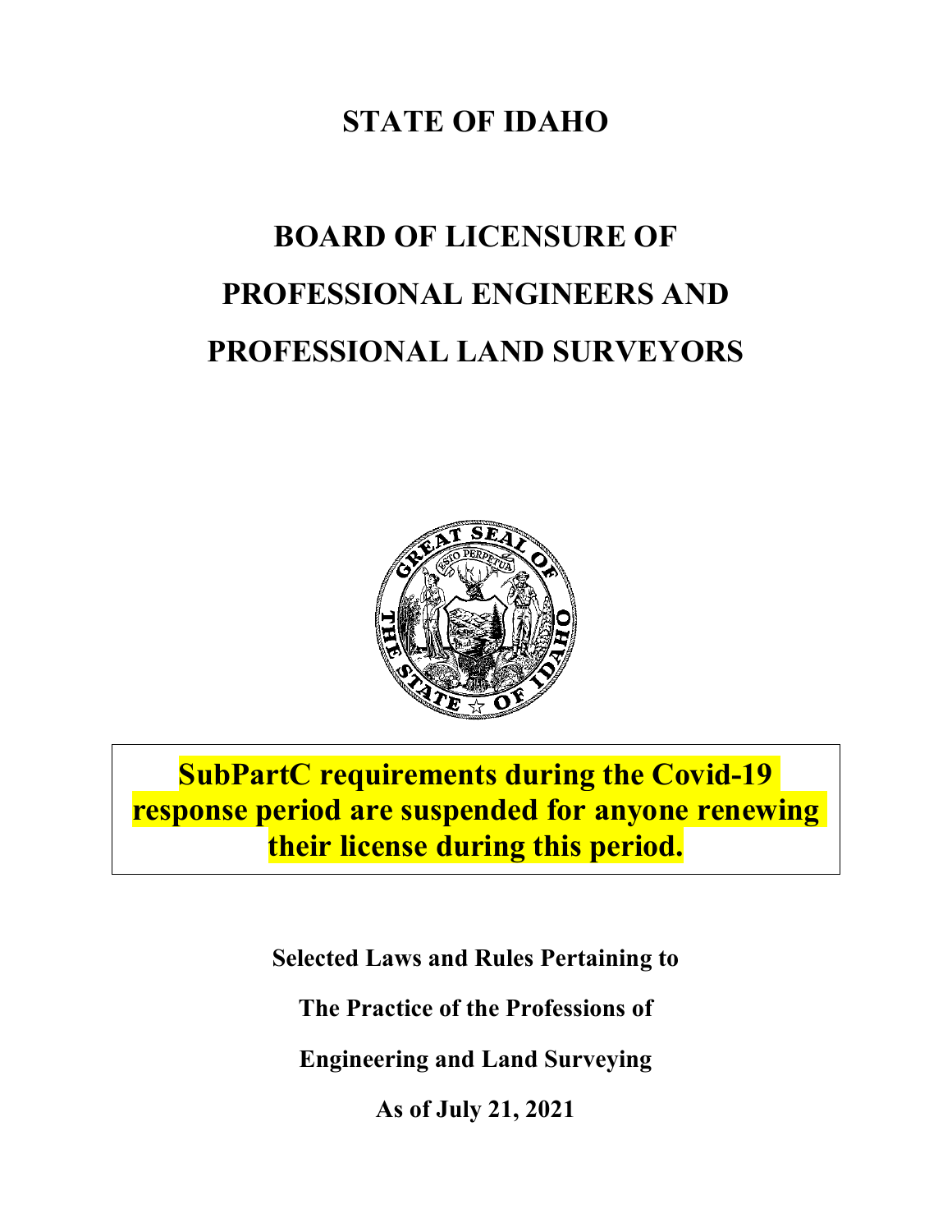# STATE OF IDAHO

# BOARD OF LICENSURE OF PROFESSIONAL ENGINEERS AND PROFESSIONAL LAND SURVEYORS

**SubPartC requirements during the Covid-19 response period are suspended for anyone renewing their license during this period.**

**Selected Laws and Rules Pertaining to**

**The Practice of the Professions of**

**Engineering and Land Surveying**

**As of July 21, 2021**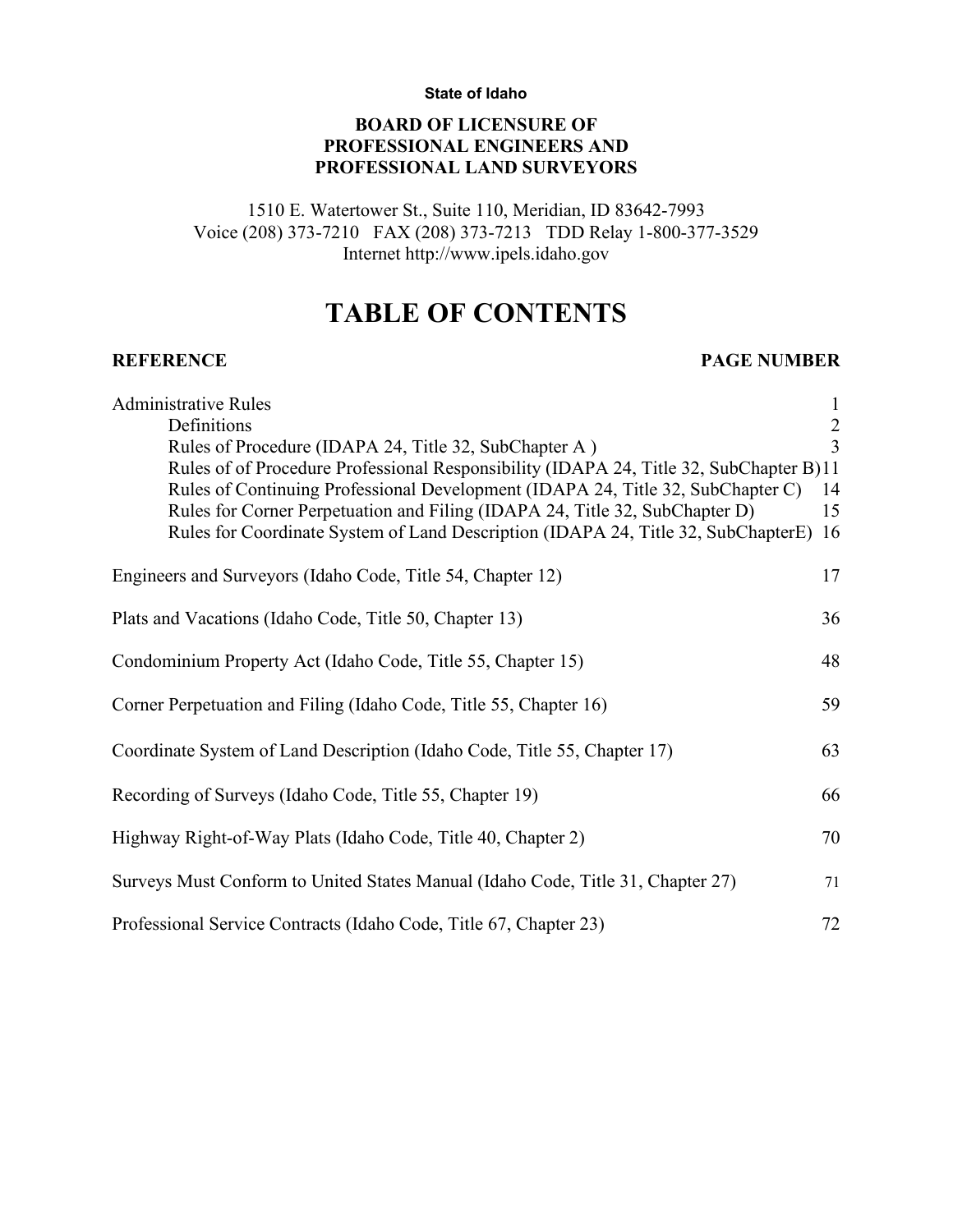**State of Idaho**

**BOARD OF LICENSURE OF PROFESSIONAL ENGINEERS AND PROFESSIONAL LAND SURVEYORS**

1510 E. Watertower St., Suite 110, Meridian, ID 83642-7993
Voice (208) 373-7210 FAX (208) 373-7213 TDD Relay 1-800-377-3529
Internet http://www.ipels.idaho.gov

# TABLE OF CONTENTS

| REFERENCE | PAGE NUMBER |
|---|---|
| Administrative Rules | 1 |
| Definitions | 2 |
| Rules of Procedure (IDAPA 24, Title 32, SubChapter A ) | 3 |
| Rules of of Procedure Professional Responsibility (IDAPA 24, Title 32, SubChapter B) | 11 |
| Rules of Continuing Professional Development (IDAPA 24, Title 32, SubChapter C) | 14 |
| Rules for Corner Perpetuation and Filing (IDAPA 24, Title 32, SubChapter D) | 15 |
| Rules for Coordinate System of Land Description (IDAPA 24, Title 32, SubChapterE) | 16 |
| Engineers and Surveyors (Idaho Code, Title 54, Chapter 12) | 17 |
| Plats and Vacations (Idaho Code, Title 50, Chapter 13) | 36 |
| Condominium Property Act (Idaho Code, Title 55, Chapter 15) | 48 |
| Corner Perpetuation and Filing (Idaho Code, Title 55, Chapter 16) | 59 |
| Coordinate System of Land Description (Idaho Code, Title 55, Chapter 17) | 63 |
| Recording of Surveys (Idaho Code, Title 55, Chapter 19) | 66 |
| Highway Right-of-Way Plats (Idaho Code, Title 40, Chapter 2) | 70 |
| Surveys Must Conform to United States Manual (Idaho Code, Title 31, Chapter 27) | 71 |
| Professional Service Contracts (Idaho Code, Title 67, Chapter 23) | 72 |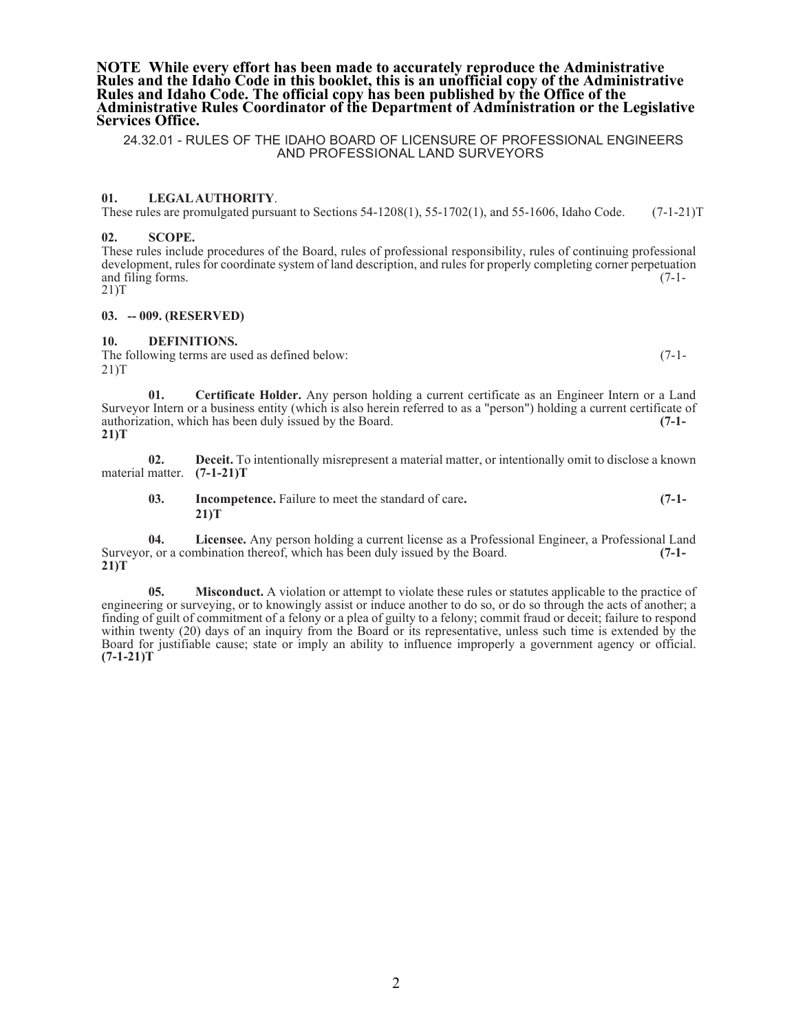**NOTE While every effort has been made to accurately reproduce the Administrative Rules and the Idaho Code in this booklet, this is an unofficial copy of the Administrative Rules and Idaho Code. The official copy has been published by the Office of the Administrative Rules Coordinator of the Department of Administration or the Legislative Services Office.**

24.32.01 - RULES OF THE IDAHO BOARD OF LICENSURE OF PROFESSIONAL ENGINEERS AND PROFESSIONAL LAND SURVEYORS

**01. LEGAL AUTHORITY**.

These rules are promulgated pursuant to Sections 54-1208(1), 55-1702(1), and 55-1606, Idaho Code. (7-1-21)T

**02. SCOPE.**

These rules include procedures of the Board, rules of professional responsibility, rules of continuing professional development, rules for coordinate system of land description, and rules for properly completing corner perpetuation and filing forms. (7-1-21)T

**03. -- 009. (RESERVED)**

**10. DEFINITIONS.**

The following terms are used as defined below: (7-1-21)T

**01. Certificate Holder.** Any person holding a current certificate as an Engineer Intern or a Land Surveyor Intern or a business entity (which is also herein referred to as a "person") holding a current certificate of authorization, which has been duly issued by the Board. **(7-1-21)T**

**02. Deceit.** To intentionally misrepresent a material matter, or intentionally omit to disclose a known material matter. **(7-1-21)T**

**03. Incompetence.** Failure to meet the standard of care**. (7-1-21)T**

**04. Licensee.** Any person holding a current license as a Professional Engineer, a Professional Land Surveyor, or a combination thereof, which has been duly issued by the Board. **(7-1-21)T**

**05. Misconduct.** A violation or attempt to violate these rules or statutes applicable to the practice of engineering or surveying, or to knowingly assist or induce another to do so, or do so through the acts of another; a finding of guilt of commitment of a felony or a plea of guilty to a felony; commit fraud or deceit; failure to respond within twenty (20) days of an inquiry from the Board or its representative, unless such time is extended by the Board for justifiable cause; state or imply an ability to influence improperly a government agency or official. **(7-1-21)T**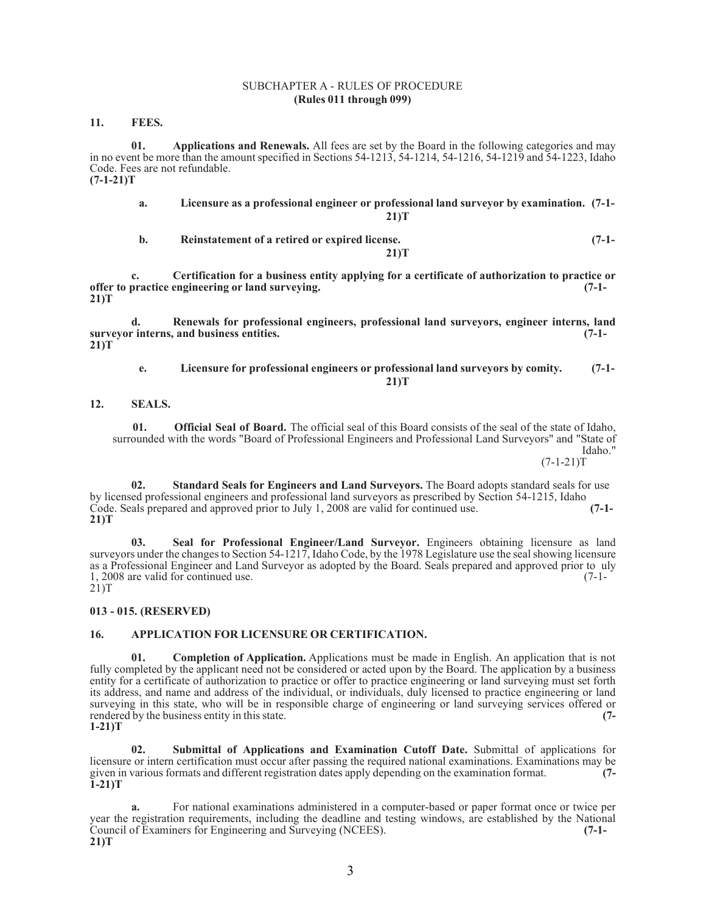SUBCHAPTER A - RULES OF PROCEDURE
**(Rules 011 through 099)**

**11. FEES.**

**01. Applications and Renewals.** All fees are set by the Board in the following categories and may in no event be more than the amount specified in Sections 54-1213, 54-1214, 54-1216, 54-1219 and 54-1223, Idaho Code. Fees are not refundable. **(7-1-21)T**

**a. Licensure as a professional engineer or professional land surveyor by examination. (7-1-21)T**

**b. Reinstatement of a retired or expired license. (7-1-21)T**

**c. Certification for a business entity applying for a certificate of authorization to practice or offer to practice engineering or land surveying. (7-1-21)T**

**d. Renewals for professional engineers, professional land surveyors, engineer interns, land surveyor interns, and business entities. (7-1-21)T**

**e. Licensure for professional engineers or professional land surveyors by comity. (7-1-21)T**

**12. SEALS.**

**01. Official Seal of Board.** The official seal of this Board consists of the seal of the state of Idaho, surrounded with the words "Board of Professional Engineers and Professional Land Surveyors" and "State of Idaho." (7-1-21)T

**02. Standard Seals for Engineers and Land Surveyors.** The Board adopts standard seals for use by licensed professional engineers and professional land surveyors as prescribed by Section 54-1215, Idaho Code. Seals prepared and approved prior to July 1, 2008 are valid for continued use. **(7-1-21)T**

**03. Seal for Professional Engineer/Land Surveyor.** Engineers obtaining licensure as land surveyors under the changes to Section 54-1217, Idaho Code, by the 1978 Legislature use the seal showing licensure as a Professional Engineer and Land Surveyor as adopted by the Board. Seals prepared and approved prior to uly 1, 2008 are valid for continued use. (7-1-21)T

**013 - 015. (RESERVED)**

**16. APPLICATION FOR LICENSURE OR CERTIFICATION.**

**01. Completion of Application.** Applications must be made in English. An application that is not fully completed by the applicant need not be considered or acted upon by the Board. The application by a business entity for a certificate of authorization to practice or offer to practice engineering or land surveying must set forth its address, and name and address of the individual, or individuals, duly licensed to practice engineering or land surveying in this state, who will be in responsible charge of engineering or land surveying services offered or rendered by the business entity in this state. **(7-1-21)T**

**02. Submittal of Applications and Examination Cutoff Date.** Submittal of applications for licensure or intern certification must occur after passing the required national examinations. Examinations may be given in various formats and different registration dates apply depending on the examination format. **(7-1-21)T**

**a.** For national examinations administered in a computer-based or paper format once or twice per year the registration requirements, including the deadline and testing windows, are established by the National Council of Examiners for Engineering and Surveying (NCEES). **(7-1-21)T**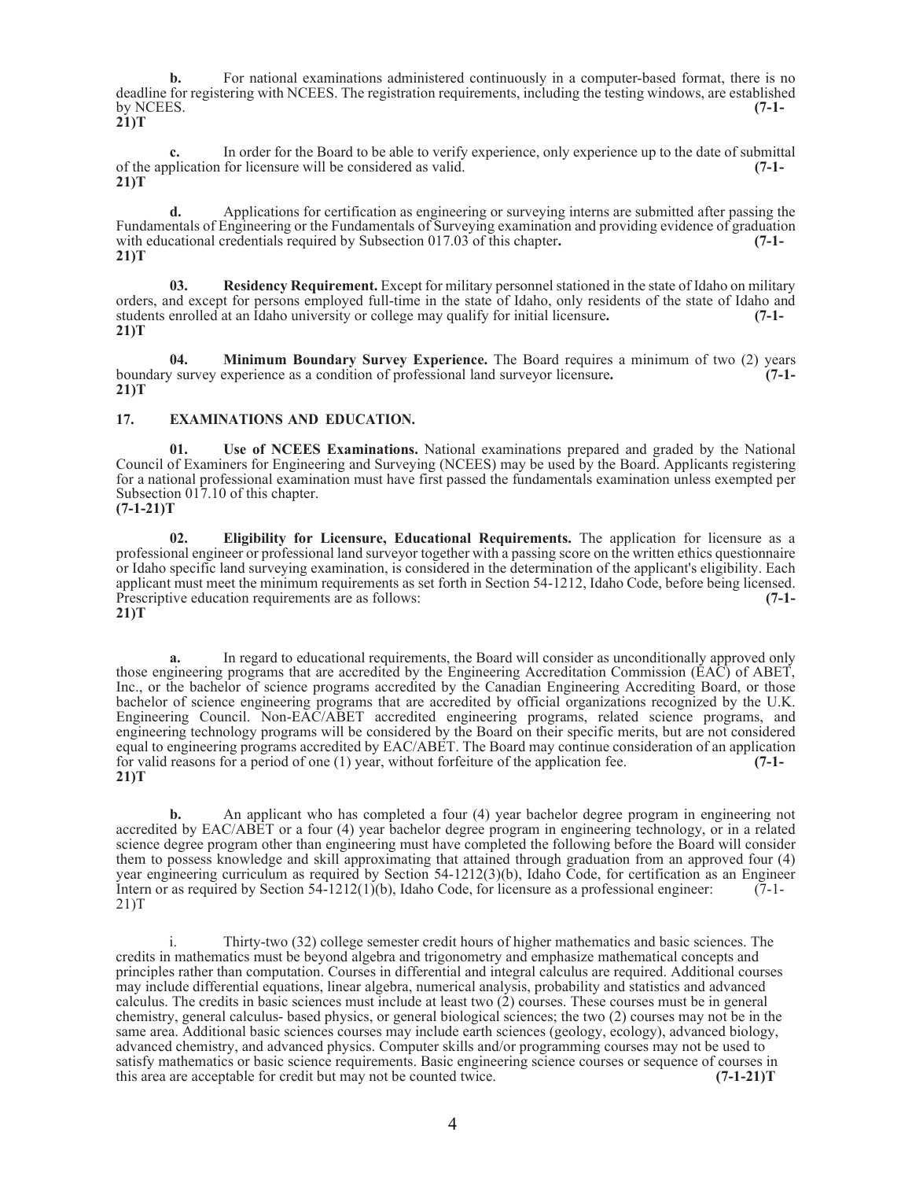**b.** For national examinations administered continuously in a computer-based format, there is no deadline for registering with NCEES. The registration requirements, including the testing windows, are established by NCEES. **(7-1-21)T**

**c.** In order for the Board to be able to verify experience, only experience up to the date of submittal of the application for licensure will be considered as valid. **(7-1-21)T**

**d.** Applications for certification as engineering or surveying interns are submitted after passing the Fundamentals of Engineering or the Fundamentals of Surveying examination and providing evidence of graduation with educational credentials required by Subsection 017.03 of this chapter**.** **(7-1-21)T**

**03. Residency Requirement.** Except for military personnel stationed in the state of Idaho on military orders, and except for persons employed full-time in the state of Idaho, only residents of the state of Idaho and students enrolled at an Idaho university or college may qualify for initial licensure**.** **(7-1-21)T**

**04. Minimum Boundary Survey Experience.** The Board requires a minimum of two (2) years boundary survey experience as a condition of professional land surveyor licensure**.** **(7-1-21)T**

## 17. EXAMINATIONS AND EDUCATION.

**01. Use of NCEES Examinations.** National examinations prepared and graded by the National Council of Examiners for Engineering and Surveying (NCEES) may be used by the Board. Applicants registering for a national professional examination must have first passed the fundamentals examination unless exempted per Subsection 017.10 of this chapter. **(7-1-21)T**

**02. Eligibility for Licensure, Educational Requirements.** The application for licensure as a professional engineer or professional land surveyor together with a passing score on the written ethics questionnaire or Idaho specific land surveying examination, is considered in the determination of the applicant's eligibility. Each applicant must meet the minimum requirements as set forth in Section 54-1212, Idaho Code, before being licensed. Prescriptive education requirements are as follows: **(7-1-21)T**

**a.** In regard to educational requirements, the Board will consider as unconditionally approved only those engineering programs that are accredited by the Engineering Accreditation Commission (EAC) of ABET, Inc., or the bachelor of science programs accredited by the Canadian Engineering Accrediting Board, or those bachelor of science engineering programs that are accredited by official organizations recognized by the U.K. Engineering Council. Non-EAC/ABET accredited engineering programs, related science programs, and engineering technology programs will be considered by the Board on their specific merits, but are not considered equal to engineering programs accredited by EAC/ABET. The Board may continue consideration of an application for valid reasons for a period of one (1) year, without forfeiture of the application fee. **(7-1-21)T**

**b.** An applicant who has completed a four (4) year bachelor degree program in engineering not accredited by EAC/ABET or a four (4) year bachelor degree program in engineering technology, or in a related science degree program other than engineering must have completed the following before the Board will consider them to possess knowledge and skill approximating that attained through graduation from an approved four (4) year engineering curriculum as required by Section 54-1212(3)(b), Idaho Code, for certification as an Engineer Intern or as required by Section 54-1212(1)(b), Idaho Code, for licensure as a professional engineer: (7-1-21)T

i. Thirty-two (32) college semester credit hours of higher mathematics and basic sciences. The credits in mathematics must be beyond algebra and trigonometry and emphasize mathematical concepts and principles rather than computation. Courses in differential and integral calculus are required. Additional courses may include differential equations, linear algebra, numerical analysis, probability and statistics and advanced calculus. The credits in basic sciences must include at least two (2) courses. These courses must be in general chemistry, general calculus- based physics, or general biological sciences; the two (2) courses may not be in the same area. Additional basic sciences courses may include earth sciences (geology, ecology), advanced biology, advanced chemistry, and advanced physics. Computer skills and/or programming courses may not be used to satisfy mathematics or basic science requirements. Basic engineering science courses or sequence of courses in this area are acceptable for credit but may not be counted twice. **(7-1-21)T**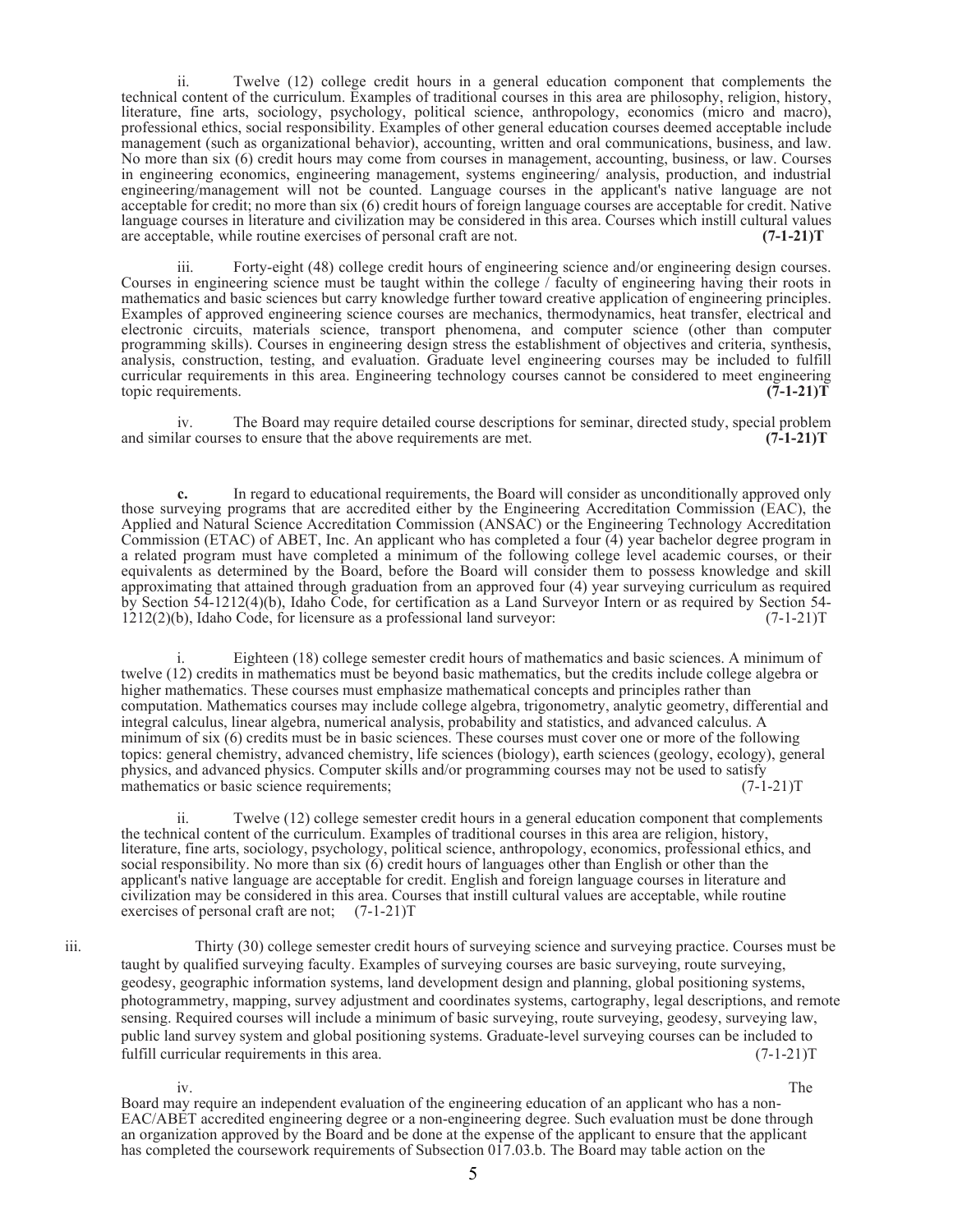ii. Twelve (12) college credit hours in a general education component that complements the technical content of the curriculum. Examples of traditional courses in this area are philosophy, religion, history, literature, fine arts, sociology, psychology, political science, anthropology, economics (micro and macro), professional ethics, social responsibility. Examples of other general education courses deemed acceptable include management (such as organizational behavior), accounting, written and oral communications, business, and law. No more than six (6) credit hours may come from courses in management, accounting, business, or law. Courses in engineering economics, engineering management, systems engineering/ analysis, production, and industrial engineering/management will not be counted. Language courses in the applicant's native language are not acceptable for credit; no more than six (6) credit hours of foreign language courses are acceptable for credit. Native language courses in literature and civilization may be considered in this area. Courses which instill cultural values are acceptable, while routine exercises of personal craft are not. **(7-1-21)T**

iii. Forty-eight (48) college credit hours of engineering science and/or engineering design courses. Courses in engineering science must be taught within the college / faculty of engineering having their roots in mathematics and basic sciences but carry knowledge further toward creative application of engineering principles. Examples of approved engineering science courses are mechanics, thermodynamics, heat transfer, electrical and electronic circuits, materials science, transport phenomena, and computer science (other than computer programming skills). Courses in engineering design stress the establishment of objectives and criteria, synthesis, analysis, construction, testing, and evaluation. Graduate level engineering courses may be included to fulfill curricular requirements in this area. Engineering technology courses cannot be considered to meet engineering topic requirements. **(7-1-21)T**

iv. The Board may require detailed course descriptions for seminar, directed study, special problem and similar courses to ensure that the above requirements are met. **(7-1-21)T**

**c.** In regard to educational requirements, the Board will consider as unconditionally approved only those surveying programs that are accredited either by the Engineering Accreditation Commission (EAC), the Applied and Natural Science Accreditation Commission (ANSAC) or the Engineering Technology Accreditation Commission (ETAC) of ABET, Inc. An applicant who has completed a four (4) year bachelor degree program in a related program must have completed a minimum of the following college level academic courses, or their equivalents as determined by the Board, before the Board will consider them to possess knowledge and skill approximating that attained through graduation from an approved four (4) year surveying curriculum as required by Section 54-1212(4)(b), Idaho Code, for certification as a Land Surveyor Intern or as required by Section 54-1212(2)(b), Idaho Code, for licensure as a professional land surveyor: (7-1-21)T

i. Eighteen (18) college semester credit hours of mathematics and basic sciences. A minimum of twelve (12) credits in mathematics must be beyond basic mathematics, but the credits include college algebra or higher mathematics. These courses must emphasize mathematical concepts and principles rather than computation. Mathematics courses may include college algebra, trigonometry, analytic geometry, differential and integral calculus, linear algebra, numerical analysis, probability and statistics, and advanced calculus. A minimum of six (6) credits must be in basic sciences. These courses must cover one or more of the following topics: general chemistry, advanced chemistry, life sciences (biology), earth sciences (geology, ecology), general physics, and advanced physics. Computer skills and/or programming courses may not be used to satisfy mathematics or basic science requirements; (7-1-21)T

ii. Twelve (12) college semester credit hours in a general education component that complements the technical content of the curriculum. Examples of traditional courses in this area are religion, history, literature, fine arts, sociology, psychology, political science, anthropology, economics, professional ethics, and social responsibility. No more than six (6) credit hours of languages other than English or other than the applicant's native language are acceptable for credit. English and foreign language courses in literature and civilization may be considered in this area. Courses that instill cultural values are acceptable, while routine exercises of personal craft are not; (7-1-21)T

iii. Thirty (30) college semester credit hours of surveying science and surveying practice. Courses must be taught by qualified surveying faculty. Examples of surveying courses are basic surveying, route surveying, geodesy, geographic information systems, land development design and planning, global positioning systems, photogrammetry, mapping, survey adjustment and coordinates systems, cartography, legal descriptions, and remote sensing. Required courses will include a minimum of basic surveying, route surveying, geodesy, surveying law, public land survey system and global positioning systems. Graduate-level surveying courses can be included to fulfill curricular requirements in this area. (7-1-21)T

iv. The Board may require an independent evaluation of the engineering education of an applicant who has a non-EAC/ABET accredited engineering degree or a non-engineering degree. Such evaluation must be done through an organization approved by the Board and be done at the expense of the applicant to ensure that the applicant has completed the coursework requirements of Subsection 017.03.b. The Board may table action on the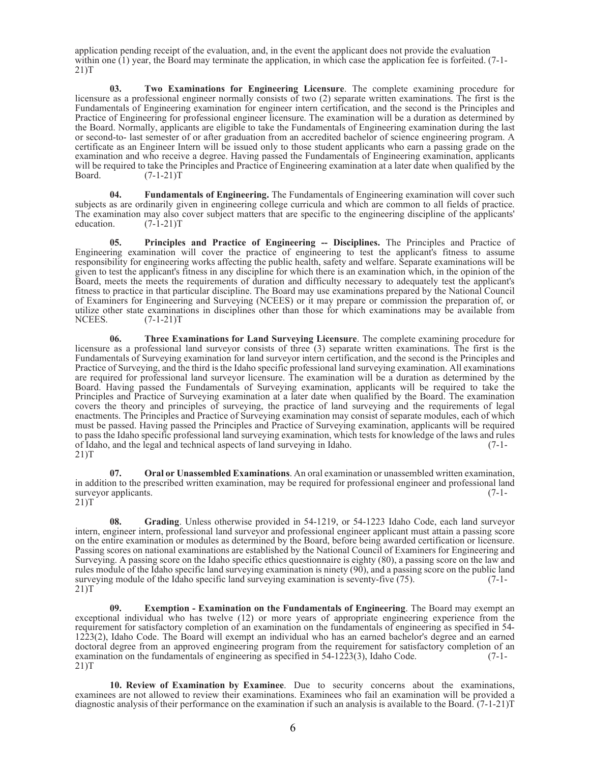application pending receipt of the evaluation, and, in the event the applicant does not provide the evaluation within one (1) year, the Board may terminate the application, in which case the application fee is forfeited. (7-1-21)T

**03. Two Examinations for Engineering Licensure**. The complete examining procedure for licensure as a professional engineer normally consists of two (2) separate written examinations. The first is the Fundamentals of Engineering examination for engineer intern certification, and the second is the Principles and Practice of Engineering for professional engineer licensure. The examination will be a duration as determined by the Board. Normally, applicants are eligible to take the Fundamentals of Engineering examination during the last or second-to- last semester of or after graduation from an accredited bachelor of science engineering program. A certificate as an Engineer Intern will be issued only to those student applicants who earn a passing grade on the examination and who receive a degree. Having passed the Fundamentals of Engineering examination, applicants will be required to take the Principles and Practice of Engineering examination at a later date when qualified by the Board. (7-1-21)T

**04. Fundamentals of Engineering.** The Fundamentals of Engineering examination will cover such subjects as are ordinarily given in engineering college curricula and which are common to all fields of practice. The examination may also cover subject matters that are specific to the engineering discipline of the applicants' education. (7-1-21)T

**05. Principles and Practice of Engineering -- Disciplines.** The Principles and Practice of Engineering examination will cover the practice of engineering to test the applicant's fitness to assume responsibility for engineering works affecting the public health, safety and welfare. Separate examinations will be given to test the applicant's fitness in any discipline for which there is an examination which, in the opinion of the Board, meets the meets the requirements of duration and difficulty necessary to adequately test the applicant's fitness to practice in that particular discipline. The Board may use examinations prepared by the National Council of Examiners for Engineering and Surveying (NCEES) or it may prepare or commission the preparation of, or utilize other state examinations in disciplines other than those for which examinations may be available from NCEES. (7-1-21)T

**06. Three Examinations for Land Surveying Licensure**. The complete examining procedure for licensure as a professional land surveyor consists of three (3) separate written examinations. The first is the Fundamentals of Surveying examination for land surveyor intern certification, and the second is the Principles and Practice of Surveying, and the third is the Idaho specific professional land surveying examination. All examinations are required for professional land surveyor licensure. The examination will be a duration as determined by the Board. Having passed the Fundamentals of Surveying examination, applicants will be required to take the Principles and Practice of Surveying examination at a later date when qualified by the Board. The examination covers the theory and principles of surveying, the practice of land surveying and the requirements of legal enactments. The Principles and Practice of Surveying examination may consist of separate modules, each of which must be passed. Having passed the Principles and Practice of Surveying examination, applicants will be required to pass the Idaho specific professional land surveying examination, which tests for knowledge of the laws and rules of Idaho, and the legal and technical aspects of land surveying in Idaho. (7-1-21)T

**07. Oral or Unassembled Examinations**. An oral examination or unassembled written examination, in addition to the prescribed written examination, may be required for professional engineer and professional land surveyor applicants. (7-1-21)T

**08. Grading**. Unless otherwise provided in 54-1219, or 54-1223 Idaho Code, each land surveyor intern, engineer intern, professional land surveyor and professional engineer applicant must attain a passing score on the entire examination or modules as determined by the Board, before being awarded certification or licensure. Passing scores on national examinations are established by the National Council of Examiners for Engineering and Surveying. A passing score on the Idaho specific ethics questionnaire is eighty (80), a passing score on the law and rules module of the Idaho specific land surveying examination is ninety (90), and a passing score on the public land surveying module of the Idaho specific land surveying examination is seventy-five (75). (7-1-21)T

**09. Exemption - Examination on the Fundamentals of Engineering**. The Board may exempt an exceptional individual who has twelve (12) or more years of appropriate engineering experience from the requirement for satisfactory completion of an examination on the fundamentals of engineering as specified in 54-1223(2), Idaho Code. The Board will exempt an individual who has an earned bachelor's degree and an earned doctoral degree from an approved engineering program from the requirement for satisfactory completion of an examination on the fundamentals of engineering as specified in 54-1223(3), Idaho Code. (7-1-21)T

**10. Review of Examination by Examinee**. Due to security concerns about the examinations, examinees are not allowed to review their examinations. Examinees who fail an examination will be provided a diagnostic analysis of their performance on the examination if such an analysis is available to the Board. (7-1-21)T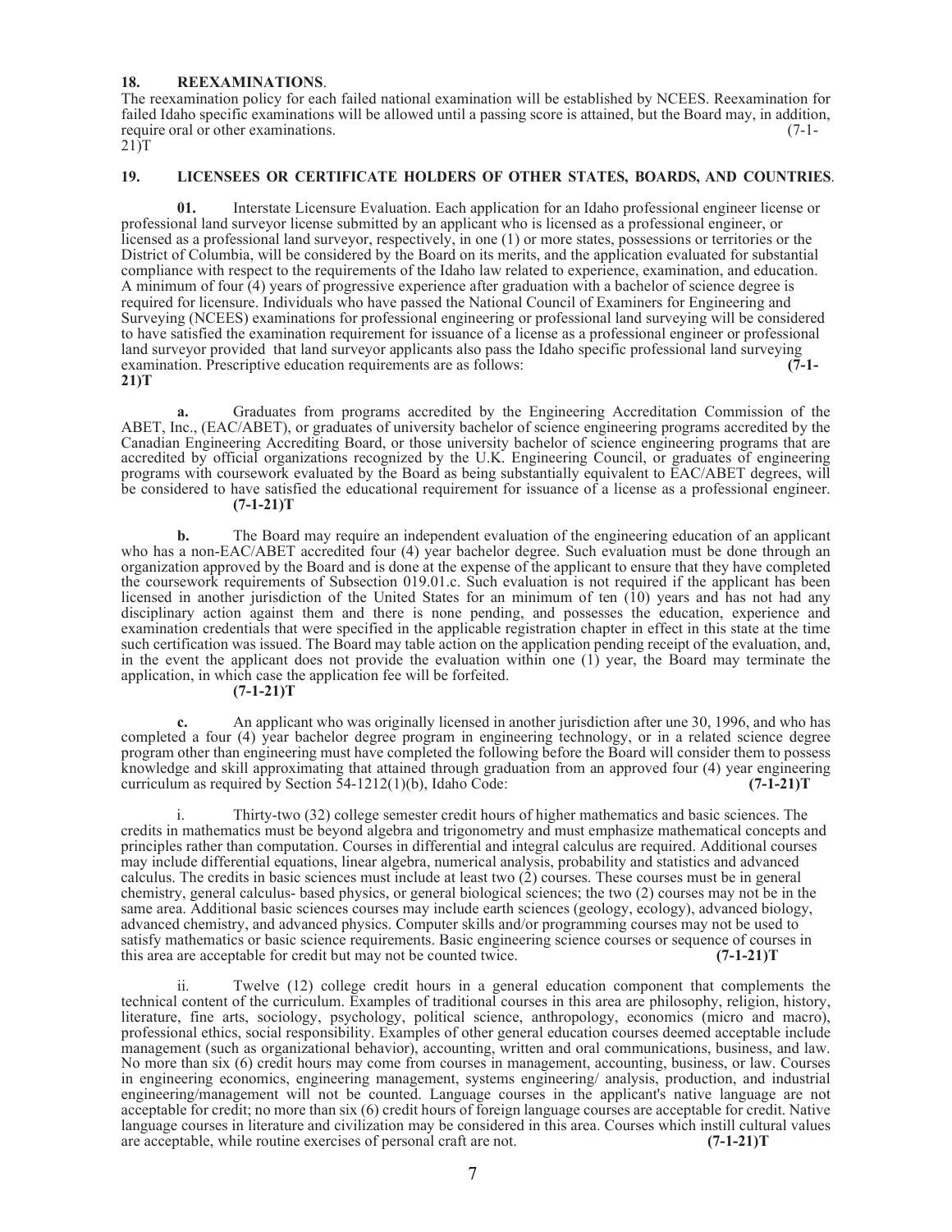**18. REEXAMINATIONS**.

The reexamination policy for each failed national examination will be established by NCEES. Reexamination for failed Idaho specific examinations will be allowed until a passing score is attained, but the Board may, in addition, require oral or other examinations. (7-1-21)T

**19. LICENSEES OR CERTIFICATE HOLDERS OF OTHER STATES, BOARDS, AND COUNTRIES**.

**01.** Interstate Licensure Evaluation. Each application for an Idaho professional engineer license or professional land surveyor license submitted by an applicant who is licensed as a professional engineer, or licensed as a professional land surveyor, respectively, in one (1) or more states, possessions or territories or the District of Columbia, will be considered by the Board on its merits, and the application evaluated for substantial compliance with respect to the requirements of the Idaho law related to experience, examination, and education. A minimum of four (4) years of progressive experience after graduation with a bachelor of science degree is required for licensure. Individuals who have passed the National Council of Examiners for Engineering and Surveying (NCEES) examinations for professional engineering or professional land surveying will be considered to have satisfied the examination requirement for issuance of a license as a professional engineer or professional land surveyor provided that land surveyor applicants also pass the Idaho specific professional land surveying examination. Prescriptive education requirements are as follows: **(7-1-21)T**

**a.** Graduates from programs accredited by the Engineering Accreditation Commission of the ABET, Inc., (EAC/ABET), or graduates of university bachelor of science engineering programs accredited by the Canadian Engineering Accrediting Board, or those university bachelor of science engineering programs that are accredited by official organizations recognized by the U.K. Engineering Council, or graduates of engineering programs with coursework evaluated by the Board as being substantially equivalent to EAC/ABET degrees, will be considered to have satisfied the educational requirement for issuance of a license as a professional engineer. **(7-1-21)T**

**b.** The Board may require an independent evaluation of the engineering education of an applicant who has a non-EAC/ABET accredited four (4) year bachelor degree. Such evaluation must be done through an organization approved by the Board and is done at the expense of the applicant to ensure that they have completed the coursework requirements of Subsection 019.01.c. Such evaluation is not required if the applicant has been licensed in another jurisdiction of the United States for an minimum of ten (10) years and has not had any disciplinary action against them and there is none pending, and possesses the education, experience and examination credentials that were specified in the applicable registration chapter in effect in this state at the time such certification was issued. The Board may table action on the application pending receipt of the evaluation, and, in the event the applicant does not provide the evaluation within one (1) year, the Board may terminate the application, in which case the application fee will be forfeited. **(7-1-21)T**

**c.** An applicant who was originally licensed in another jurisdiction after une 30, 1996, and who has completed a four (4) year bachelor degree program in engineering technology, or in a related science degree program other than engineering must have completed the following before the Board will consider them to possess knowledge and skill approximating that attained through graduation from an approved four (4) year engineering curriculum as required by Section 54-1212(1)(b), Idaho Code: **(7-1-21)T**

i. Thirty-two (32) college semester credit hours of higher mathematics and basic sciences. The credits in mathematics must be beyond algebra and trigonometry and must emphasize mathematical concepts and principles rather than computation. Courses in differential and integral calculus are required. Additional courses may include differential equations, linear algebra, numerical analysis, probability and statistics and advanced calculus. The credits in basic sciences must include at least two (2) courses. These courses must be in general chemistry, general calculus- based physics, or general biological sciences; the two (2) courses may not be in the same area. Additional basic sciences courses may include earth sciences (geology, ecology), advanced biology, advanced chemistry, and advanced physics. Computer skills and/or programming courses may not be used to satisfy mathematics or basic science requirements. Basic engineering science courses or sequence of courses in this area are acceptable for credit but may not be counted twice. **(7-1-21)T**

ii. Twelve (12) college credit hours in a general education component that complements the technical content of the curriculum. Examples of traditional courses in this area are philosophy, religion, history, literature, fine arts, sociology, psychology, political science, anthropology, economics (micro and macro), professional ethics, social responsibility. Examples of other general education courses deemed acceptable include management (such as organizational behavior), accounting, written and oral communications, business, and law. No more than six (6) credit hours may come from courses in management, accounting, business, or law. Courses in engineering economics, engineering management, systems engineering/ analysis, production, and industrial engineering/management will not be counted. Language courses in the applicant's native language are not acceptable for credit; no more than six (6) credit hours of foreign language courses are acceptable for credit. Native language courses in literature and civilization may be considered in this area. Courses which instill cultural values are acceptable, while routine exercises of personal craft are not. **(7-1-21)T**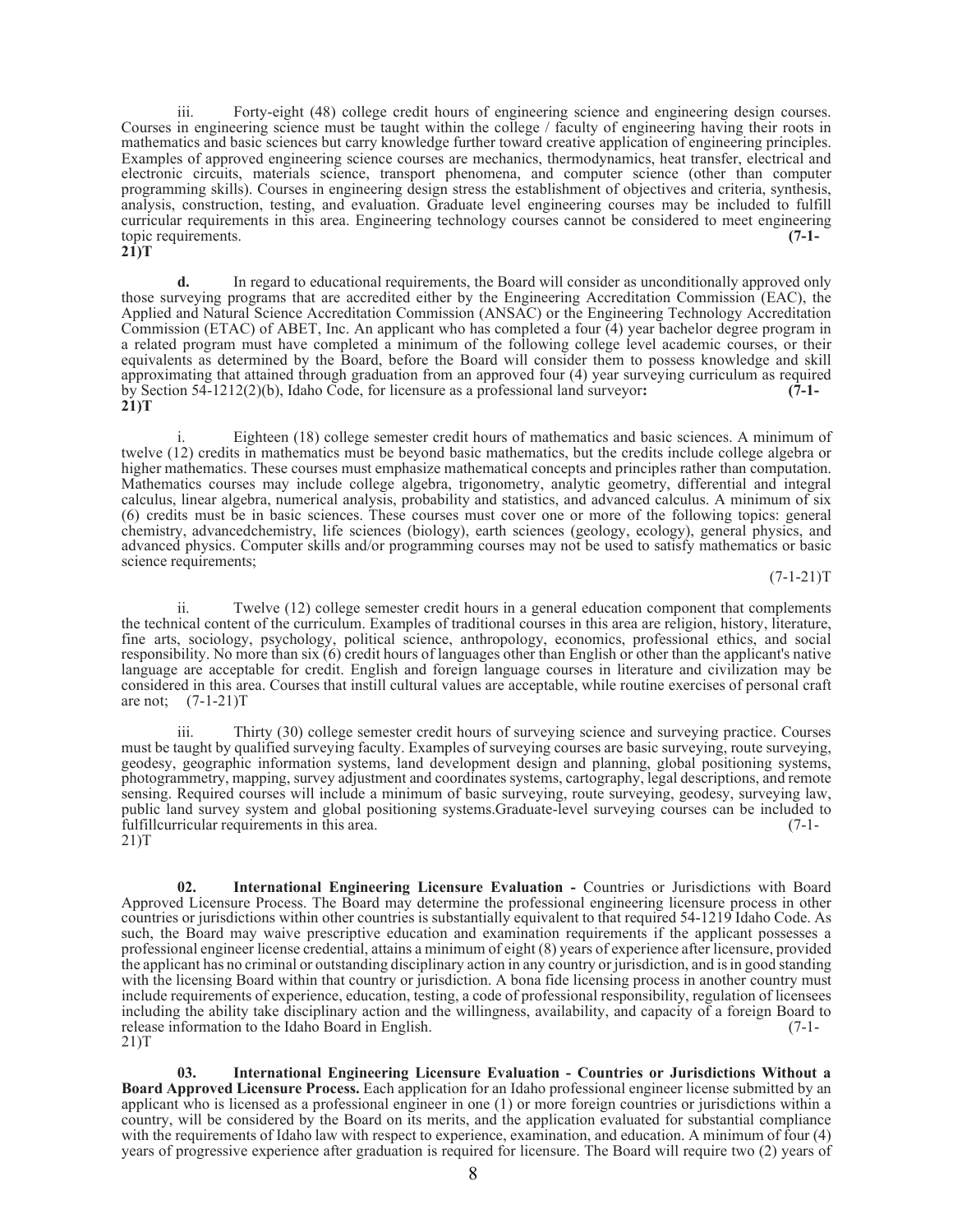iii. Forty-eight (48) college credit hours of engineering science and engineering design courses. Courses in engineering science must be taught within the college / faculty of engineering having their roots in mathematics and basic sciences but carry knowledge further toward creative application of engineering principles. Examples of approved engineering science courses are mechanics, thermodynamics, heat transfer, electrical and electronic circuits, materials science, transport phenomena, and computer science (other than computer programming skills). Courses in engineering design stress the establishment of objectives and criteria, synthesis, analysis, construction, testing, and evaluation. Graduate level engineering courses may be included to fulfill curricular requirements in this area. Engineering technology courses cannot be considered to meet engineering topic requirements. **(7-1-21)T**

**d.** In regard to educational requirements, the Board will consider as unconditionally approved only those surveying programs that are accredited either by the Engineering Accreditation Commission (EAC), the Applied and Natural Science Accreditation Commission (ANSAC) or the Engineering Technology Accreditation Commission (ETAC) of ABET, Inc. An applicant who has completed a four (4) year bachelor degree program in a related program must have completed a minimum of the following college level academic courses, or their equivalents as determined by the Board, before the Board will consider them to possess knowledge and skill approximating that attained through graduation from an approved four (4) year surveying curriculum as required by Section 54-1212(2)(b), Idaho Code, for licensure as a professional land surveyor**:** **(7-1-21)T**

i. Eighteen (18) college semester credit hours of mathematics and basic sciences. A minimum of twelve (12) credits in mathematics must be beyond basic mathematics, but the credits include college algebra or higher mathematics. These courses must emphasize mathematical concepts and principles rather than computation. Mathematics courses may include college algebra, trigonometry, analytic geometry, differential and integral calculus, linear algebra, numerical analysis, probability and statistics, and advanced calculus. A minimum of six (6) credits must be in basic sciences. These courses must cover one or more of the following topics: general chemistry, advancedchemistry, life sciences (biology), earth sciences (geology, ecology), general physics, and advanced physics. Computer skills and/or programming courses may not be used to satisfy mathematics or basic science requirements; (7-1-21)T

ii. Twelve (12) college semester credit hours in a general education component that complements the technical content of the curriculum. Examples of traditional courses in this area are religion, history, literature, fine arts, sociology, psychology, political science, anthropology, economics, professional ethics, and social responsibility. No more than six (6) credit hours of languages other than English or other than the applicant's native language are acceptable for credit. English and foreign language courses in literature and civilization may be considered in this area. Courses that instill cultural values are acceptable, while routine exercises of personal craft are not; (7-1-21)T

iii. Thirty (30) college semester credit hours of surveying science and surveying practice. Courses must be taught by qualified surveying faculty. Examples of surveying courses are basic surveying, route surveying, geodesy, geographic information systems, land development design and planning, global positioning systems, photogrammetry, mapping, survey adjustment and coordinates systems, cartography, legal descriptions, and remote sensing. Required courses will include a minimum of basic surveying, route surveying, geodesy, surveying law, public land survey system and global positioning systems.Graduate-level surveying courses can be included to fulfillcurricular requirements in this area. (7-1-21)T

**02. International Engineering Licensure Evaluation -** Countries or Jurisdictions with Board Approved Licensure Process. The Board may determine the professional engineering licensure process in other countries or jurisdictions within other countries is substantially equivalent to that required 54-1219 Idaho Code. As such, the Board may waive prescriptive education and examination requirements if the applicant possesses a professional engineer license credential, attains a minimum of eight (8) years of experience after licensure, provided the applicant has no criminal or outstanding disciplinary action in any country or jurisdiction, and is in good standing with the licensing Board within that country or jurisdiction. A bona fide licensing process in another country must include requirements of experience, education, testing, a code of professional responsibility, regulation of licensees including the ability take disciplinary action and the willingness, availability, and capacity of a foreign Board to release information to the Idaho Board in English. (7-1-21)T

**03. International Engineering Licensure Evaluation - Countries or Jurisdictions Without a Board Approved Licensure Process.** Each application for an Idaho professional engineer license submitted by an applicant who is licensed as a professional engineer in one (1) or more foreign countries or jurisdictions within a country, will be considered by the Board on its merits, and the application evaluated for substantial compliance with the requirements of Idaho law with respect to experience, examination, and education. A minimum of four (4) years of progressive experience after graduation is required for licensure. The Board will require two (2) years of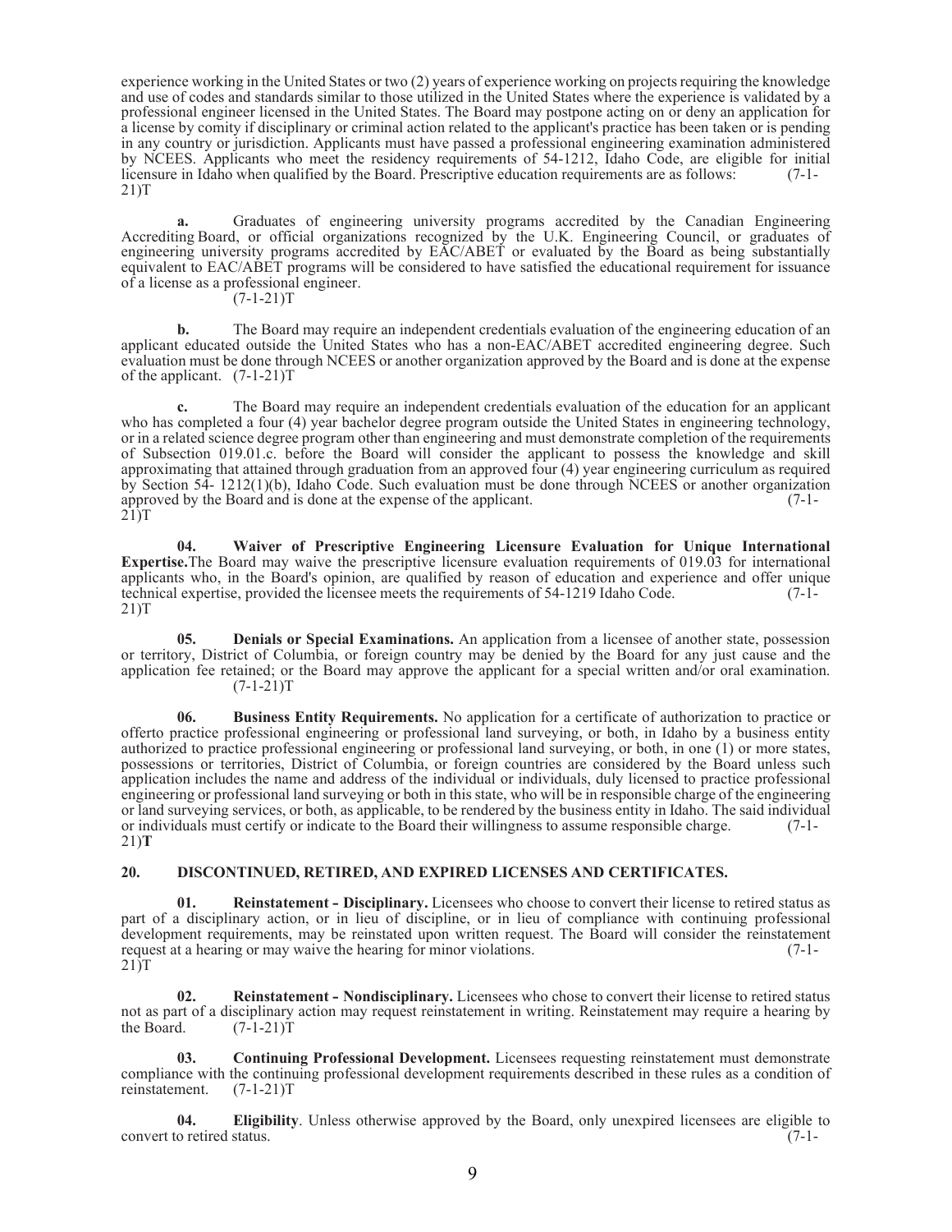experience working in the United States or two (2) years of experience working on projects requiring the knowledge and use of codes and standards similar to those utilized in the United States where the experience is validated by a professional engineer licensed in the United States. The Board may postpone acting on or deny an application for a license by comity if disciplinary or criminal action related to the applicant's practice has been taken or is pending in any country or jurisdiction. Applicants must have passed a professional engineering examination administered by NCEES. Applicants who meet the residency requirements of 54-1212, Idaho Code, are eligible for initial licensure in Idaho when qualified by the Board. Prescriptive education requirements are as follows: (7-1-21)T

**a.** Graduates of engineering university programs accredited by the Canadian Engineering Accrediting Board, or official organizations recognized by the U.K. Engineering Council, or graduates of engineering university programs accredited by EAC/ABET or evaluated by the Board as being substantially equivalent to EAC/ABET programs will be considered to have satisfied the educational requirement for issuance of a license as a professional engineer. (7-1-21)T

**b.** The Board may require an independent credentials evaluation of the engineering education of an applicant educated outside the United States who has a non-EAC/ABET accredited engineering degree. Such evaluation must be done through NCEES or another organization approved by the Board and is done at the expense of the applicant. (7-1-21)T

**c.** The Board may require an independent credentials evaluation of the education for an applicant who has completed a four (4) year bachelor degree program outside the United States in engineering technology, or in a related science degree program other than engineering and must demonstrate completion of the requirements of Subsection 019.01.c. before the Board will consider the applicant to possess the knowledge and skill approximating that attained through graduation from an approved four (4) year engineering curriculum as required by Section 54- 1212(1)(b), Idaho Code. Such evaluation must be done through NCEES or another organization approved by the Board and is done at the expense of the applicant. (7-1-21)T

**04. Waiver of Prescriptive Engineering Licensure Evaluation for Unique International Expertise.** The Board may waive the prescriptive licensure evaluation requirements of 019.03 for international applicants who, in the Board's opinion, are qualified by reason of education and experience and offer unique technical expertise, provided the licensee meets the requirements of 54-1219 Idaho Code. (7-1-21)T

**05. Denials or Special Examinations.** An application from a licensee of another state, possession or territory, District of Columbia, or foreign country may be denied by the Board for any just cause and the application fee retained; or the Board may approve the applicant for a special written and/or oral examination. (7-1-21)T

**06. Business Entity Requirements.** No application for a certificate of authorization to practice or offerto practice professional engineering or professional land surveying, or both, in Idaho by a business entity authorized to practice professional engineering or professional land surveying, or both, in one (1) or more states, possessions or territories, District of Columbia, or foreign countries are considered by the Board unless such application includes the name and address of the individual or individuals, duly licensed to practice professional engineering or professional land surveying or both in this state, who will be in responsible charge of the engineering or land surveying services, or both, as applicable, to be rendered by the business entity in Idaho. The said individual or individuals must certify or indicate to the Board their willingness to assume responsible charge. (7-1-21)**T**

## 20. DISCONTINUED, RETIRED, AND EXPIRED LICENSES AND CERTIFICATES.

**01. Reinstatement - Disciplinary.** Licensees who choose to convert their license to retired status as part of a disciplinary action, or in lieu of discipline, or in lieu of compliance with continuing professional development requirements, may be reinstated upon written request. The Board will consider the reinstatement request at a hearing or may waive the hearing for minor violations. (7-1-21)T

**02. Reinstatement - Nondisciplinary.** Licensees who chose to convert their license to retired status not as part of a disciplinary action may request reinstatement in writing. Reinstatement may require a hearing by the Board. (7-1-21)T

**03. Continuing Professional Development.** Licensees requesting reinstatement must demonstrate compliance with the continuing professional development requirements described in these rules as a condition of reinstatement. (7-1-21)T

**04. Eligibility**. Unless otherwise approved by the Board, only unexpired licensees are eligible to convert to retired status. (7-1-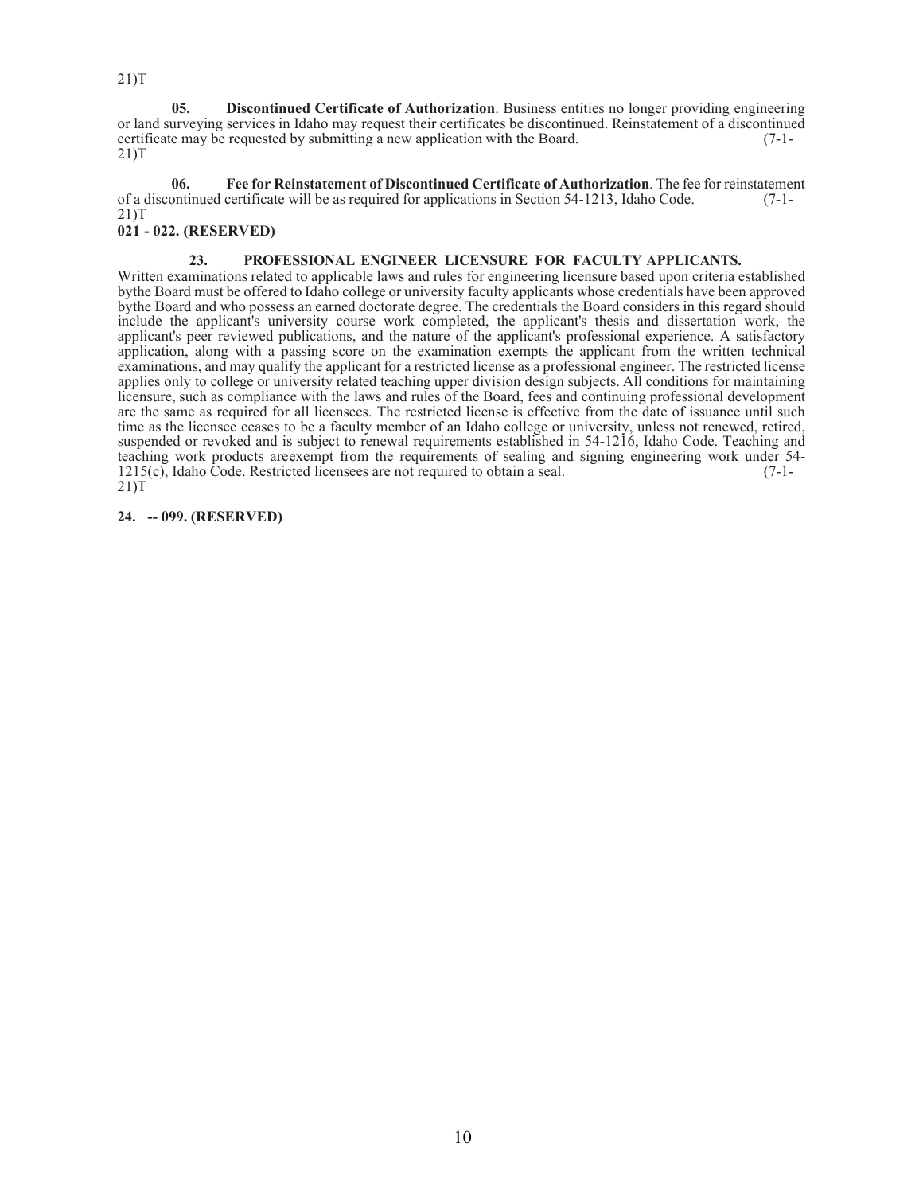21)T

**05. Discontinued Certificate of Authorization**. Business entities no longer providing engineering or land surveying services in Idaho may request their certificates be discontinued. Reinstatement of a discontinued certificate may be requested by submitting a new application with the Board. (7-1-21)T

**06. Fee for Reinstatement of Discontinued Certificate of Authorization**. The fee for reinstatement of a discontinued certificate will be as required for applications in Section 54-1213, Idaho Code. (7-1-21)T

**021 - 022. (RESERVED)**

**23. PROFESSIONAL ENGINEER LICENSURE FOR FACULTY APPLICANTS.**

Written examinations related to applicable laws and rules for engineering licensure based upon criteria established bythe Board must be offered to Idaho college or university faculty applicants whose credentials have been approved bythe Board and who possess an earned doctorate degree. The credentials the Board considers in this regard should include the applicant's university course work completed, the applicant's thesis and dissertation work, the applicant's peer reviewed publications, and the nature of the applicant's professional experience. A satisfactory application, along with a passing score on the examination exempts the applicant from the written technical examinations, and may qualify the applicant for a restricted license as a professional engineer. The restricted license applies only to college or university related teaching upper division design subjects. All conditions for maintaining licensure, such as compliance with the laws and rules of the Board, fees and continuing professional development are the same as required for all licensees. The restricted license is effective from the date of issuance until such time as the licensee ceases to be a faculty member of an Idaho college or university, unless not renewed, retired, suspended or revoked and is subject to renewal requirements established in 54-1216, Idaho Code. Teaching and teaching work products areexempt from the requirements of sealing and signing engineering work under 54-1215(c), Idaho Code. Restricted licensees are not required to obtain a seal. (7-1-21)T

**24. -- 099. (RESERVED)**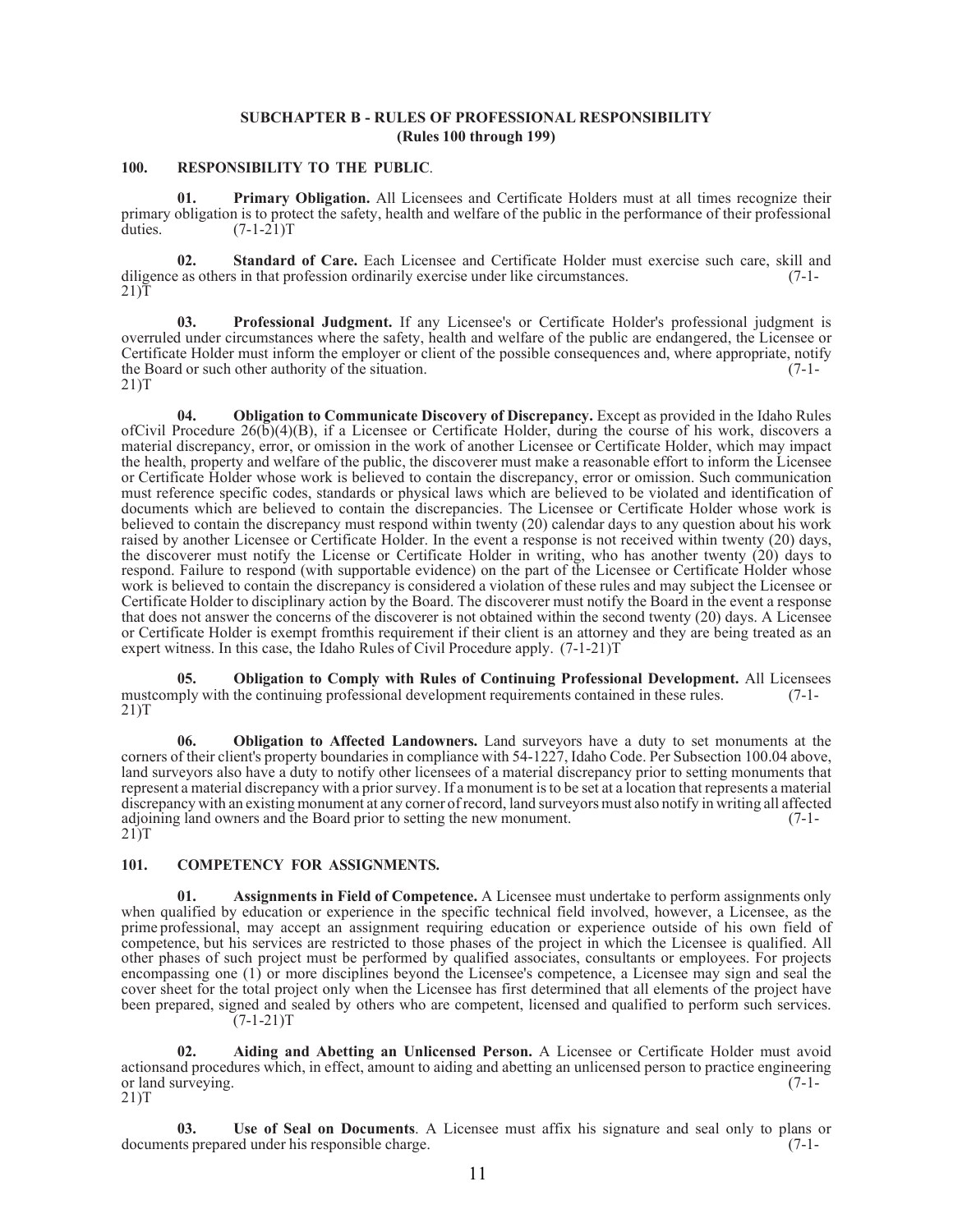## SUBCHAPTER B - RULES OF PROFESSIONAL RESPONSIBILITY
## (Rules 100 through 199)

### 100. RESPONSIBILITY TO THE PUBLIC.

**01. Primary Obligation.** All Licensees and Certificate Holders must at all times recognize their primary obligation is to protect the safety, health and welfare of the public in the performance of their professional duties. (7-1-21)T

**02. Standard of Care.** Each Licensee and Certificate Holder must exercise such care, skill and diligence as others in that profession ordinarily exercise under like circumstances. (7-1-21)T

**03. Professional Judgment.** If any Licensee's or Certificate Holder's professional judgment is overruled under circumstances where the safety, health and welfare of the public are endangered, the Licensee or Certificate Holder must inform the employer or client of the possible consequences and, where appropriate, notify the Board or such other authority of the situation. (7-1-21)T

**04. Obligation to Communicate Discovery of Discrepancy.** Except as provided in the Idaho Rules ofCivil Procedure 26(b)(4)(B), if a Licensee or Certificate Holder, during the course of his work, discovers a material discrepancy, error, or omission in the work of another Licensee or Certificate Holder, which may impact the health, property and welfare of the public, the discoverer must make a reasonable effort to inform the Licensee or Certificate Holder whose work is believed to contain the discrepancy, error or omission. Such communication must reference specific codes, standards or physical laws which are believed to be violated and identification of documents which are believed to contain the discrepancies. The Licensee or Certificate Holder whose work is believed to contain the discrepancy must respond within twenty (20) calendar days to any question about his work raised by another Licensee or Certificate Holder. In the event a response is not received within twenty (20) days, the discoverer must notify the License or Certificate Holder in writing, who has another twenty (20) days to respond. Failure to respond (with supportable evidence) on the part of the Licensee or Certificate Holder whose work is believed to contain the discrepancy is considered a violation of these rules and may subject the Licensee or Certificate Holder to disciplinary action by the Board. The discoverer must notify the Board in the event a response that does not answer the concerns of the discoverer is not obtained within the second twenty (20) days. A Licensee or Certificate Holder is exempt fromthis requirement if their client is an attorney and they are being treated as an expert witness. In this case, the Idaho Rules of Civil Procedure apply. (7-1-21)T

**05. Obligation to Comply with Rules of Continuing Professional Development.** All Licensees mustcomply with the continuing professional development requirements contained in these rules. (7-1-21)T

**06. Obligation to Affected Landowners.** Land surveyors have a duty to set monuments at the corners of their client's property boundaries in compliance with 54-1227, Idaho Code. Per Subsection 100.04 above, land surveyors also have a duty to notify other licensees of a material discrepancy prior to setting monuments that represent a material discrepancy with a prior survey. If a monument is to be set at a location that represents a material discrepancy with an existing monument at any corner of record, land surveyors must also notify in writing all affected adjoining land owners and the Board prior to setting the new monument. (7-1-21)T

### 101. COMPETENCY FOR ASSIGNMENTS.

**01. Assignments in Field of Competence.** A Licensee must undertake to perform assignments only when qualified by education or experience in the specific technical field involved, however, a Licensee, as the prime professional, may accept an assignment requiring education or experience outside of his own field of competence, but his services are restricted to those phases of the project in which the Licensee is qualified. All other phases of such project must be performed by qualified associates, consultants or employees. For projects encompassing one (1) or more disciplines beyond the Licensee's competence, a Licensee may sign and seal the cover sheet for the total project only when the Licensee has first determined that all elements of the project have been prepared, signed and sealed by others who are competent, licensed and qualified to perform such services. (7-1-21)T

**02. Aiding and Abetting an Unlicensed Person.** A Licensee or Certificate Holder must avoid actionsand procedures which, in effect, amount to aiding and abetting an unlicensed person to practice engineering or land surveying. (7-1-21)T

**03. Use of Seal on Documents**. A Licensee must affix his signature and seal only to plans or documents prepared under his responsible charge. (7-1-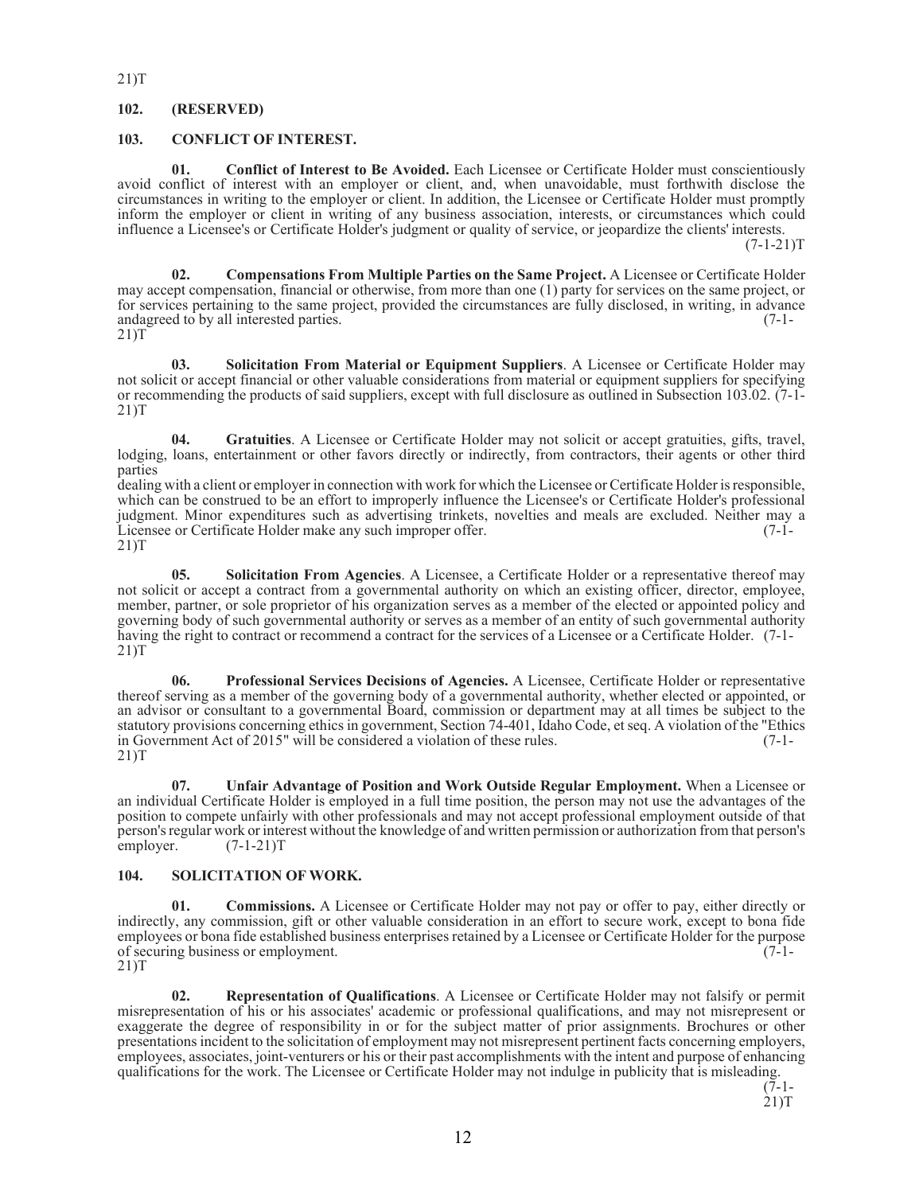21)T

**102. (RESERVED)**

**103. CONFLICT OF INTEREST.**

**01. Conflict of Interest to Be Avoided.** Each Licensee or Certificate Holder must conscientiously avoid conflict of interest with an employer or client, and, when unavoidable, must forthwith disclose the circumstances in writing to the employer or client. In addition, the Licensee or Certificate Holder must promptly inform the employer or client in writing of any business association, interests, or circumstances which could influence a Licensee's or Certificate Holder's judgment or quality of service, or jeopardize the clients' interests. (7-1-21)T

**02. Compensations From Multiple Parties on the Same Project.** A Licensee or Certificate Holder may accept compensation, financial or otherwise, from more than one (1) party for services on the same project, or for services pertaining to the same project, provided the circumstances are fully disclosed, in writing, in advance andagreed to by all interested parties. (7-1-21)T

**03. Solicitation From Material or Equipment Suppliers**. A Licensee or Certificate Holder may not solicit or accept financial or other valuable considerations from material or equipment suppliers for specifying or recommending the products of said suppliers, except with full disclosure as outlined in Subsection 103.02. (7-1-21)T

**04. Gratuities**. A Licensee or Certificate Holder may not solicit or accept gratuities, gifts, travel, lodging, loans, entertainment or other favors directly or indirectly, from contractors, their agents or other third parties
dealing with a client or employer in connection with work for which the Licensee or Certificate Holder is responsible, which can be construed to be an effort to improperly influence the Licensee's or Certificate Holder's professional judgment. Minor expenditures such as advertising trinkets, novelties and meals are excluded. Neither may a Licensee or Certificate Holder make any such improper offer. (7-1-21)T

**05. Solicitation From Agencies**. A Licensee, a Certificate Holder or a representative thereof may not solicit or accept a contract from a governmental authority on which an existing officer, director, employee, member, partner, or sole proprietor of his organization serves as a member of the elected or appointed policy and governing body of such governmental authority or serves as a member of an entity of such governmental authority having the right to contract or recommend a contract for the services of a Licensee or a Certificate Holder. (7-1-21)T

**06. Professional Services Decisions of Agencies.** A Licensee, Certificate Holder or representative thereof serving as a member of the governing body of a governmental authority, whether elected or appointed, or an advisor or consultant to a governmental Board, commission or department may at all times be subject to the statutory provisions concerning ethics in government, Section 74-401, Idaho Code, et seq. A violation of the "Ethics in Government Act of 2015" will be considered a violation of these rules. (7-1-21)T

**07. Unfair Advantage of Position and Work Outside Regular Employment.** When a Licensee or an individual Certificate Holder is employed in a full time position, the person may not use the advantages of the position to compete unfairly with other professionals and may not accept professional employment outside of that person's regular work or interest without the knowledge of and written permission or authorization from that person's employer. (7-1-21)T

**104. SOLICITATION OF WORK.**

**01. Commissions.** A Licensee or Certificate Holder may not pay or offer to pay, either directly or indirectly, any commission, gift or other valuable consideration in an effort to secure work, except to bona fide employees or bona fide established business enterprises retained by a Licensee or Certificate Holder for the purpose of securing business or employment. (7-1-21)T

**02. Representation of Qualifications**. A Licensee or Certificate Holder may not falsify or permit misrepresentation of his or his associates' academic or professional qualifications, and may not misrepresent or exaggerate the degree of responsibility in or for the subject matter of prior assignments. Brochures or other presentations incident to the solicitation of employment may not misrepresent pertinent facts concerning employers, employees, associates, joint-venturers or his or their past accomplishments with the intent and purpose of enhancing qualifications for the work. The Licensee or Certificate Holder may not indulge in publicity that is misleading. (7-1-21)T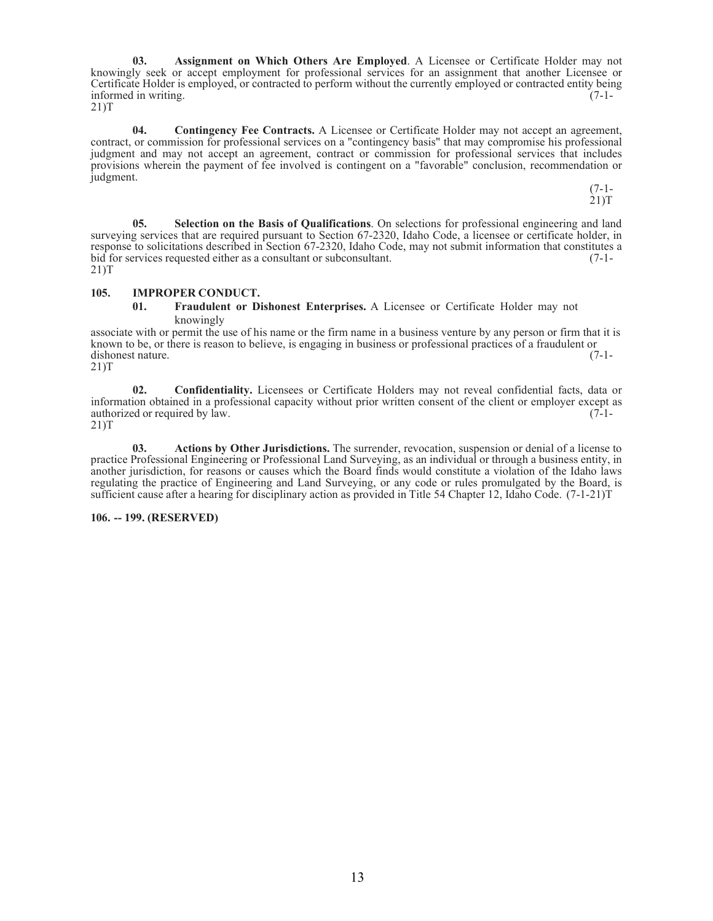**03. Assignment on Which Others Are Employed**. A Licensee or Certificate Holder may not knowingly seek or accept employment for professional services for an assignment that another Licensee or Certificate Holder is employed, or contracted to perform without the currently employed or contracted entity being informed in writing. (7-1-21)T

**04. Contingency Fee Contracts.** A Licensee or Certificate Holder may not accept an agreement, contract, or commission for professional services on a "contingency basis" that may compromise his professional judgment and may not accept an agreement, contract or commission for professional services that includes provisions wherein the payment of fee involved is contingent on a "favorable" conclusion, recommendation or judgment. (7-1-21)T

**05. Selection on the Basis of Qualifications**. On selections for professional engineering and land surveying services that are required pursuant to Section 67-2320, Idaho Code, a licensee or certificate holder, in response to solicitations described in Section 67-2320, Idaho Code, may not submit information that constitutes a bid for services requested either as a consultant or subconsultant. (7-1-21)T

**105. IMPROPER CONDUCT.**

**01. Fraudulent or Dishonest Enterprises.** A Licensee or Certificate Holder may not knowingly associate with or permit the use of his name or the firm name in a business venture by any person or firm that it is known to be, or there is reason to believe, is engaging in business or professional practices of a fraudulent or dishonest nature. (7-1-21)T

**02. Confidentiality.** Licensees or Certificate Holders may not reveal confidential facts, data or information obtained in a professional capacity without prior written consent of the client or employer except as authorized or required by law. (7-1-21)T

**03. Actions by Other Jurisdictions.** The surrender, revocation, suspension or denial of a license to practice Professional Engineering or Professional Land Surveying, as an individual or through a business entity, in another jurisdiction, for reasons or causes which the Board finds would constitute a violation of the Idaho laws regulating the practice of Engineering and Land Surveying, or any code or rules promulgated by the Board, is sufficient cause after a hearing for disciplinary action as provided in Title 54 Chapter 12, Idaho Code. (7-1-21)T

**106. -- 199. (RESERVED)**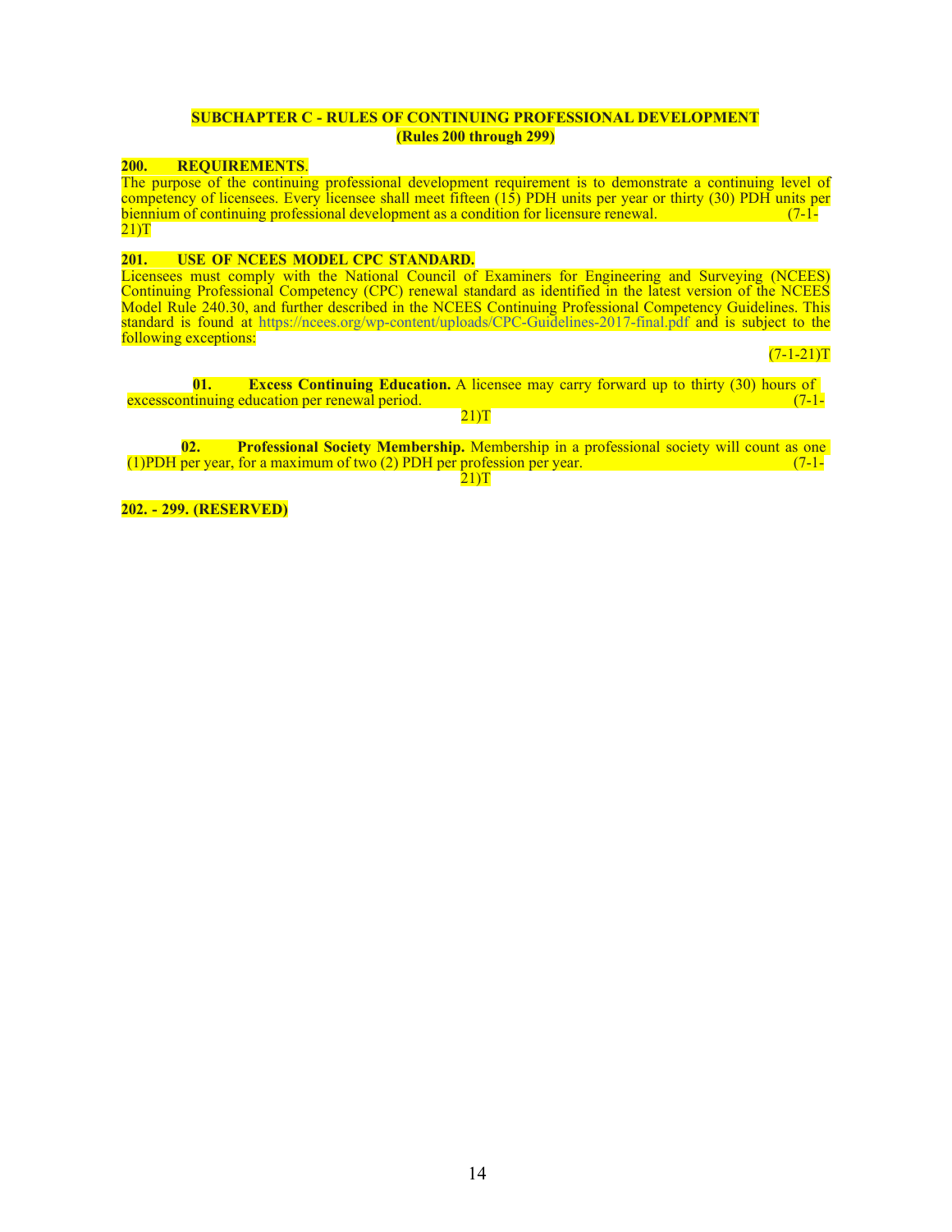## SUBCHAPTER C - RULES OF CONTINUING PROFESSIONAL DEVELOPMENT
**(Rules 200 through 299)**

**200. REQUIREMENTS**.

The purpose of the continuing professional development requirement is to demonstrate a continuing level of competency of licensees. Every licensee shall meet fifteen (15) PDH units per year or thirty (30) PDH units per biennium of continuing professional development as a condition for licensure renewal. (7-1-21)T

**201. USE OF NCEES MODEL CPC STANDARD.**

Licensees must comply with the National Council of Examiners for Engineering and Surveying (NCEES) Continuing Professional Competency (CPC) renewal standard as identified in the latest version of the NCEES Model Rule 240.30, and further described in the NCEES Continuing Professional Competency Guidelines. This standard is found at https://ncees.org/wp-content/uploads/CPC-Guidelines-2017-final.pdf and is subject to the following exceptions: (7-1-21)T

**01. Excess Continuing Education.** A licensee may carry forward up to thirty (30) hours of excesscontinuing education per renewal period. (7-1-21)T

**02. Professional Society Membership.** Membership in a professional society will count as one (1)PDH per year, for a maximum of two (2) PDH per profession per year. (7-1-21)T

**202. - 299. (RESERVED)**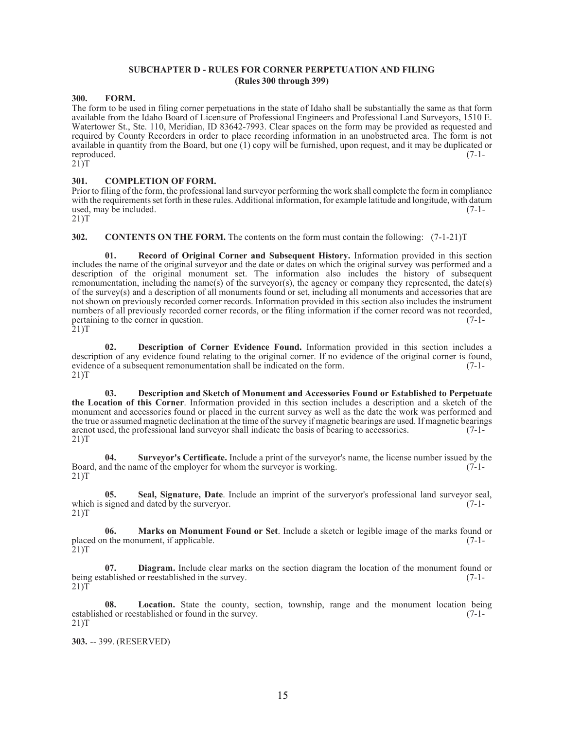## SUBCHAPTER D - RULES FOR CORNER PERPETUATION AND FILING
## (Rules 300 through 399)

**300. FORM.**

The form to be used in filing corner perpetuations in the state of Idaho shall be substantially the same as that form available from the Idaho Board of Licensure of Professional Engineers and Professional Land Surveyors, 1510 E. Watertower St., Ste. 110, Meridian, ID 83642-7993. Clear spaces on the form may be provided as requested and required by County Recorders in order to place recording information in an unobstructed area. The form is not available in quantity from the Board, but one (1) copy will be furnished, upon request, and it may be duplicated or reproduced. (7-1-21)T

**301. COMPLETION OF FORM.**

Prior to filing of the form, the professional land surveyor performing the work shall complete the form in compliance with the requirements set forth in these rules. Additional information, for example latitude and longitude, with datum used, may be included. (7-1-21)T

**302. CONTENTS ON THE FORM.** The contents on the form must contain the following: (7-1-21)T

**01. Record of Original Corner and Subsequent History.** Information provided in this section includes the name of the original surveyor and the date or dates on which the original survey was performed and a description of the original monument set. The information also includes the history of subsequent remonumentation, including the name(s) of the surveyor(s), the agency or company they represented, the date(s) of the survey(s) and a description of all monuments found or set, including all monuments and accessories that are not shown on previously recorded corner records. Information provided in this section also includes the instrument numbers of all previously recorded corner records, or the filing information if the corner record was not recorded, pertaining to the corner in question. (7-1-21)T

**02. Description of Corner Evidence Found.** Information provided in this section includes a description of any evidence found relating to the original corner. If no evidence of the original corner is found, evidence of a subsequent remonumentation shall be indicated on the form. (7-1-21)T

**03. Description and Sketch of Monument and Accessories Found or Established to Perpetuate the Location of this Corner**. Information provided in this section includes a description and a sketch of the monument and accessories found or placed in the current survey as well as the date the work was performed and the true or assumed magnetic declination at the time of the survey if magnetic bearings are used. If magnetic bearings arenot used, the professional land surveyor shall indicate the basis of bearing to accessories. (7-1-21)T

**04. Surveyor's Certificate.** Include a print of the surveyor's name, the license number issued by the Board, and the name of the employer for whom the surveyor is working. (7-1-21)T

**05. Seal, Signature, Date**. Include an imprint of the surveryor's professional land surveyor seal, which is signed and dated by the surveryor. (7-1-21)T

**06. Marks on Monument Found or Set**. Include a sketch or legible image of the marks found or placed on the monument, if applicable. (7-1-21)T

**07. Diagram.** Include clear marks on the section diagram the location of the monument found or being established or reestablished in the survey. (7-1-21)T

**08. Location.** State the county, section, township, range and the monument location being established or reestablished or found in the survey. (7-1-21)T

**303.** -- 399. (RESERVED)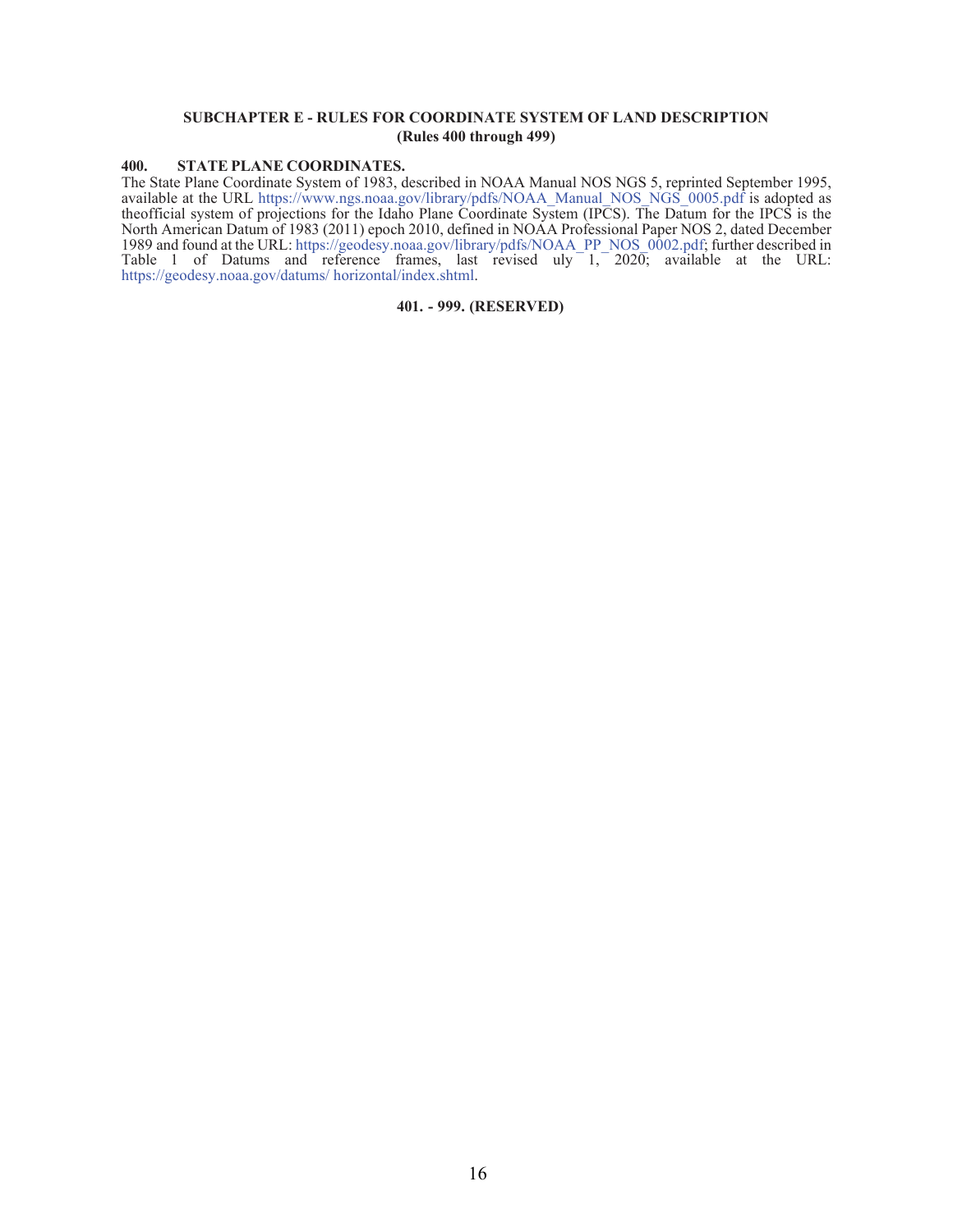## SUBCHAPTER E - RULES FOR COORDINATE SYSTEM OF LAND DESCRIPTION
**(Rules 400 through 499)**

### 400. STATE PLANE COORDINATES.

The State Plane Coordinate System of 1983, described in NOAA Manual NOS NGS 5, reprinted September 1995, available at the URL https://www.ngs.noaa.gov/library/pdfs/NOAA_Manual_NOS_NGS_0005.pdf is adopted as theofficial system of projections for the Idaho Plane Coordinate System (IPCS). The Datum for the IPCS is the North American Datum of 1983 (2011) epoch 2010, defined in NOAA Professional Paper NOS 2, dated December 1989 and found at the URL: https://geodesy.noaa.gov/library/pdfs/NOAA_PP_NOS_0002.pdf; further described in Table 1 of Datums and reference frames, last revised uly 1, 2020; available at the URL: https://geodesy.noaa.gov/datums/ horizontal/index.shtml.

**401. - 999. (RESERVED)**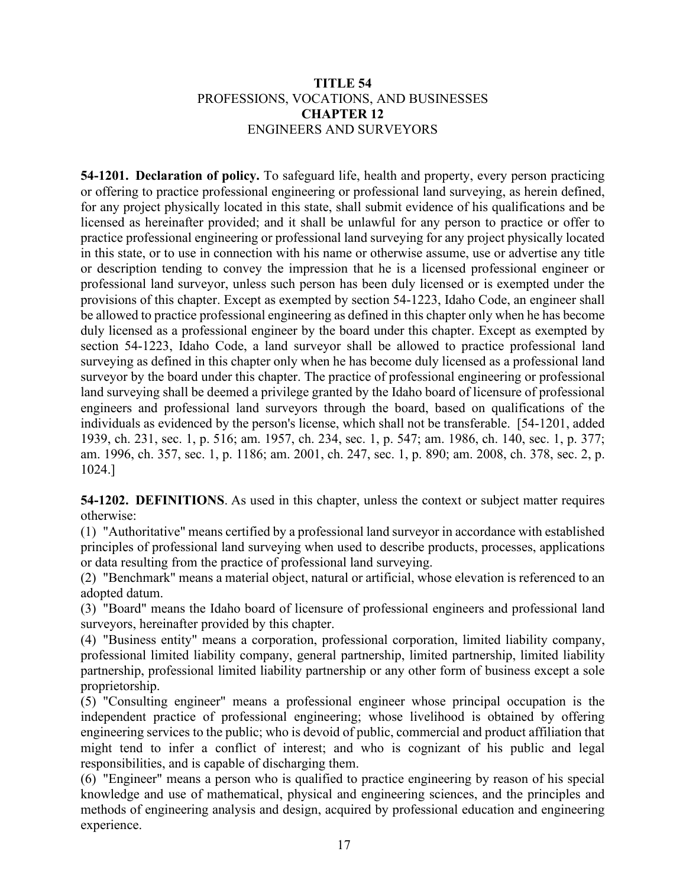# TITLE 54
PROFESSIONS, VOCATIONS, AND BUSINESSES

## CHAPTER 12
ENGINEERS AND SURVEYORS

**54-1201. Declaration of policy.** To safeguard life, health and property, every person practicing or offering to practice professional engineering or professional land surveying, as herein defined, for any project physically located in this state, shall submit evidence of his qualifications and be licensed as hereinafter provided; and it shall be unlawful for any person to practice or offer to practice professional engineering or professional land surveying for any project physically located in this state, or to use in connection with his name or otherwise assume, use or advertise any title or description tending to convey the impression that he is a licensed professional engineer or professional land surveyor, unless such person has been duly licensed or is exempted under the provisions of this chapter. Except as exempted by section 54-1223, Idaho Code, an engineer shall be allowed to practice professional engineering as defined in this chapter only when he has become duly licensed as a professional engineer by the board under this chapter. Except as exempted by section 54-1223, Idaho Code, a land surveyor shall be allowed to practice professional land surveying as defined in this chapter only when he has become duly licensed as a professional land surveyor by the board under this chapter. The practice of professional engineering or professional land surveying shall be deemed a privilege granted by the Idaho board of licensure of professional engineers and professional land surveyors through the board, based on qualifications of the individuals as evidenced by the person's license, which shall not be transferable. [54-1201, added 1939, ch. 231, sec. 1, p. 516; am. 1957, ch. 234, sec. 1, p. 547; am. 1986, ch. 140, sec. 1, p. 377; am. 1996, ch. 357, sec. 1, p. 1186; am. 2001, ch. 247, sec. 1, p. 890; am. 2008, ch. 378, sec. 2, p. 1024.]

**54-1202. DEFINITIONS**. As used in this chapter, unless the context or subject matter requires otherwise:

(1) "Authoritative" means certified by a professional land surveyor in accordance with established principles of professional land surveying when used to describe products, processes, applications or data resulting from the practice of professional land surveying.

(2) "Benchmark" means a material object, natural or artificial, whose elevation is referenced to an adopted datum.

(3) "Board" means the Idaho board of licensure of professional engineers and professional land surveyors, hereinafter provided by this chapter.

(4) "Business entity" means a corporation, professional corporation, limited liability company, professional limited liability company, general partnership, limited partnership, limited liability partnership, professional limited liability partnership or any other form of business except a sole proprietorship.

(5) "Consulting engineer" means a professional engineer whose principal occupation is the independent practice of professional engineering; whose livelihood is obtained by offering engineering services to the public; who is devoid of public, commercial and product affiliation that might tend to infer a conflict of interest; and who is cognizant of his public and legal responsibilities, and is capable of discharging them.

(6) "Engineer" means a person who is qualified to practice engineering by reason of his special knowledge and use of mathematical, physical and engineering sciences, and the principles and methods of engineering analysis and design, acquired by professional education and engineering experience.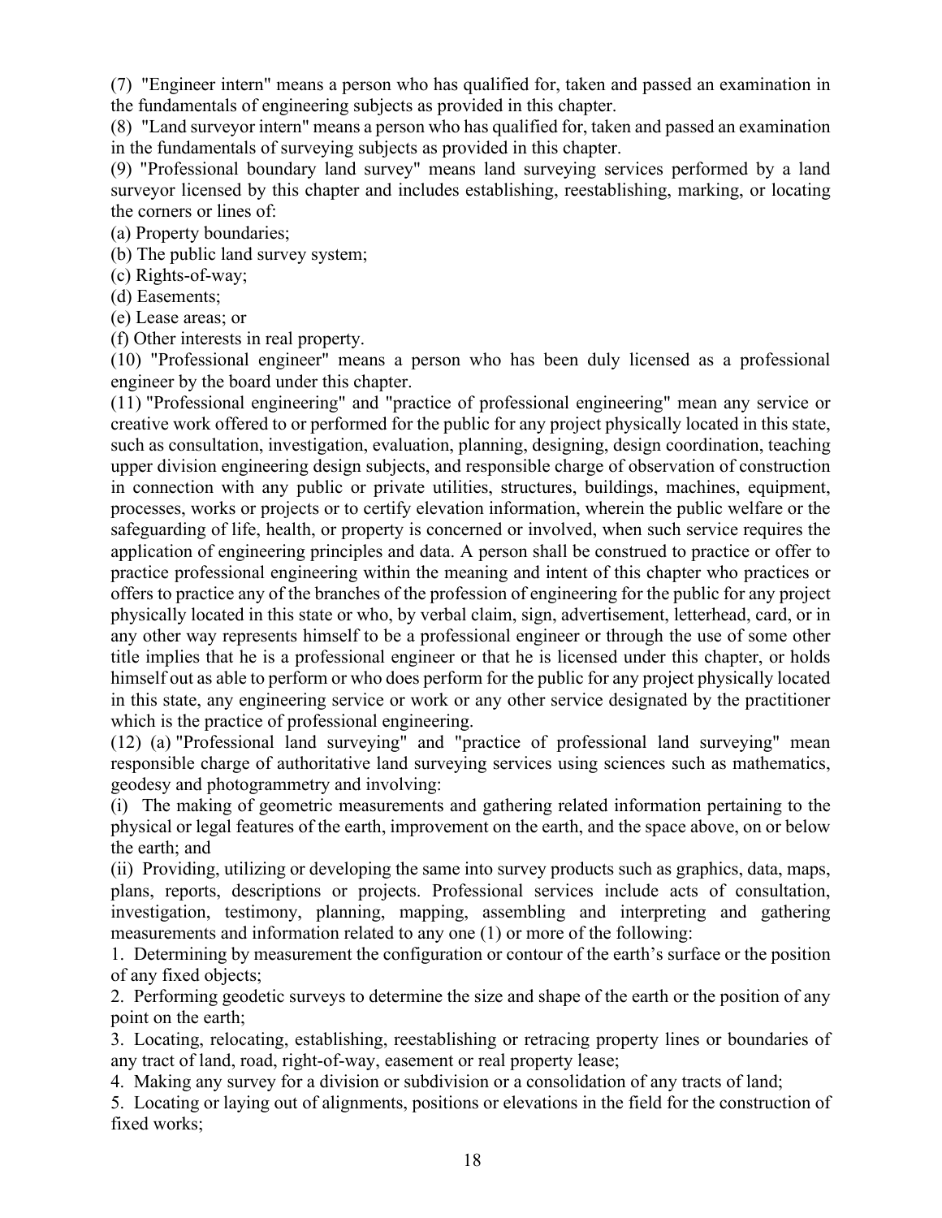(7) "Engineer intern" means a person who has qualified for, taken and passed an examination in the fundamentals of engineering subjects as provided in this chapter.

(8) "Land surveyor intern" means a person who has qualified for, taken and passed an examination in the fundamentals of surveying subjects as provided in this chapter.

(9) "Professional boundary land survey" means land surveying services performed by a land surveyor licensed by this chapter and includes establishing, reestablishing, marking, or locating the corners or lines of:

(a) Property boundaries;

(b) The public land survey system;

(c) Rights-of-way;

(d) Easements;

(e) Lease areas; or

(f) Other interests in real property.

(10) "Professional engineer" means a person who has been duly licensed as a professional engineer by the board under this chapter.

(11) "Professional engineering" and "practice of professional engineering" mean any service or creative work offered to or performed for the public for any project physically located in this state, such as consultation, investigation, evaluation, planning, designing, design coordination, teaching upper division engineering design subjects, and responsible charge of observation of construction in connection with any public or private utilities, structures, buildings, machines, equipment, processes, works or projects or to certify elevation information, wherein the public welfare or the safeguarding of life, health, or property is concerned or involved, when such service requires the application of engineering principles and data. A person shall be construed to practice or offer to practice professional engineering within the meaning and intent of this chapter who practices or offers to practice any of the branches of the profession of engineering for the public for any project physically located in this state or who, by verbal claim, sign, advertisement, letterhead, card, or in any other way represents himself to be a professional engineer or through the use of some other title implies that he is a professional engineer or that he is licensed under this chapter, or holds himself out as able to perform or who does perform for the public for any project physically located in this state, any engineering service or work or any other service designated by the practitioner which is the practice of professional engineering.

(12) (a) "Professional land surveying" and "practice of professional land surveying" mean responsible charge of authoritative land surveying services using sciences such as mathematics, geodesy and photogrammetry and involving:

(i) The making of geometric measurements and gathering related information pertaining to the physical or legal features of the earth, improvement on the earth, and the space above, on or below the earth; and

(ii) Providing, utilizing or developing the same into survey products such as graphics, data, maps, plans, reports, descriptions or projects. Professional services include acts of consultation, investigation, testimony, planning, mapping, assembling and interpreting and gathering measurements and information related to any one (1) or more of the following:

1. Determining by measurement the configuration or contour of the earth's surface or the position of any fixed objects;

2. Performing geodetic surveys to determine the size and shape of the earth or the position of any point on the earth;

3. Locating, relocating, establishing, reestablishing or retracing property lines or boundaries of any tract of land, road, right-of-way, easement or real property lease;

4. Making any survey for a division or subdivision or a consolidation of any tracts of land;

5. Locating or laying out of alignments, positions or elevations in the field for the construction of fixed works;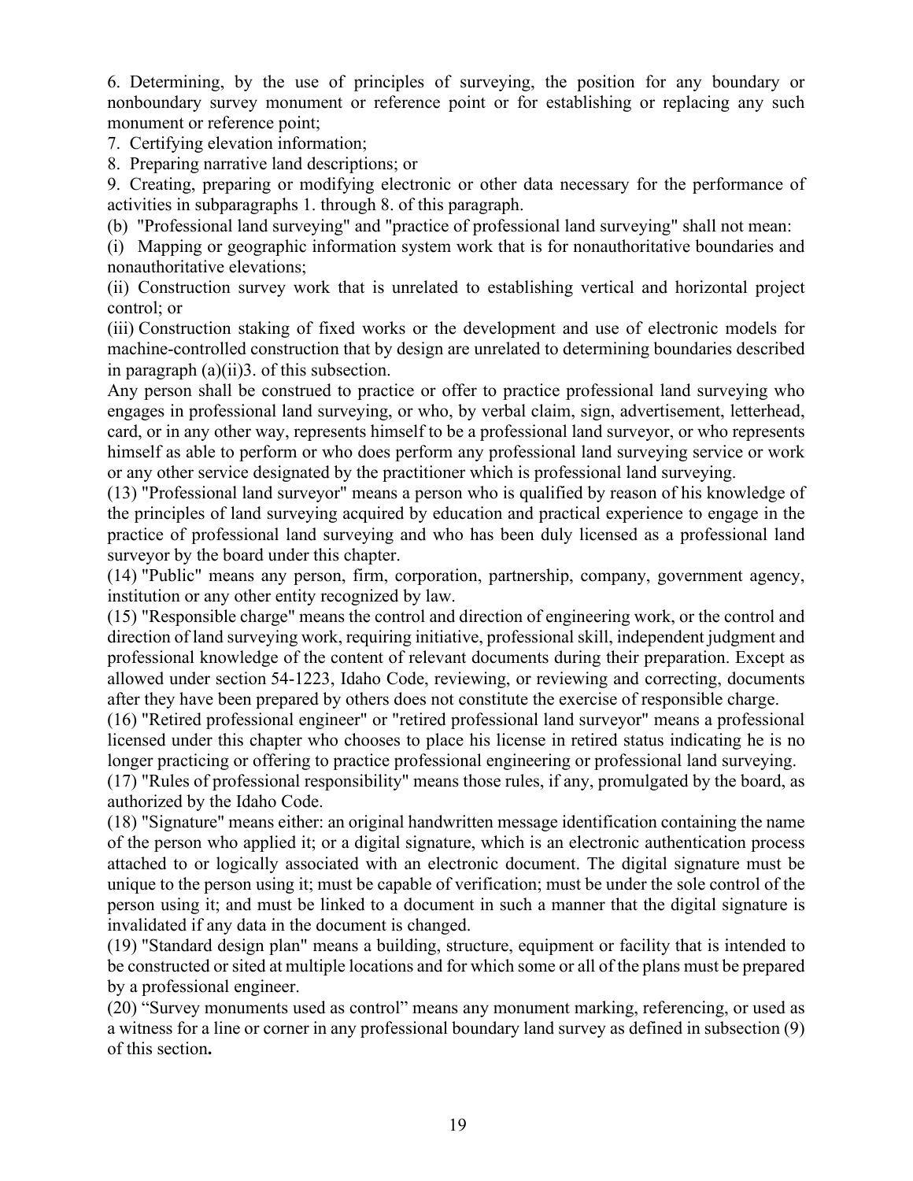6. Determining, by the use of principles of surveying, the position for any boundary or nonboundary survey monument or reference point or for establishing or replacing any such monument or reference point;

7. Certifying elevation information;

8. Preparing narrative land descriptions; or

9. Creating, preparing or modifying electronic or other data necessary for the performance of activities in subparagraphs 1. through 8. of this paragraph.

(b) "Professional land surveying" and "practice of professional land surveying" shall not mean:

(i) Mapping or geographic information system work that is for nonauthoritative boundaries and nonauthoritative elevations;

(ii) Construction survey work that is unrelated to establishing vertical and horizontal project control; or

(iii) Construction staking of fixed works or the development and use of electronic models for machine-controlled construction that by design are unrelated to determining boundaries described in paragraph (a)(ii)3. of this subsection.

Any person shall be construed to practice or offer to practice professional land surveying who engages in professional land surveying, or who, by verbal claim, sign, advertisement, letterhead, card, or in any other way, represents himself to be a professional land surveyor, or who represents himself as able to perform or who does perform any professional land surveying service or work or any other service designated by the practitioner which is professional land surveying.

(13) "Professional land surveyor" means a person who is qualified by reason of his knowledge of the principles of land surveying acquired by education and practical experience to engage in the practice of professional land surveying and who has been duly licensed as a professional land surveyor by the board under this chapter.

(14) "Public" means any person, firm, corporation, partnership, company, government agency, institution or any other entity recognized by law.

(15) "Responsible charge" means the control and direction of engineering work, or the control and direction of land surveying work, requiring initiative, professional skill, independent judgment and professional knowledge of the content of relevant documents during their preparation. Except as allowed under section 54-1223, Idaho Code, reviewing, or reviewing and correcting, documents after they have been prepared by others does not constitute the exercise of responsible charge.

(16) "Retired professional engineer" or "retired professional land surveyor" means a professional licensed under this chapter who chooses to place his license in retired status indicating he is no longer practicing or offering to practice professional engineering or professional land surveying.

(17) "Rules of professional responsibility" means those rules, if any, promulgated by the board, as authorized by the Idaho Code.

(18) "Signature" means either: an original handwritten message identification containing the name of the person who applied it; or a digital signature, which is an electronic authentication process attached to or logically associated with an electronic document. The digital signature must be unique to the person using it; must be capable of verification; must be under the sole control of the person using it; and must be linked to a document in such a manner that the digital signature is invalidated if any data in the document is changed.

(19) "Standard design plan" means a building, structure, equipment or facility that is intended to be constructed or sited at multiple locations and for which some or all of the plans must be prepared by a professional engineer.

(20) "Survey monuments used as control" means any monument marking, referencing, or used as a witness for a line or corner in any professional boundary land survey as defined in subsection (9) of this section.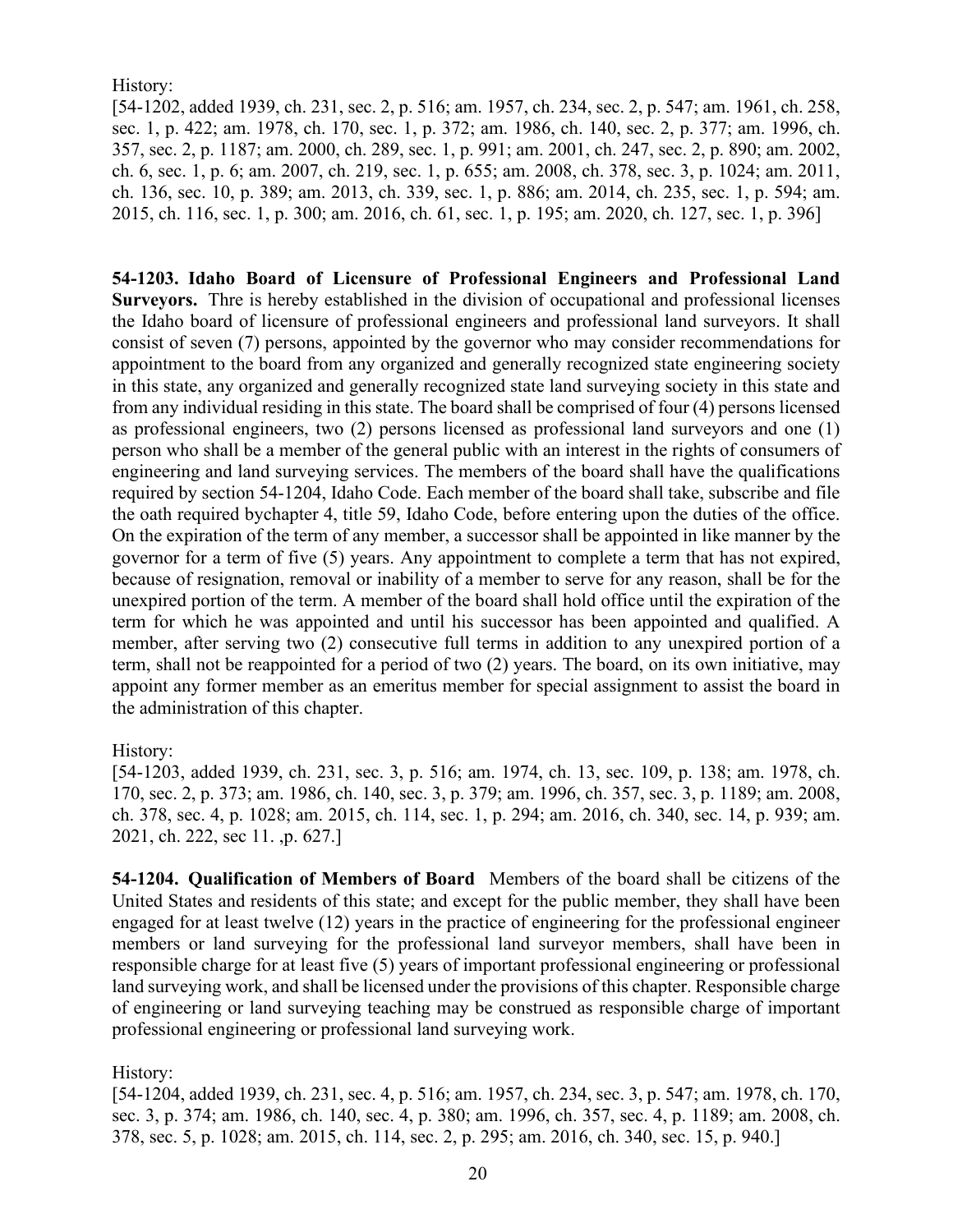History:

[54-1202, added 1939, ch. 231, sec. 2, p. 516; am. 1957, ch. 234, sec. 2, p. 547; am. 1961, ch. 258, sec. 1, p. 422; am. 1978, ch. 170, sec. 1, p. 372; am. 1986, ch. 140, sec. 2, p. 377; am. 1996, ch. 357, sec. 2, p. 1187; am. 2000, ch. 289, sec. 1, p. 991; am. 2001, ch. 247, sec. 2, p. 890; am. 2002, ch. 6, sec. 1, p. 6; am. 2007, ch. 219, sec. 1, p. 655; am. 2008, ch. 378, sec. 3, p. 1024; am. 2011, ch. 136, sec. 10, p. 389; am. 2013, ch. 339, sec. 1, p. 886; am. 2014, ch. 235, sec. 1, p. 594; am. 2015, ch. 116, sec. 1, p. 300; am. 2016, ch. 61, sec. 1, p. 195; am. 2020, ch. 127, sec. 1, p. 396]

**54-1203. Idaho Board of Licensure of Professional Engineers and Professional Land Surveyors.** Thre is hereby established in the division of occupational and professional licenses the Idaho board of licensure of professional engineers and professional land surveyors. It shall consist of seven (7) persons, appointed by the governor who may consider recommendations for appointment to the board from any organized and generally recognized state engineering society in this state, any organized and generally recognized state land surveying society in this state and from any individual residing in this state. The board shall be comprised of four (4) persons licensed as professional engineers, two (2) persons licensed as professional land surveyors and one (1) person who shall be a member of the general public with an interest in the rights of consumers of engineering and land surveying services. The members of the board shall have the qualifications required by section 54-1204, Idaho Code. Each member of the board shall take, subscribe and file the oath required bychapter 4, title 59, Idaho Code, before entering upon the duties of the office. On the expiration of the term of any member, a successor shall be appointed in like manner by the governor for a term of five (5) years. Any appointment to complete a term that has not expired, because of resignation, removal or inability of a member to serve for any reason, shall be for the unexpired portion of the term. A member of the board shall hold office until the expiration of the term for which he was appointed and until his successor has been appointed and qualified. A member, after serving two (2) consecutive full terms in addition to any unexpired portion of a term, shall not be reappointed for a period of two (2) years. The board, on its own initiative, may appoint any former member as an emeritus member for special assignment to assist the board in the administration of this chapter.

History:

[54-1203, added 1939, ch. 231, sec. 3, p. 516; am. 1974, ch. 13, sec. 109, p. 138; am. 1978, ch. 170, sec. 2, p. 373; am. 1986, ch. 140, sec. 3, p. 379; am. 1996, ch. 357, sec. 3, p. 1189; am. 2008, ch. 378, sec. 4, p. 1028; am. 2015, ch. 114, sec. 1, p. 294; am. 2016, ch. 340, sec. 14, p. 939; am. 2021, ch. 222, sec 11. ,p. 627.]

**54-1204. Qualification of Members of Board** Members of the board shall be citizens of the United States and residents of this state; and except for the public member, they shall have been engaged for at least twelve (12) years in the practice of engineering for the professional engineer members or land surveying for the professional land surveyor members, shall have been in responsible charge for at least five (5) years of important professional engineering or professional land surveying work, and shall be licensed under the provisions of this chapter. Responsible charge of engineering or land surveying teaching may be construed as responsible charge of important professional engineering or professional land surveying work.

History:

[54-1204, added 1939, ch. 231, sec. 4, p. 516; am. 1957, ch. 234, sec. 3, p. 547; am. 1978, ch. 170, sec. 3, p. 374; am. 1986, ch. 140, sec. 4, p. 380; am. 1996, ch. 357, sec. 4, p. 1189; am. 2008, ch. 378, sec. 5, p. 1028; am. 2015, ch. 114, sec. 2, p. 295; am. 2016, ch. 340, sec. 15, p. 940.]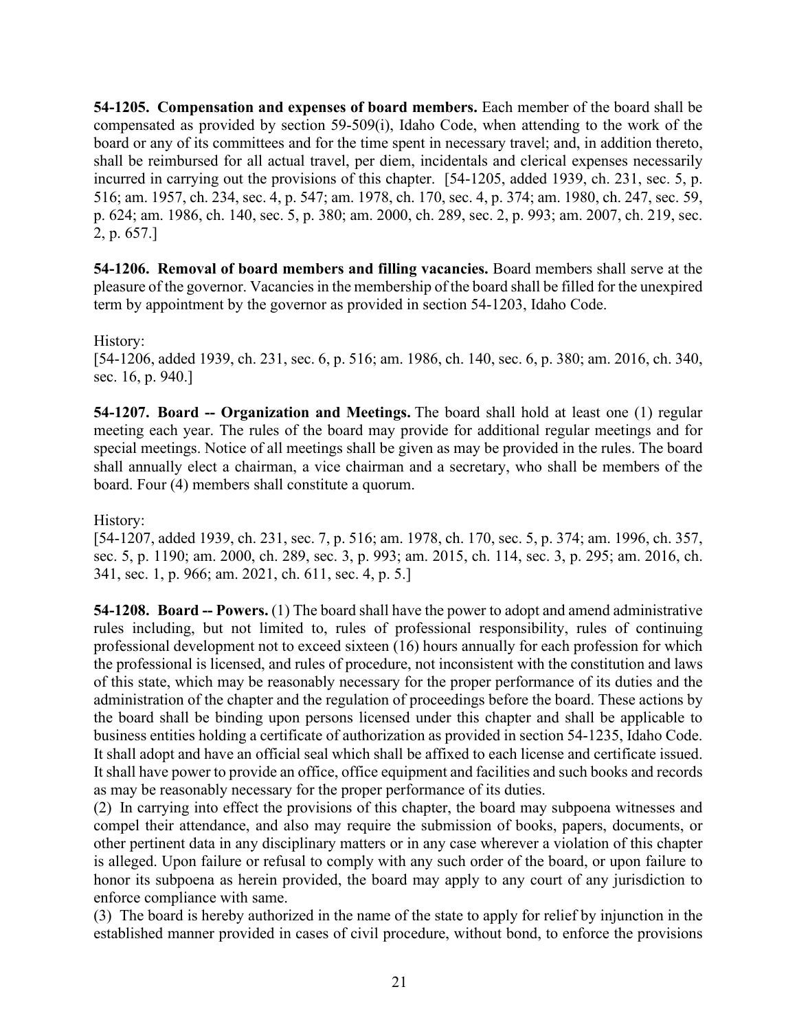**54-1205. Compensation and expenses of board members.** Each member of the board shall be compensated as provided by section 59-509(i), Idaho Code, when attending to the work of the board or any of its committees and for the time spent in necessary travel; and, in addition thereto, shall be reimbursed for all actual travel, per diem, incidentals and clerical expenses necessarily incurred in carrying out the provisions of this chapter. [54-1205, added 1939, ch. 231, sec. 5, p. 516; am. 1957, ch. 234, sec. 4, p. 547; am. 1978, ch. 170, sec. 4, p. 374; am. 1980, ch. 247, sec. 59, p. 624; am. 1986, ch. 140, sec. 5, p. 380; am. 2000, ch. 289, sec. 2, p. 993; am. 2007, ch. 219, sec. 2, p. 657.]

**54-1206. Removal of board members and filling vacancies.** Board members shall serve at the pleasure of the governor. Vacancies in the membership of the board shall be filled for the unexpired term by appointment by the governor as provided in section 54-1203, Idaho Code.

History:
[54-1206, added 1939, ch. 231, sec. 6, p. 516; am. 1986, ch. 140, sec. 6, p. 380; am. 2016, ch. 340, sec. 16, p. 940.]

**54-1207. Board -- Organization and Meetings.** The board shall hold at least one (1) regular meeting each year. The rules of the board may provide for additional regular meetings and for special meetings. Notice of all meetings shall be given as may be provided in the rules. The board shall annually elect a chairman, a vice chairman and a secretary, who shall be members of the board. Four (4) members shall constitute a quorum.

History:
[54-1207, added 1939, ch. 231, sec. 7, p. 516; am. 1978, ch. 170, sec. 5, p. 374; am. 1996, ch. 357, sec. 5, p. 1190; am. 2000, ch. 289, sec. 3, p. 993; am. 2015, ch. 114, sec. 3, p. 295; am. 2016, ch. 341, sec. 1, p. 966; am. 2021, ch. 611, sec. 4, p. 5.]

**54-1208. Board -- Powers.** (1) The board shall have the power to adopt and amend administrative rules including, but not limited to, rules of professional responsibility, rules of continuing professional development not to exceed sixteen (16) hours annually for each profession for which the professional is licensed, and rules of procedure, not inconsistent with the constitution and laws of this state, which may be reasonably necessary for the proper performance of its duties and the administration of the chapter and the regulation of proceedings before the board. These actions by the board shall be binding upon persons licensed under this chapter and shall be applicable to business entities holding a certificate of authorization as provided in section 54-1235, Idaho Code. It shall adopt and have an official seal which shall be affixed to each license and certificate issued. It shall have power to provide an office, office equipment and facilities and such books and records as may be reasonably necessary for the proper performance of its duties.

(2) In carrying into effect the provisions of this chapter, the board may subpoena witnesses and compel their attendance, and also may require the submission of books, papers, documents, or other pertinent data in any disciplinary matters or in any case wherever a violation of this chapter is alleged. Upon failure or refusal to comply with any such order of the board, or upon failure to honor its subpoena as herein provided, the board may apply to any court of any jurisdiction to enforce compliance with same.

(3) The board is hereby authorized in the name of the state to apply for relief by injunction in the established manner provided in cases of civil procedure, without bond, to enforce the provisions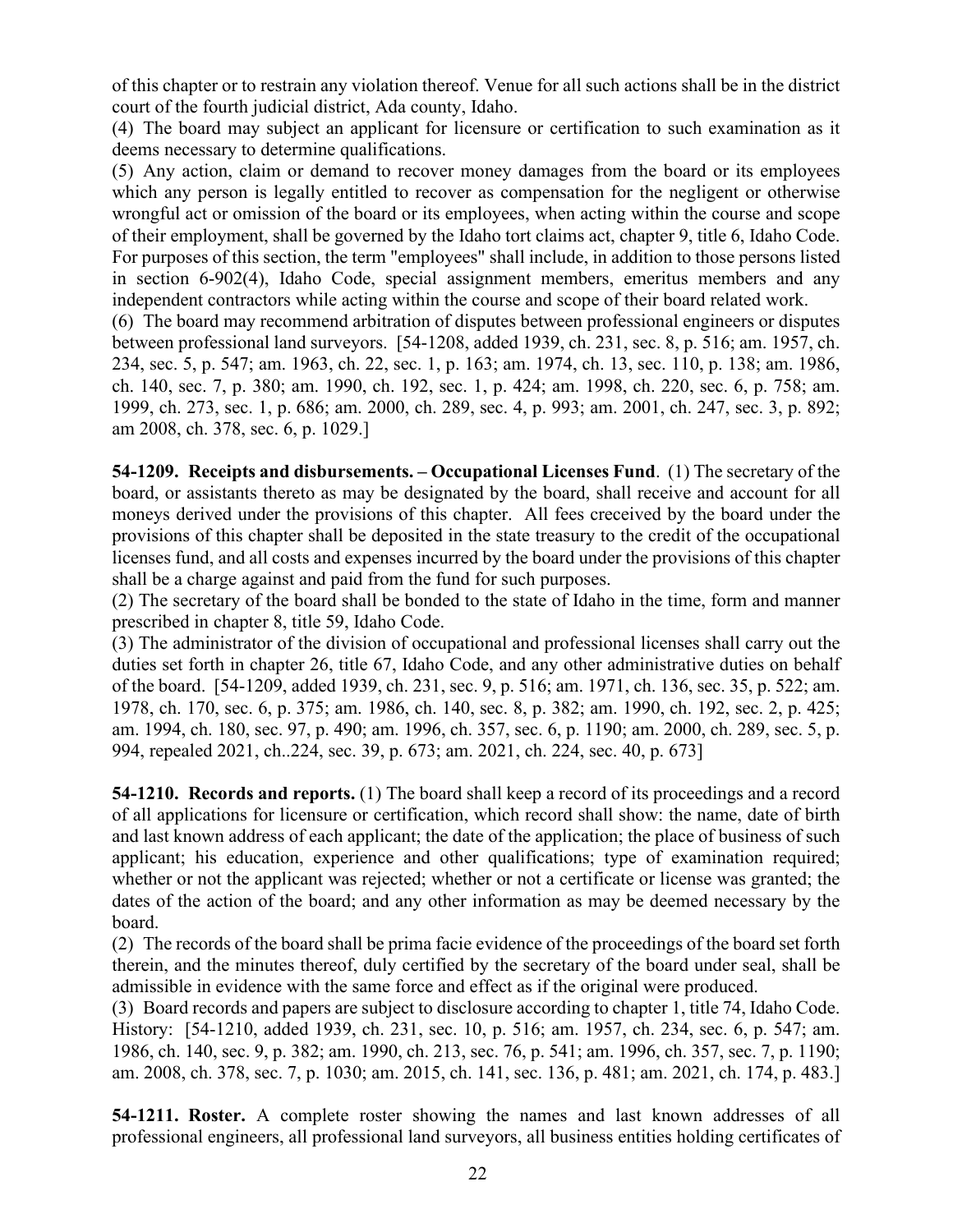of this chapter or to restrain any violation thereof. Venue for all such actions shall be in the district court of the fourth judicial district, Ada county, Idaho.

(4) The board may subject an applicant for licensure or certification to such examination as it deems necessary to determine qualifications.

(5) Any action, claim or demand to recover money damages from the board or its employees which any person is legally entitled to recover as compensation for the negligent or otherwise wrongful act or omission of the board or its employees, when acting within the course and scope of their employment, shall be governed by the Idaho tort claims act, chapter 9, title 6, Idaho Code. For purposes of this section, the term "employees" shall include, in addition to those persons listed in section 6-902(4), Idaho Code, special assignment members, emeritus members and any independent contractors while acting within the course and scope of their board related work.

(6) The board may recommend arbitration of disputes between professional engineers or disputes between professional land surveyors. [54-1208, added 1939, ch. 231, sec. 8, p. 516; am. 1957, ch. 234, sec. 5, p. 547; am. 1963, ch. 22, sec. 1, p. 163; am. 1974, ch. 13, sec. 110, p. 138; am. 1986, ch. 140, sec. 7, p. 380; am. 1990, ch. 192, sec. 1, p. 424; am. 1998, ch. 220, sec. 6, p. 758; am. 1999, ch. 273, sec. 1, p. 686; am. 2000, ch. 289, sec. 4, p. 993; am. 2001, ch. 247, sec. 3, p. 892; am 2008, ch. 378, sec. 6, p. 1029.]

**54-1209. Receipts and disbursements. – Occupational Licenses Fund**. (1) The secretary of the board, or assistants thereto as may be designated by the board, shall receive and account for all moneys derived under the provisions of this chapter. All fees creceived by the board under the provisions of this chapter shall be deposited in the state treasury to the credit of the occupational licenses fund, and all costs and expenses incurred by the board under the provisions of this chapter shall be a charge against and paid from the fund for such purposes.

(2) The secretary of the board shall be bonded to the state of Idaho in the time, form and manner prescribed in chapter 8, title 59, Idaho Code.

(3) The administrator of the division of occupational and professional licenses shall carry out the duties set forth in chapter 26, title 67, Idaho Code, and any other administrative duties on behalf of the board. [54-1209, added 1939, ch. 231, sec. 9, p. 516; am. 1971, ch. 136, sec. 35, p. 522; am. 1978, ch. 170, sec. 6, p. 375; am. 1986, ch. 140, sec. 8, p. 382; am. 1990, ch. 192, sec. 2, p. 425; am. 1994, ch. 180, sec. 97, p. 490; am. 1996, ch. 357, sec. 6, p. 1190; am. 2000, ch. 289, sec. 5, p. 994, repealed 2021, ch..224, sec. 39, p. 673; am. 2021, ch. 224, sec. 40, p. 673]

**54-1210. Records and reports.** (1) The board shall keep a record of its proceedings and a record of all applications for licensure or certification, which record shall show: the name, date of birth and last known address of each applicant; the date of the application; the place of business of such applicant; his education, experience and other qualifications; type of examination required; whether or not the applicant was rejected; whether or not a certificate or license was granted; the dates of the action of the board; and any other information as may be deemed necessary by the board.

(2) The records of the board shall be prima facie evidence of the proceedings of the board set forth therein, and the minutes thereof, duly certified by the secretary of the board under seal, shall be admissible in evidence with the same force and effect as if the original were produced.

(3) Board records and papers are subject to disclosure according to chapter 1, title 74, Idaho Code. History: [54-1210, added 1939, ch. 231, sec. 10, p. 516; am. 1957, ch. 234, sec. 6, p. 547; am. 1986, ch. 140, sec. 9, p. 382; am. 1990, ch. 213, sec. 76, p. 541; am. 1996, ch. 357, sec. 7, p. 1190; am. 2008, ch. 378, sec. 7, p. 1030; am. 2015, ch. 141, sec. 136, p. 481; am. 2021, ch. 174, p. 483.]

**54-1211. Roster.** A complete roster showing the names and last known addresses of all professional engineers, all professional land surveyors, all business entities holding certificates of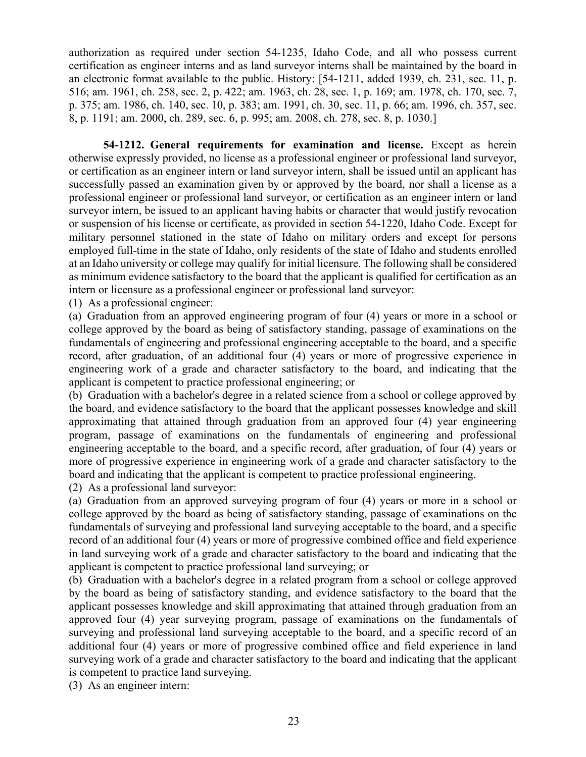authorization as required under section 54-1235, Idaho Code, and all who possess current certification as engineer interns and as land surveyor interns shall be maintained by the board in an electronic format available to the public. History: [54-1211, added 1939, ch. 231, sec. 11, p. 516; am. 1961, ch. 258, sec. 2, p. 422; am. 1963, ch. 28, sec. 1, p. 169; am. 1978, ch. 170, sec. 7, p. 375; am. 1986, ch. 140, sec. 10, p. 383; am. 1991, ch. 30, sec. 11, p. 66; am. 1996, ch. 357, sec. 8, p. 1191; am. 2000, ch. 289, sec. 6, p. 995; am. 2008, ch. 278, sec. 8, p. 1030.]

**54-1212. General requirements for examination and license.** Except as herein otherwise expressly provided, no license as a professional engineer or professional land surveyor, or certification as an engineer intern or land surveyor intern, shall be issued until an applicant has successfully passed an examination given by or approved by the board, nor shall a license as a professional engineer or professional land surveyor, or certification as an engineer intern or land surveyor intern, be issued to an applicant having habits or character that would justify revocation or suspension of his license or certificate, as provided in section 54-1220, Idaho Code. Except for military personnel stationed in the state of Idaho on military orders and except for persons employed full-time in the state of Idaho, only residents of the state of Idaho and students enrolled at an Idaho university or college may qualify for initial licensure. The following shall be considered as minimum evidence satisfactory to the board that the applicant is qualified for certification as an intern or licensure as a professional engineer or professional land surveyor:

(1) As a professional engineer:

(a) Graduation from an approved engineering program of four (4) years or more in a school or college approved by the board as being of satisfactory standing, passage of examinations on the fundamentals of engineering and professional engineering acceptable to the board, and a specific record, after graduation, of an additional four (4) years or more of progressive experience in engineering work of a grade and character satisfactory to the board, and indicating that the applicant is competent to practice professional engineering; or

(b) Graduation with a bachelor's degree in a related science from a school or college approved by the board, and evidence satisfactory to the board that the applicant possesses knowledge and skill approximating that attained through graduation from an approved four (4) year engineering program, passage of examinations on the fundamentals of engineering and professional engineering acceptable to the board, and a specific record, after graduation, of four (4) years or more of progressive experience in engineering work of a grade and character satisfactory to the board and indicating that the applicant is competent to practice professional engineering.

(2) As a professional land surveyor:

(a) Graduation from an approved surveying program of four (4) years or more in a school or college approved by the board as being of satisfactory standing, passage of examinations on the fundamentals of surveying and professional land surveying acceptable to the board, and a specific record of an additional four (4) years or more of progressive combined office and field experience in land surveying work of a grade and character satisfactory to the board and indicating that the applicant is competent to practice professional land surveying; or

(b) Graduation with a bachelor's degree in a related program from a school or college approved by the board as being of satisfactory standing, and evidence satisfactory to the board that the applicant possesses knowledge and skill approximating that attained through graduation from an approved four (4) year surveying program, passage of examinations on the fundamentals of surveying and professional land surveying acceptable to the board, and a specific record of an additional four (4) years or more of progressive combined office and field experience in land surveying work of a grade and character satisfactory to the board and indicating that the applicant is competent to practice land surveying.

(3) As an engineer intern: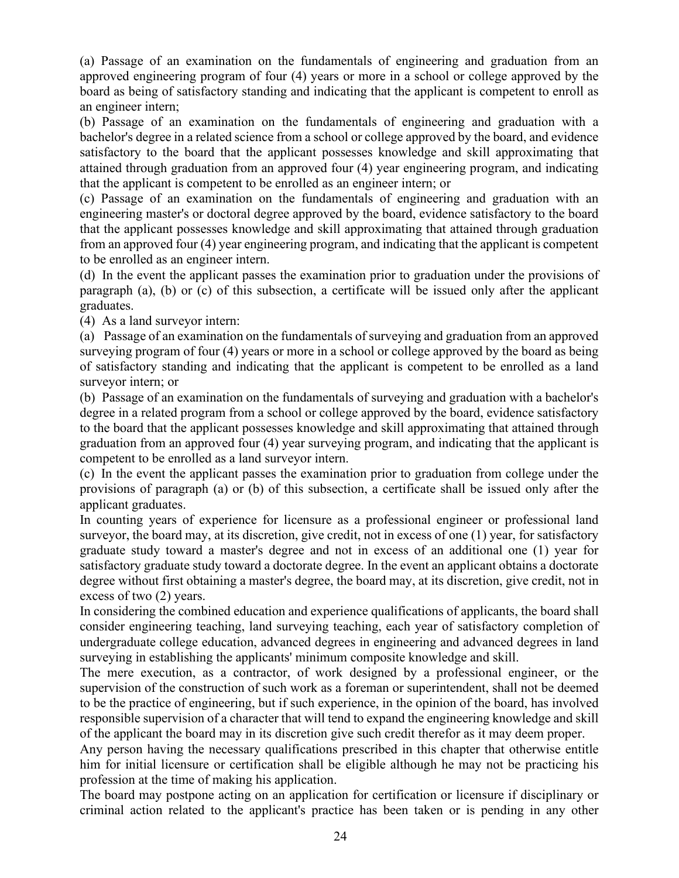(a) Passage of an examination on the fundamentals of engineering and graduation from an approved engineering program of four (4) years or more in a school or college approved by the board as being of satisfactory standing and indicating that the applicant is competent to enroll as an engineer intern;

(b) Passage of an examination on the fundamentals of engineering and graduation with a bachelor's degree in a related science from a school or college approved by the board, and evidence satisfactory to the board that the applicant possesses knowledge and skill approximating that attained through graduation from an approved four (4) year engineering program, and indicating that the applicant is competent to be enrolled as an engineer intern; or

(c) Passage of an examination on the fundamentals of engineering and graduation with an engineering master's or doctoral degree approved by the board, evidence satisfactory to the board that the applicant possesses knowledge and skill approximating that attained through graduation from an approved four (4) year engineering program, and indicating that the applicant is competent to be enrolled as an engineer intern.

(d) In the event the applicant passes the examination prior to graduation under the provisions of paragraph (a), (b) or (c) of this subsection, a certificate will be issued only after the applicant graduates.

(4) As a land surveyor intern:

(a) Passage of an examination on the fundamentals of surveying and graduation from an approved surveying program of four (4) years or more in a school or college approved by the board as being of satisfactory standing and indicating that the applicant is competent to be enrolled as a land surveyor intern; or

(b) Passage of an examination on the fundamentals of surveying and graduation with a bachelor's degree in a related program from a school or college approved by the board, evidence satisfactory to the board that the applicant possesses knowledge and skill approximating that attained through graduation from an approved four (4) year surveying program, and indicating that the applicant is competent to be enrolled as a land surveyor intern.

(c) In the event the applicant passes the examination prior to graduation from college under the provisions of paragraph (a) or (b) of this subsection, a certificate shall be issued only after the applicant graduates.

In counting years of experience for licensure as a professional engineer or professional land surveyor, the board may, at its discretion, give credit, not in excess of one (1) year, for satisfactory graduate study toward a master's degree and not in excess of an additional one (1) year for satisfactory graduate study toward a doctorate degree. In the event an applicant obtains a doctorate degree without first obtaining a master's degree, the board may, at its discretion, give credit, not in excess of two (2) years.

In considering the combined education and experience qualifications of applicants, the board shall consider engineering teaching, land surveying teaching, each year of satisfactory completion of undergraduate college education, advanced degrees in engineering and advanced degrees in land surveying in establishing the applicants' minimum composite knowledge and skill.

The mere execution, as a contractor, of work designed by a professional engineer, or the supervision of the construction of such work as a foreman or superintendent, shall not be deemed to be the practice of engineering, but if such experience, in the opinion of the board, has involved responsible supervision of a character that will tend to expand the engineering knowledge and skill of the applicant the board may in its discretion give such credit therefor as it may deem proper.

Any person having the necessary qualifications prescribed in this chapter that otherwise entitle him for initial licensure or certification shall be eligible although he may not be practicing his profession at the time of making his application.

The board may postpone acting on an application for certification or licensure if disciplinary or criminal action related to the applicant's practice has been taken or is pending in any other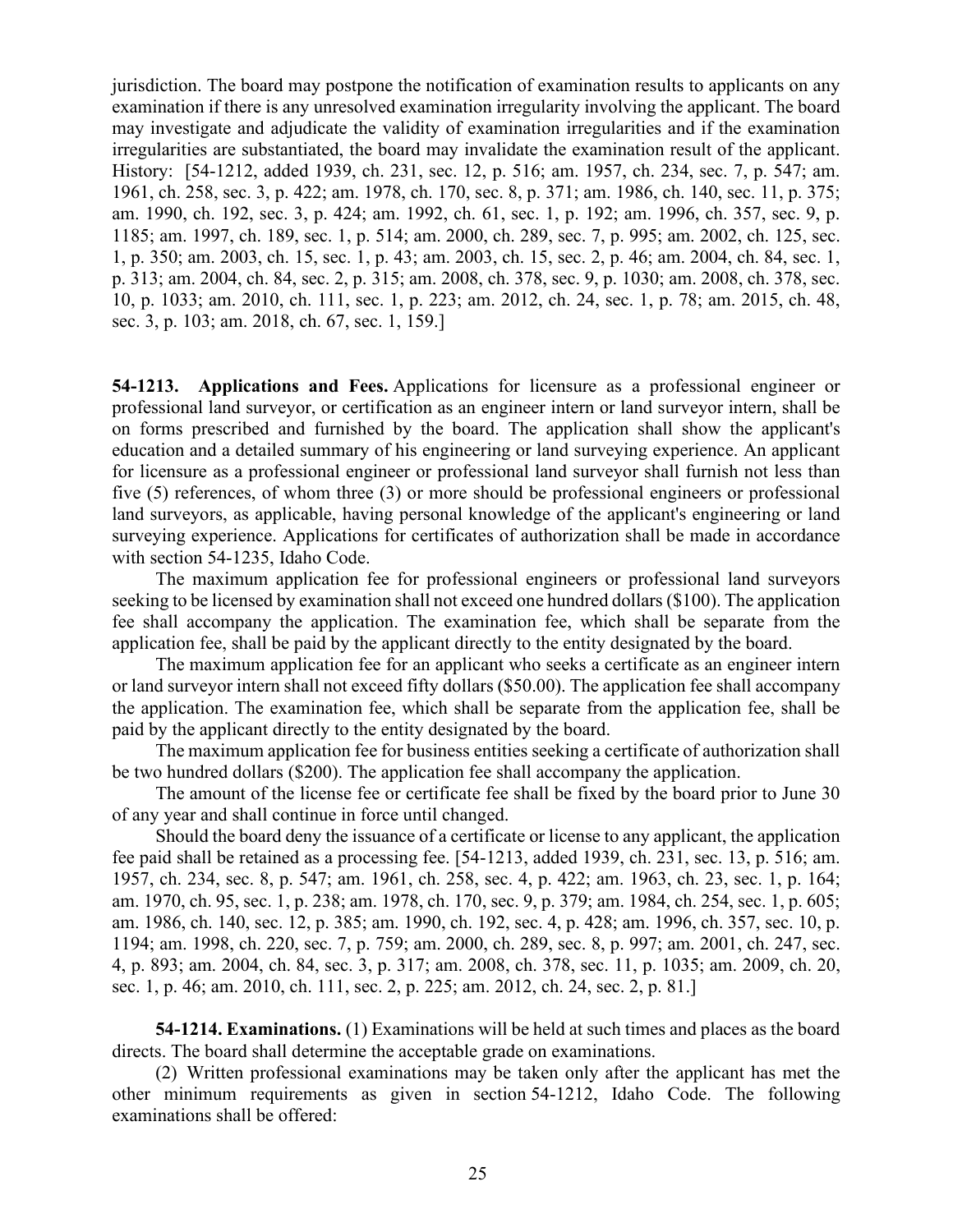jurisdiction. The board may postpone the notification of examination results to applicants on any examination if there is any unresolved examination irregularity involving the applicant. The board may investigate and adjudicate the validity of examination irregularities and if the examination irregularities are substantiated, the board may invalidate the examination result of the applicant. History: [54-1212, added 1939, ch. 231, sec. 12, p. 516; am. 1957, ch. 234, sec. 7, p. 547; am. 1961, ch. 258, sec. 3, p. 422; am. 1978, ch. 170, sec. 8, p. 371; am. 1986, ch. 140, sec. 11, p. 375; am. 1990, ch. 192, sec. 3, p. 424; am. 1992, ch. 61, sec. 1, p. 192; am. 1996, ch. 357, sec. 9, p. 1185; am. 1997, ch. 189, sec. 1, p. 514; am. 2000, ch. 289, sec. 7, p. 995; am. 2002, ch. 125, sec. 1, p. 350; am. 2003, ch. 15, sec. 1, p. 43; am. 2003, ch. 15, sec. 2, p. 46; am. 2004, ch. 84, sec. 1, p. 313; am. 2004, ch. 84, sec. 2, p. 315; am. 2008, ch. 378, sec. 9, p. 1030; am. 2008, ch. 378, sec. 10, p. 1033; am. 2010, ch. 111, sec. 1, p. 223; am. 2012, ch. 24, sec. 1, p. 78; am. 2015, ch. 48, sec. 3, p. 103; am. 2018, ch. 67, sec. 1, 159.]

**54-1213. Applications and Fees.** Applications for licensure as a professional engineer or professional land surveyor, or certification as an engineer intern or land surveyor intern, shall be on forms prescribed and furnished by the board. The application shall show the applicant's education and a detailed summary of his engineering or land surveying experience. An applicant for licensure as a professional engineer or professional land surveyor shall furnish not less than five (5) references, of whom three (3) or more should be professional engineers or professional land surveyors, as applicable, having personal knowledge of the applicant's engineering or land surveying experience. Applications for certificates of authorization shall be made in accordance with section 54-1235, Idaho Code.

The maximum application fee for professional engineers or professional land surveyors seeking to be licensed by examination shall not exceed one hundred dollars ($100). The application fee shall accompany the application. The examination fee, which shall be separate from the application fee, shall be paid by the applicant directly to the entity designated by the board.

The maximum application fee for an applicant who seeks a certificate as an engineer intern or land surveyor intern shall not exceed fifty dollars ($50.00). The application fee shall accompany the application. The examination fee, which shall be separate from the application fee, shall be paid by the applicant directly to the entity designated by the board.

The maximum application fee for business entities seeking a certificate of authorization shall be two hundred dollars ($200). The application fee shall accompany the application.

The amount of the license fee or certificate fee shall be fixed by the board prior to June 30 of any year and shall continue in force until changed.

Should the board deny the issuance of a certificate or license to any applicant, the application fee paid shall be retained as a processing fee. [54-1213, added 1939, ch. 231, sec. 13, p. 516; am. 1957, ch. 234, sec. 8, p. 547; am. 1961, ch. 258, sec. 4, p. 422; am. 1963, ch. 23, sec. 1, p. 164; am. 1970, ch. 95, sec. 1, p. 238; am. 1978, ch. 170, sec. 9, p. 379; am. 1984, ch. 254, sec. 1, p. 605; am. 1986, ch. 140, sec. 12, p. 385; am. 1990, ch. 192, sec. 4, p. 428; am. 1996, ch. 357, sec. 10, p. 1194; am. 1998, ch. 220, sec. 7, p. 759; am. 2000, ch. 289, sec. 8, p. 997; am. 2001, ch. 247, sec. 4, p. 893; am. 2004, ch. 84, sec. 3, p. 317; am. 2008, ch. 378, sec. 11, p. 1035; am. 2009, ch. 20, sec. 1, p. 46; am. 2010, ch. 111, sec. 2, p. 225; am. 2012, ch. 24, sec. 2, p. 81.]

**54-1214. Examinations.** (1) Examinations will be held at such times and places as the board directs. The board shall determine the acceptable grade on examinations.

(2) Written professional examinations may be taken only after the applicant has met the other minimum requirements as given in section 54-1212, Idaho Code. The following examinations shall be offered: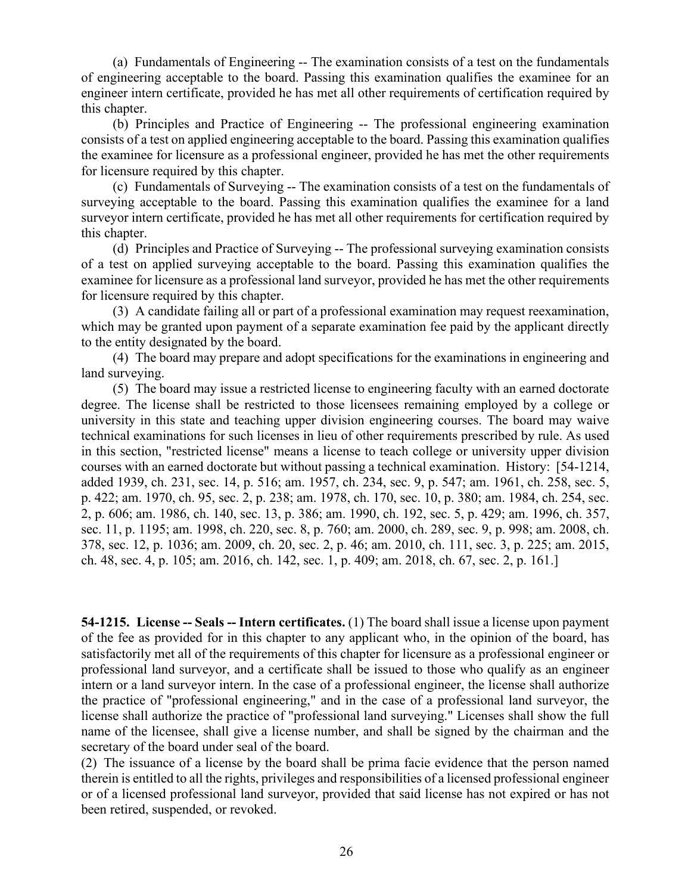(a) Fundamentals of Engineering -- The examination consists of a test on the fundamentals of engineering acceptable to the board. Passing this examination qualifies the examinee for an engineer intern certificate, provided he has met all other requirements of certification required by this chapter.

(b) Principles and Practice of Engineering -- The professional engineering examination consists of a test on applied engineering acceptable to the board. Passing this examination qualifies the examinee for licensure as a professional engineer, provided he has met the other requirements for licensure required by this chapter.

(c) Fundamentals of Surveying -- The examination consists of a test on the fundamentals of surveying acceptable to the board. Passing this examination qualifies the examinee for a land surveyor intern certificate, provided he has met all other requirements for certification required by this chapter.

(d) Principles and Practice of Surveying -- The professional surveying examination consists of a test on applied surveying acceptable to the board. Passing this examination qualifies the examinee for licensure as a professional land surveyor, provided he has met the other requirements for licensure required by this chapter.

(3) A candidate failing all or part of a professional examination may request reexamination, which may be granted upon payment of a separate examination fee paid by the applicant directly to the entity designated by the board.

(4) The board may prepare and adopt specifications for the examinations in engineering and land surveying.

(5) The board may issue a restricted license to engineering faculty with an earned doctorate degree. The license shall be restricted to those licensees remaining employed by a college or university in this state and teaching upper division engineering courses. The board may waive technical examinations for such licenses in lieu of other requirements prescribed by rule. As used in this section, "restricted license" means a license to teach college or university upper division courses with an earned doctorate but without passing a technical examination. History: [54-1214, added 1939, ch. 231, sec. 14, p. 516; am. 1957, ch. 234, sec. 9, p. 547; am. 1961, ch. 258, sec. 5, p. 422; am. 1970, ch. 95, sec. 2, p. 238; am. 1978, ch. 170, sec. 10, p. 380; am. 1984, ch. 254, sec. 2, p. 606; am. 1986, ch. 140, sec. 13, p. 386; am. 1990, ch. 192, sec. 5, p. 429; am. 1996, ch. 357, sec. 11, p. 1195; am. 1998, ch. 220, sec. 8, p. 760; am. 2000, ch. 289, sec. 9, p. 998; am. 2008, ch. 378, sec. 12, p. 1036; am. 2009, ch. 20, sec. 2, p. 46; am. 2010, ch. 111, sec. 3, p. 225; am. 2015, ch. 48, sec. 4, p. 105; am. 2016, ch. 142, sec. 1, p. 409; am. 2018, ch. 67, sec. 2, p. 161.]

**54-1215. License -- Seals -- Intern certificates.** (1) The board shall issue a license upon payment of the fee as provided for in this chapter to any applicant who, in the opinion of the board, has satisfactorily met all of the requirements of this chapter for licensure as a professional engineer or professional land surveyor, and a certificate shall be issued to those who qualify as an engineer intern or a land surveyor intern. In the case of a professional engineer, the license shall authorize the practice of "professional engineering," and in the case of a professional land surveyor, the license shall authorize the practice of "professional land surveying." Licenses shall show the full name of the licensee, shall give a license number, and shall be signed by the chairman and the secretary of the board under seal of the board.

(2) The issuance of a license by the board shall be prima facie evidence that the person named therein is entitled to all the rights, privileges and responsibilities of a licensed professional engineer or of a licensed professional land surveyor, provided that said license has not expired or has not been retired, suspended, or revoked.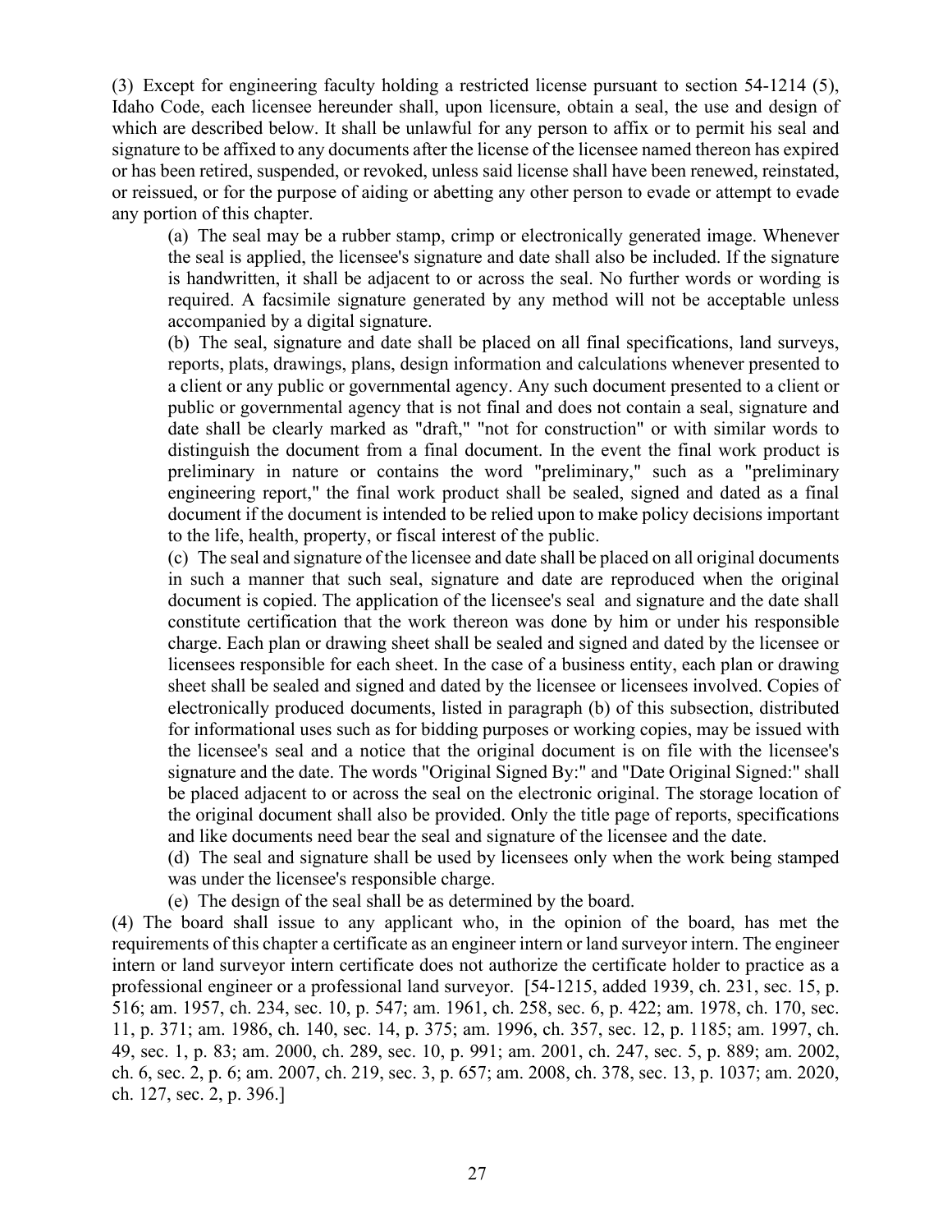(3) Except for engineering faculty holding a restricted license pursuant to section 54-1214 (5), Idaho Code, each licensee hereunder shall, upon licensure, obtain a seal, the use and design of which are described below. It shall be unlawful for any person to affix or to permit his seal and signature to be affixed to any documents after the license of the licensee named thereon has expired or has been retired, suspended, or revoked, unless said license shall have been renewed, reinstated, or reissued, or for the purpose of aiding or abetting any other person to evade or attempt to evade any portion of this chapter.

(a) The seal may be a rubber stamp, crimp or electronically generated image. Whenever the seal is applied, the licensee's signature and date shall also be included. If the signature is handwritten, it shall be adjacent to or across the seal. No further words or wording is required. A facsimile signature generated by any method will not be acceptable unless accompanied by a digital signature.

(b) The seal, signature and date shall be placed on all final specifications, land surveys, reports, plats, drawings, plans, design information and calculations whenever presented to a client or any public or governmental agency. Any such document presented to a client or public or governmental agency that is not final and does not contain a seal, signature and date shall be clearly marked as "draft," "not for construction" or with similar words to distinguish the document from a final document. In the event the final work product is preliminary in nature or contains the word "preliminary," such as a "preliminary engineering report," the final work product shall be sealed, signed and dated as a final document if the document is intended to be relied upon to make policy decisions important to the life, health, property, or fiscal interest of the public.

(c) The seal and signature of the licensee and date shall be placed on all original documents in such a manner that such seal, signature and date are reproduced when the original document is copied. The application of the licensee's seal and signature and the date shall constitute certification that the work thereon was done by him or under his responsible charge. Each plan or drawing sheet shall be sealed and signed and dated by the licensee or licensees responsible for each sheet. In the case of a business entity, each plan or drawing sheet shall be sealed and signed and dated by the licensee or licensees involved. Copies of electronically produced documents, listed in paragraph (b) of this subsection, distributed for informational uses such as for bidding purposes or working copies, may be issued with the licensee's seal and a notice that the original document is on file with the licensee's signature and the date. The words "Original Signed By:" and "Date Original Signed:" shall be placed adjacent to or across the seal on the electronic original. The storage location of the original document shall also be provided. Only the title page of reports, specifications and like documents need bear the seal and signature of the licensee and the date.

(d) The seal and signature shall be used by licensees only when the work being stamped was under the licensee's responsible charge.

(e) The design of the seal shall be as determined by the board.

(4) The board shall issue to any applicant who, in the opinion of the board, has met the requirements of this chapter a certificate as an engineer intern or land surveyor intern. The engineer intern or land surveyor intern certificate does not authorize the certificate holder to practice as a professional engineer or a professional land surveyor. [54-1215, added 1939, ch. 231, sec. 15, p. 516; am. 1957, ch. 234, sec. 10, p. 547; am. 1961, ch. 258, sec. 6, p. 422; am. 1978, ch. 170, sec. 11, p. 371; am. 1986, ch. 140, sec. 14, p. 375; am. 1996, ch. 357, sec. 12, p. 1185; am. 1997, ch. 49, sec. 1, p. 83; am. 2000, ch. 289, sec. 10, p. 991; am. 2001, ch. 247, sec. 5, p. 889; am. 2002, ch. 6, sec. 2, p. 6; am. 2007, ch. 219, sec. 3, p. 657; am. 2008, ch. 378, sec. 13, p. 1037; am. 2020, ch. 127, sec. 2, p. 396.]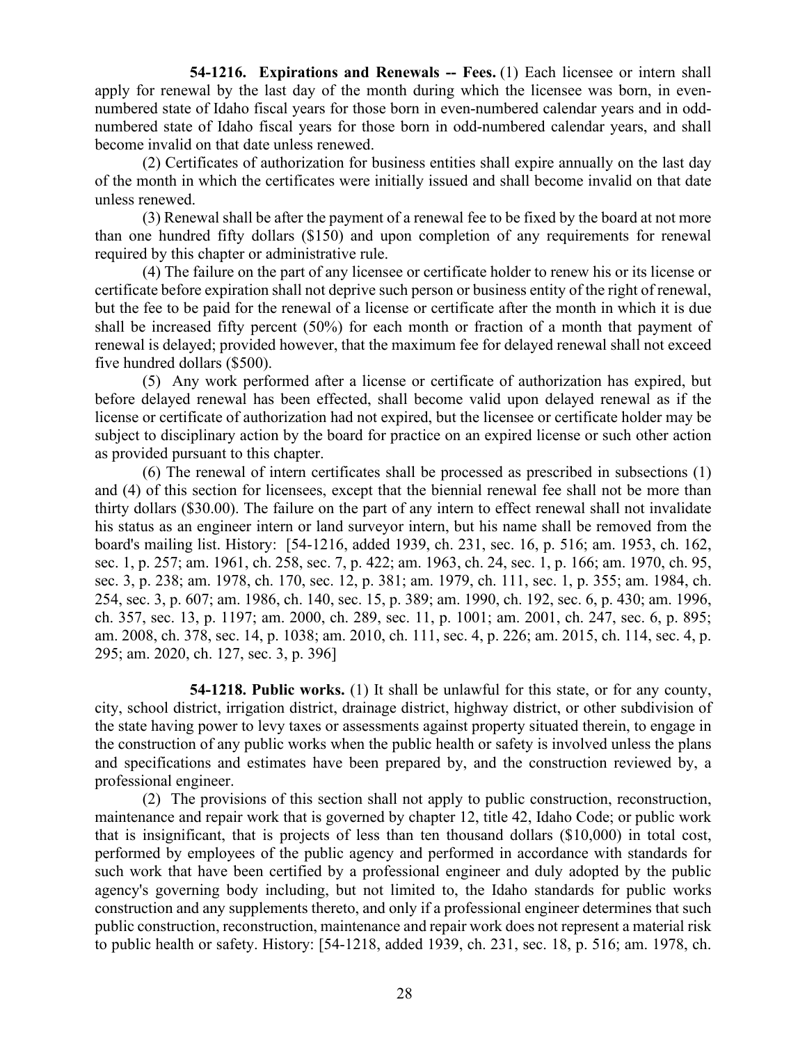**54-1216. Expirations and Renewals -- Fees.** (1) Each licensee or intern shall apply for renewal by the last day of the month during which the licensee was born, in even-numbered state of Idaho fiscal years for those born in even-numbered calendar years and in odd-numbered state of Idaho fiscal years for those born in odd-numbered calendar years, and shall become invalid on that date unless renewed.

(2) Certificates of authorization for business entities shall expire annually on the last day of the month in which the certificates were initially issued and shall become invalid on that date unless renewed.

(3) Renewal shall be after the payment of a renewal fee to be fixed by the board at not more than one hundred fifty dollars ($150) and upon completion of any requirements for renewal required by this chapter or administrative rule.

(4) The failure on the part of any licensee or certificate holder to renew his or its license or certificate before expiration shall not deprive such person or business entity of the right of renewal, but the fee to be paid for the renewal of a license or certificate after the month in which it is due shall be increased fifty percent (50%) for each month or fraction of a month that payment of renewal is delayed; provided however, that the maximum fee for delayed renewal shall not exceed five hundred dollars ($500).

(5) Any work performed after a license or certificate of authorization has expired, but before delayed renewal has been effected, shall become valid upon delayed renewal as if the license or certificate of authorization had not expired, but the licensee or certificate holder may be subject to disciplinary action by the board for practice on an expired license or such other action as provided pursuant to this chapter.

(6) The renewal of intern certificates shall be processed as prescribed in subsections (1) and (4) of this section for licensees, except that the biennial renewal fee shall not be more than thirty dollars ($30.00). The failure on the part of any intern to effect renewal shall not invalidate his status as an engineer intern or land surveyor intern, but his name shall be removed from the board's mailing list. History: [54-1216, added 1939, ch. 231, sec. 16, p. 516; am. 1953, ch. 162, sec. 1, p. 257; am. 1961, ch. 258, sec. 7, p. 422; am. 1963, ch. 24, sec. 1, p. 166; am. 1970, ch. 95, sec. 3, p. 238; am. 1978, ch. 170, sec. 12, p. 381; am. 1979, ch. 111, sec. 1, p. 355; am. 1984, ch. 254, sec. 3, p. 607; am. 1986, ch. 140, sec. 15, p. 389; am. 1990, ch. 192, sec. 6, p. 430; am. 1996, ch. 357, sec. 13, p. 1197; am. 2000, ch. 289, sec. 11, p. 1001; am. 2001, ch. 247, sec. 6, p. 895; am. 2008, ch. 378, sec. 14, p. 1038; am. 2010, ch. 111, sec. 4, p. 226; am. 2015, ch. 114, sec. 4, p. 295; am. 2020, ch. 127, sec. 3, p. 396]

**54-1218. Public works.** (1) It shall be unlawful for this state, or for any county, city, school district, irrigation district, drainage district, highway district, or other subdivision of the state having power to levy taxes or assessments against property situated therein, to engage in the construction of any public works when the public health or safety is involved unless the plans and specifications and estimates have been prepared by, and the construction reviewed by, a professional engineer.

(2) The provisions of this section shall not apply to public construction, reconstruction, maintenance and repair work that is governed by chapter 12, title 42, Idaho Code; or public work that is insignificant, that is projects of less than ten thousand dollars ($10,000) in total cost, performed by employees of the public agency and performed in accordance with standards for such work that have been certified by a professional engineer and duly adopted by the public agency's governing body including, but not limited to, the Idaho standards for public works construction and any supplements thereto, and only if a professional engineer determines that such public construction, reconstruction, maintenance and repair work does not represent a material risk to public health or safety. History: [54-1218, added 1939, ch. 231, sec. 18, p. 516; am. 1978, ch.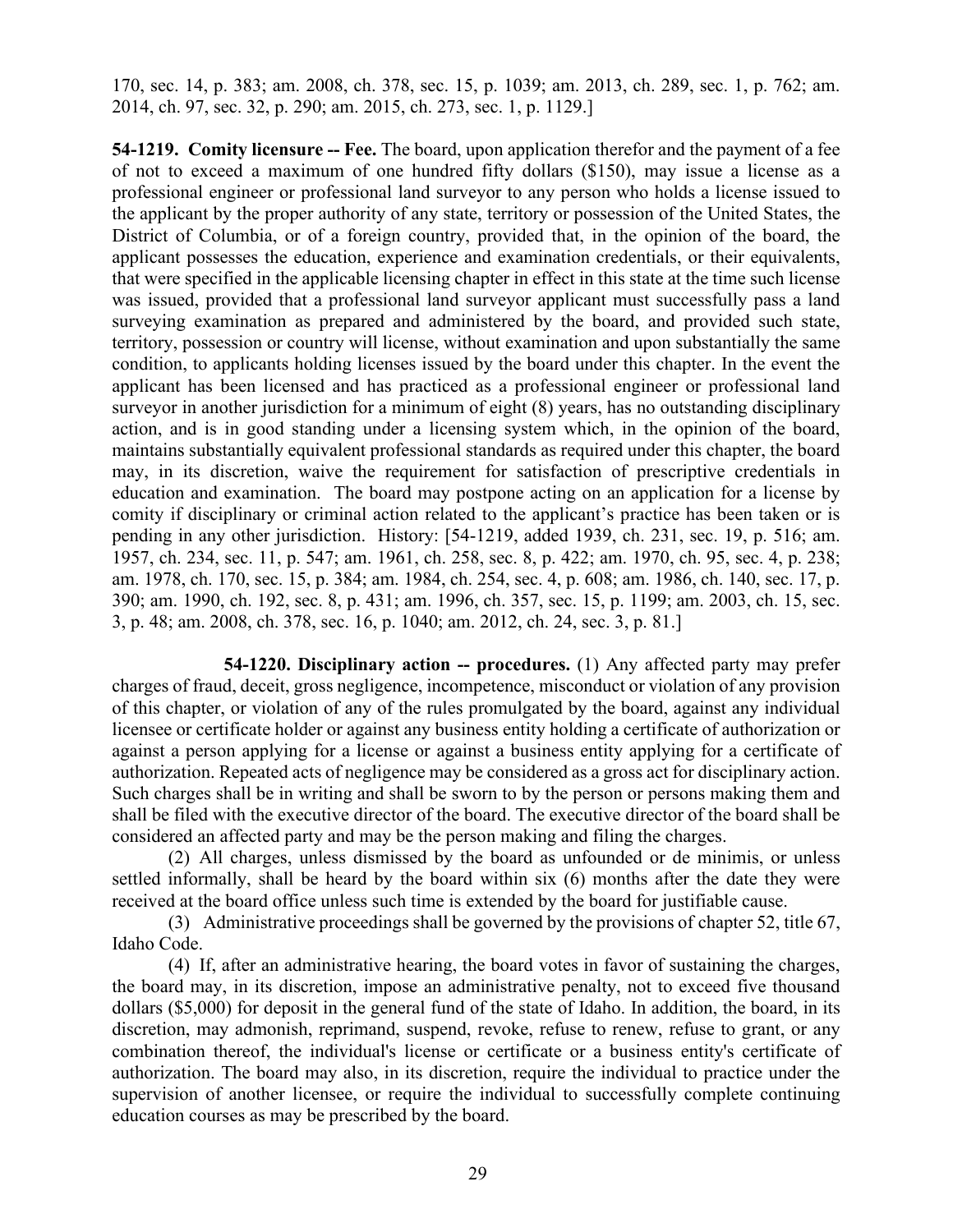170, sec. 14, p. 383; am. 2008, ch. 378, sec. 15, p. 1039; am. 2013, ch. 289, sec. 1, p. 762; am. 2014, ch. 97, sec. 32, p. 290; am. 2015, ch. 273, sec. 1, p. 1129.]

**54-1219. Comity licensure -- Fee.** The board, upon application therefor and the payment of a fee of not to exceed a maximum of one hundred fifty dollars ($150), may issue a license as a professional engineer or professional land surveyor to any person who holds a license issued to the applicant by the proper authority of any state, territory or possession of the United States, the District of Columbia, or of a foreign country, provided that, in the opinion of the board, the applicant possesses the education, experience and examination credentials, or their equivalents, that were specified in the applicable licensing chapter in effect in this state at the time such license was issued, provided that a professional land surveyor applicant must successfully pass a land surveying examination as prepared and administered by the board, and provided such state, territory, possession or country will license, without examination and upon substantially the same condition, to applicants holding licenses issued by the board under this chapter. In the event the applicant has been licensed and has practiced as a professional engineer or professional land surveyor in another jurisdiction for a minimum of eight (8) years, has no outstanding disciplinary action, and is in good standing under a licensing system which, in the opinion of the board, maintains substantially equivalent professional standards as required under this chapter, the board may, in its discretion, waive the requirement for satisfaction of prescriptive credentials in education and examination. The board may postpone acting on an application for a license by comity if disciplinary or criminal action related to the applicant's practice has been taken or is pending in any other jurisdiction. History: [54-1219, added 1939, ch. 231, sec. 19, p. 516; am. 1957, ch. 234, sec. 11, p. 547; am. 1961, ch. 258, sec. 8, p. 422; am. 1970, ch. 95, sec. 4, p. 238; am. 1978, ch. 170, sec. 15, p. 384; am. 1984, ch. 254, sec. 4, p. 608; am. 1986, ch. 140, sec. 17, p. 390; am. 1990, ch. 192, sec. 8, p. 431; am. 1996, ch. 357, sec. 15, p. 1199; am. 2003, ch. 15, sec. 3, p. 48; am. 2008, ch. 378, sec. 16, p. 1040; am. 2012, ch. 24, sec. 3, p. 81.]

**54-1220. Disciplinary action -- procedures.** (1) Any affected party may prefer charges of fraud, deceit, gross negligence, incompetence, misconduct or violation of any provision of this chapter, or violation of any of the rules promulgated by the board, against any individual licensee or certificate holder or against any business entity holding a certificate of authorization or against a person applying for a license or against a business entity applying for a certificate of authorization. Repeated acts of negligence may be considered as a gross act for disciplinary action. Such charges shall be in writing and shall be sworn to by the person or persons making them and shall be filed with the executive director of the board. The executive director of the board shall be considered an affected party and may be the person making and filing the charges.

(2) All charges, unless dismissed by the board as unfounded or de minimis, or unless settled informally, shall be heard by the board within six (6) months after the date they were received at the board office unless such time is extended by the board for justifiable cause.

(3) Administrative proceedings shall be governed by the provisions of chapter 52, title 67, Idaho Code.

(4) If, after an administrative hearing, the board votes in favor of sustaining the charges, the board may, in its discretion, impose an administrative penalty, not to exceed five thousand dollars ($5,000) for deposit in the general fund of the state of Idaho. In addition, the board, in its discretion, may admonish, reprimand, suspend, revoke, refuse to renew, refuse to grant, or any combination thereof, the individual's license or certificate or a business entity's certificate of authorization. The board may also, in its discretion, require the individual to practice under the supervision of another licensee, or require the individual to successfully complete continuing education courses as may be prescribed by the board.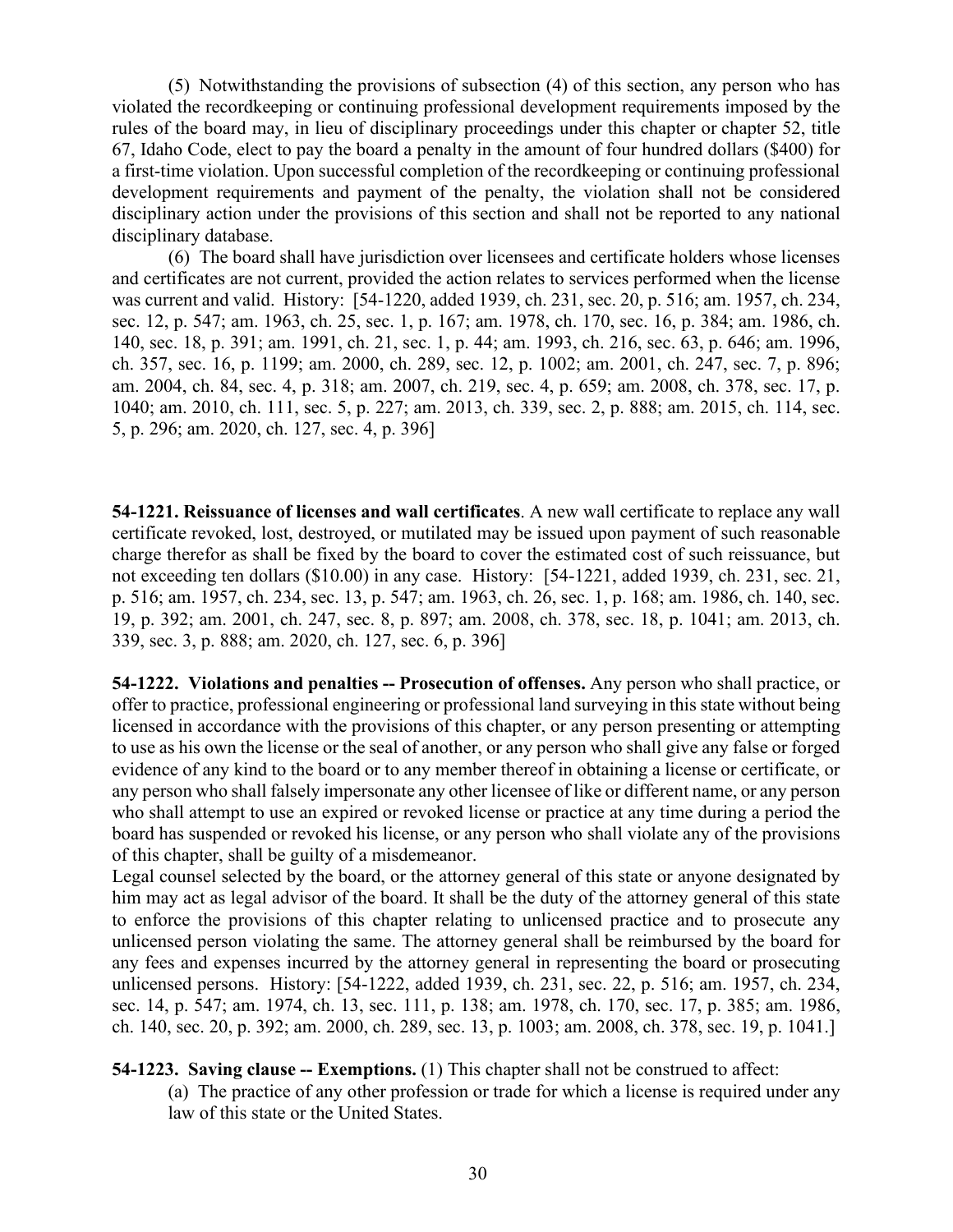(5) Notwithstanding the provisions of subsection (4) of this section, any person who has violated the recordkeeping or continuing professional development requirements imposed by the rules of the board may, in lieu of disciplinary proceedings under this chapter or chapter 52, title 67, Idaho Code, elect to pay the board a penalty in the amount of four hundred dollars ($400) for a first-time violation. Upon successful completion of the recordkeeping or continuing professional development requirements and payment of the penalty, the violation shall not be considered disciplinary action under the provisions of this section and shall not be reported to any national disciplinary database.

(6) The board shall have jurisdiction over licensees and certificate holders whose licenses and certificates are not current, provided the action relates to services performed when the license was current and valid. History: [54-1220, added 1939, ch. 231, sec. 20, p. 516; am. 1957, ch. 234, sec. 12, p. 547; am. 1963, ch. 25, sec. 1, p. 167; am. 1978, ch. 170, sec. 16, p. 384; am. 1986, ch. 140, sec. 18, p. 391; am. 1991, ch. 21, sec. 1, p. 44; am. 1993, ch. 216, sec. 63, p. 646; am. 1996, ch. 357, sec. 16, p. 1199; am. 2000, ch. 289, sec. 12, p. 1002; am. 2001, ch. 247, sec. 7, p. 896; am. 2004, ch. 84, sec. 4, p. 318; am. 2007, ch. 219, sec. 4, p. 659; am. 2008, ch. 378, sec. 17, p. 1040; am. 2010, ch. 111, sec. 5, p. 227; am. 2013, ch. 339, sec. 2, p. 888; am. 2015, ch. 114, sec. 5, p. 296; am. 2020, ch. 127, sec. 4, p. 396]

**54-1221. Reissuance of licenses and wall certificates**. A new wall certificate to replace any wall certificate revoked, lost, destroyed, or mutilated may be issued upon payment of such reasonable charge therefor as shall be fixed by the board to cover the estimated cost of such reissuance, but not exceeding ten dollars ($10.00) in any case. History: [54-1221, added 1939, ch. 231, sec. 21, p. 516; am. 1957, ch. 234, sec. 13, p. 547; am. 1963, ch. 26, sec. 1, p. 168; am. 1986, ch. 140, sec. 19, p. 392; am. 2001, ch. 247, sec. 8, p. 897; am. 2008, ch. 378, sec. 18, p. 1041; am. 2013, ch. 339, sec. 3, p. 888; am. 2020, ch. 127, sec. 6, p. 396]

**54-1222. Violations and penalties -- Prosecution of offenses.** Any person who shall practice, or offer to practice, professional engineering or professional land surveying in this state without being licensed in accordance with the provisions of this chapter, or any person presenting or attempting to use as his own the license or the seal of another, or any person who shall give any false or forged evidence of any kind to the board or to any member thereof in obtaining a license or certificate, or any person who shall falsely impersonate any other licensee of like or different name, or any person who shall attempt to use an expired or revoked license or practice at any time during a period the board has suspended or revoked his license, or any person who shall violate any of the provisions of this chapter, shall be guilty of a misdemeanor.

Legal counsel selected by the board, or the attorney general of this state or anyone designated by him may act as legal advisor of the board. It shall be the duty of the attorney general of this state to enforce the provisions of this chapter relating to unlicensed practice and to prosecute any unlicensed person violating the same. The attorney general shall be reimbursed by the board for any fees and expenses incurred by the attorney general in representing the board or prosecuting unlicensed persons. History: [54-1222, added 1939, ch. 231, sec. 22, p. 516; am. 1957, ch. 234, sec. 14, p. 547; am. 1974, ch. 13, sec. 111, p. 138; am. 1978, ch. 170, sec. 17, p. 385; am. 1986, ch. 140, sec. 20, p. 392; am. 2000, ch. 289, sec. 13, p. 1003; am. 2008, ch. 378, sec. 19, p. 1041.]

**54-1223. Saving clause -- Exemptions.** (1) This chapter shall not be construed to affect:

(a) The practice of any other profession or trade for which a license is required under any law of this state or the United States.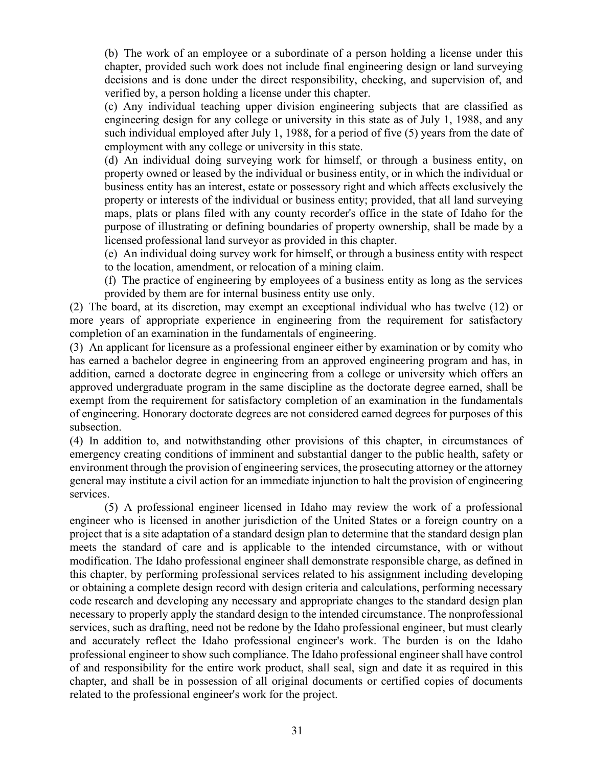(b) The work of an employee or a subordinate of a person holding a license under this chapter, provided such work does not include final engineering design or land surveying decisions and is done under the direct responsibility, checking, and supervision of, and verified by, a person holding a license under this chapter.

(c) Any individual teaching upper division engineering subjects that are classified as engineering design for any college or university in this state as of July 1, 1988, and any such individual employed after July 1, 1988, for a period of five (5) years from the date of employment with any college or university in this state.

(d) An individual doing surveying work for himself, or through a business entity, on property owned or leased by the individual or business entity, or in which the individual or business entity has an interest, estate or possessory right and which affects exclusively the property or interests of the individual or business entity; provided, that all land surveying maps, plats or plans filed with any county recorder's office in the state of Idaho for the purpose of illustrating or defining boundaries of property ownership, shall be made by a licensed professional land surveyor as provided in this chapter.

(e) An individual doing survey work for himself, or through a business entity with respect to the location, amendment, or relocation of a mining claim.

(f) The practice of engineering by employees of a business entity as long as the services provided by them are for internal business entity use only.

(2) The board, at its discretion, may exempt an exceptional individual who has twelve (12) or more years of appropriate experience in engineering from the requirement for satisfactory completion of an examination in the fundamentals of engineering.

(3) An applicant for licensure as a professional engineer either by examination or by comity who has earned a bachelor degree in engineering from an approved engineering program and has, in addition, earned a doctorate degree in engineering from a college or university which offers an approved undergraduate program in the same discipline as the doctorate degree earned, shall be exempt from the requirement for satisfactory completion of an examination in the fundamentals of engineering. Honorary doctorate degrees are not considered earned degrees for purposes of this subsection.

(4) In addition to, and notwithstanding other provisions of this chapter, in circumstances of emergency creating conditions of imminent and substantial danger to the public health, safety or environment through the provision of engineering services, the prosecuting attorney or the attorney general may institute a civil action for an immediate injunction to halt the provision of engineering services.

(5) A professional engineer licensed in Idaho may review the work of a professional engineer who is licensed in another jurisdiction of the United States or a foreign country on a project that is a site adaptation of a standard design plan to determine that the standard design plan meets the standard of care and is applicable to the intended circumstance, with or without modification. The Idaho professional engineer shall demonstrate responsible charge, as defined in this chapter, by performing professional services related to his assignment including developing or obtaining a complete design record with design criteria and calculations, performing necessary code research and developing any necessary and appropriate changes to the standard design plan necessary to properly apply the standard design to the intended circumstance. The nonprofessional services, such as drafting, need not be redone by the Idaho professional engineer, but must clearly and accurately reflect the Idaho professional engineer's work. The burden is on the Idaho professional engineer to show such compliance. The Idaho professional engineer shall have control of and responsibility for the entire work product, shall seal, sign and date it as required in this chapter, and shall be in possession of all original documents or certified copies of documents related to the professional engineer's work for the project.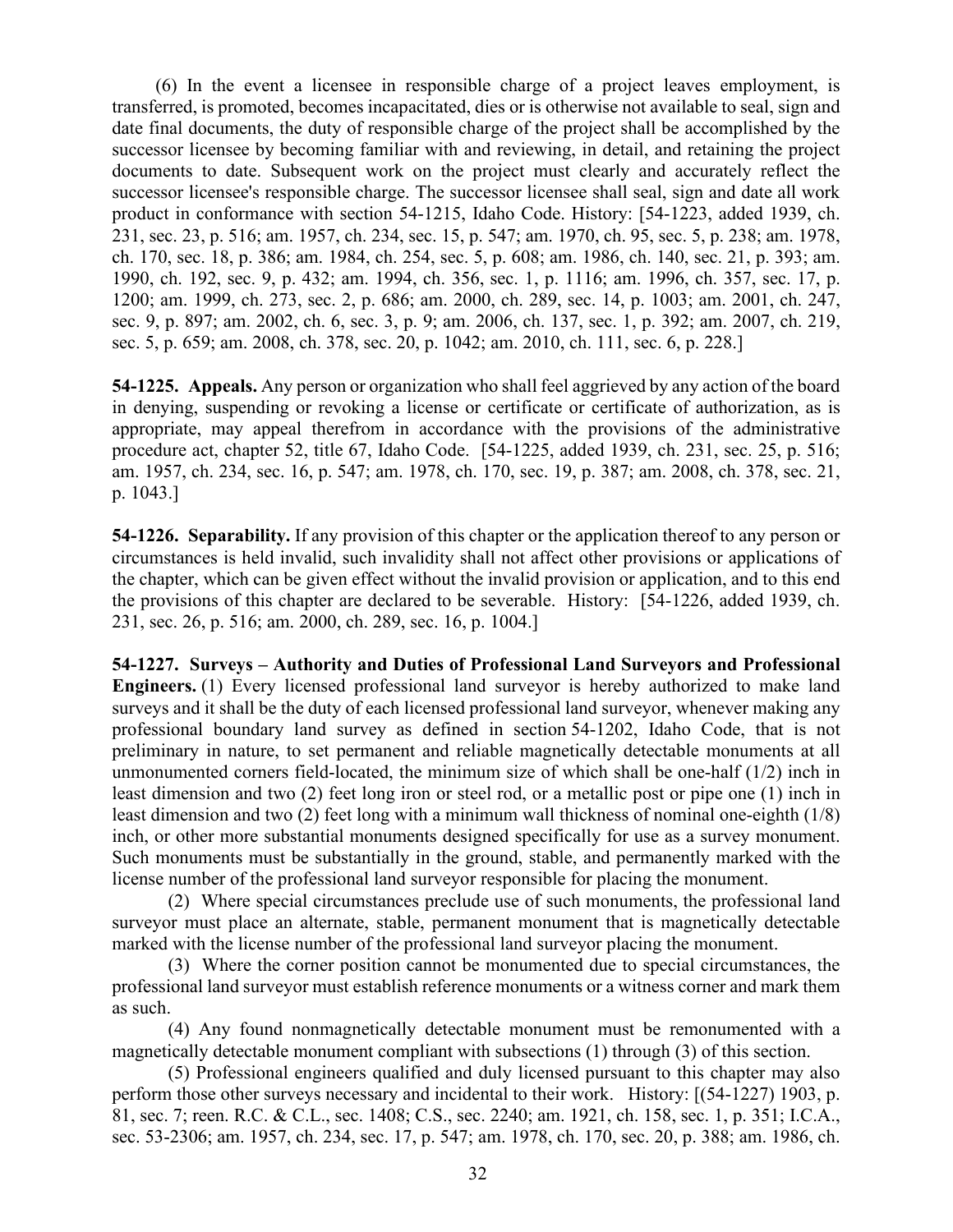(6) In the event a licensee in responsible charge of a project leaves employment, is transferred, is promoted, becomes incapacitated, dies or is otherwise not available to seal, sign and date final documents, the duty of responsible charge of the project shall be accomplished by the successor licensee by becoming familiar with and reviewing, in detail, and retaining the project documents to date. Subsequent work on the project must clearly and accurately reflect the successor licensee's responsible charge. The successor licensee shall seal, sign and date all work product in conformance with section 54-1215, Idaho Code. History: [54-1223, added 1939, ch. 231, sec. 23, p. 516; am. 1957, ch. 234, sec. 15, p. 547; am. 1970, ch. 95, sec. 5, p. 238; am. 1978, ch. 170, sec. 18, p. 386; am. 1984, ch. 254, sec. 5, p. 608; am. 1986, ch. 140, sec. 21, p. 393; am. 1990, ch. 192, sec. 9, p. 432; am. 1994, ch. 356, sec. 1, p. 1116; am. 1996, ch. 357, sec. 17, p. 1200; am. 1999, ch. 273, sec. 2, p. 686; am. 2000, ch. 289, sec. 14, p. 1003; am. 2001, ch. 247, sec. 9, p. 897; am. 2002, ch. 6, sec. 3, p. 9; am. 2006, ch. 137, sec. 1, p. 392; am. 2007, ch. 219, sec. 5, p. 659; am. 2008, ch. 378, sec. 20, p. 1042; am. 2010, ch. 111, sec. 6, p. 228.]

**54-1225. Appeals.** Any person or organization who shall feel aggrieved by any action of the board in denying, suspending or revoking a license or certificate or certificate of authorization, as is appropriate, may appeal therefrom in accordance with the provisions of the administrative procedure act, chapter 52, title 67, Idaho Code. [54-1225, added 1939, ch. 231, sec. 25, p. 516; am. 1957, ch. 234, sec. 16, p. 547; am. 1978, ch. 170, sec. 19, p. 387; am. 2008, ch. 378, sec. 21, p. 1043.]

**54-1226. Separability.** If any provision of this chapter or the application thereof to any person or circumstances is held invalid, such invalidity shall not affect other provisions or applications of the chapter, which can be given effect without the invalid provision or application, and to this end the provisions of this chapter are declared to be severable. History: [54-1226, added 1939, ch. 231, sec. 26, p. 516; am. 2000, ch. 289, sec. 16, p. 1004.]

**54-1227. Surveys – Authority and Duties of Professional Land Surveyors and Professional Engineers.** (1) Every licensed professional land surveyor is hereby authorized to make land surveys and it shall be the duty of each licensed professional land surveyor, whenever making any professional boundary land survey as defined in section 54-1202, Idaho Code, that is not preliminary in nature, to set permanent and reliable magnetically detectable monuments at all unmonumented corners field-located, the minimum size of which shall be one-half (1/2) inch in least dimension and two (2) feet long iron or steel rod, or a metallic post or pipe one (1) inch in least dimension and two (2) feet long with a minimum wall thickness of nominal one-eighth (1/8) inch, or other more substantial monuments designed specifically for use as a survey monument. Such monuments must be substantially in the ground, stable, and permanently marked with the license number of the professional land surveyor responsible for placing the monument.

(2) Where special circumstances preclude use of such monuments, the professional land surveyor must place an alternate, stable, permanent monument that is magnetically detectable marked with the license number of the professional land surveyor placing the monument.

(3) Where the corner position cannot be monumented due to special circumstances, the professional land surveyor must establish reference monuments or a witness corner and mark them as such.

(4) Any found nonmagnetically detectable monument must be remonumented with a magnetically detectable monument compliant with subsections (1) through (3) of this section.

(5) Professional engineers qualified and duly licensed pursuant to this chapter may also perform those other surveys necessary and incidental to their work. History: [(54-1227) 1903, p. 81, sec. 7; reen. R.C. & C.L., sec. 1408; C.S., sec. 2240; am. 1921, ch. 158, sec. 1, p. 351; I.C.A., sec. 53-2306; am. 1957, ch. 234, sec. 17, p. 547; am. 1978, ch. 170, sec. 20, p. 388; am. 1986, ch.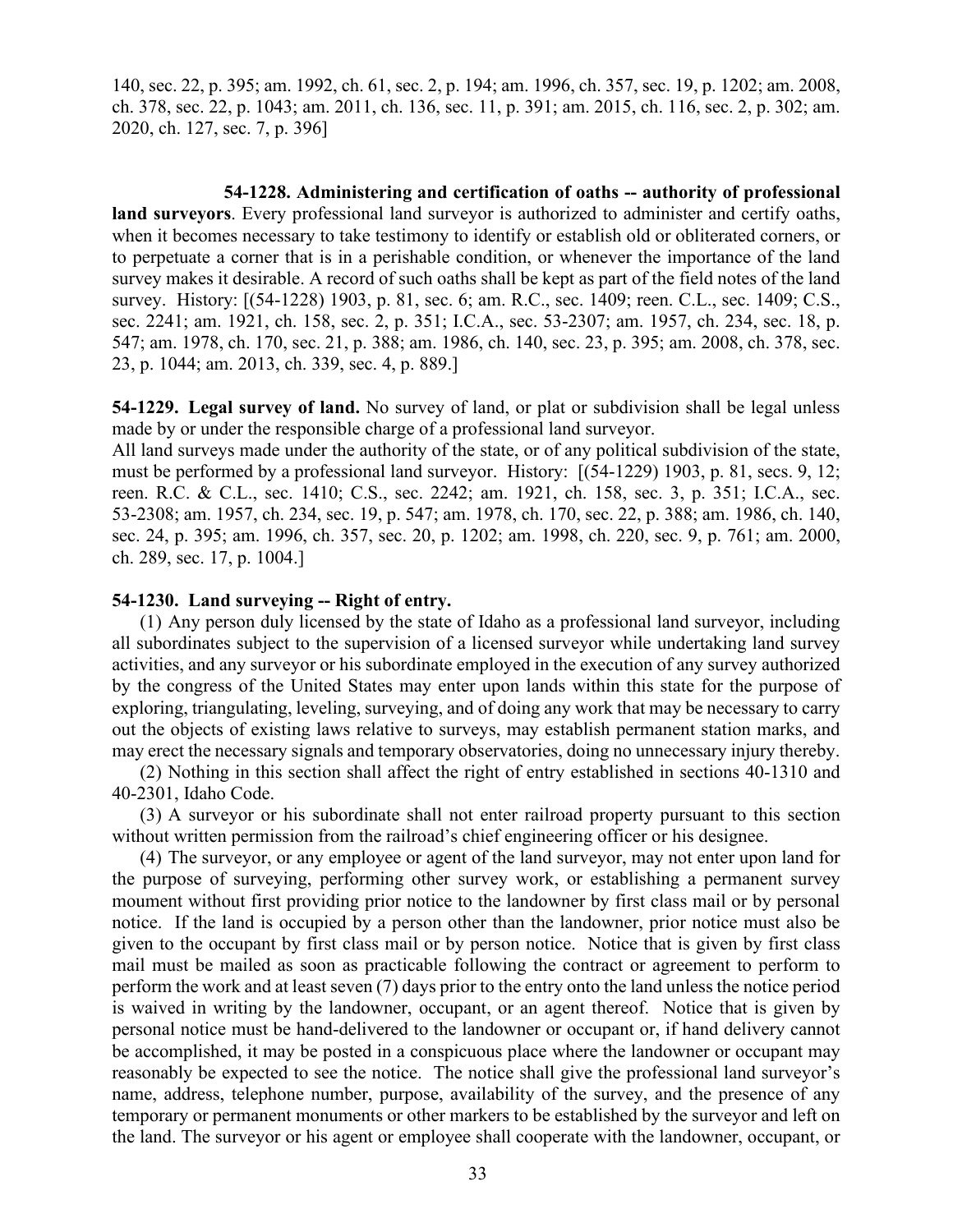140, sec. 22, p. 395; am. 1992, ch. 61, sec. 2, p. 194; am. 1996, ch. 357, sec. 19, p. 1202; am. 2008, ch. 378, sec. 22, p. 1043; am. 2011, ch. 136, sec. 11, p. 391; am. 2015, ch. 116, sec. 2, p. 302; am. 2020, ch. 127, sec. 7, p. 396]

**54-1228. Administering and certification of oaths -- authority of professional land surveyors**. Every professional land surveyor is authorized to administer and certify oaths, when it becomes necessary to take testimony to identify or establish old or obliterated corners, or to perpetuate a corner that is in a perishable condition, or whenever the importance of the land survey makes it desirable. A record of such oaths shall be kept as part of the field notes of the land survey. History: [(54-1228) 1903, p. 81, sec. 6; am. R.C., sec. 1409; reen. C.L., sec. 1409; C.S., sec. 2241; am. 1921, ch. 158, sec. 2, p. 351; I.C.A., sec. 53-2307; am. 1957, ch. 234, sec. 18, p. 547; am. 1978, ch. 170, sec. 21, p. 388; am. 1986, ch. 140, sec. 23, p. 395; am. 2008, ch. 378, sec. 23, p. 1044; am. 2013, ch. 339, sec. 4, p. 889.]

**54-1229. Legal survey of land.** No survey of land, or plat or subdivision shall be legal unless made by or under the responsible charge of a professional land surveyor.
All land surveys made under the authority of the state, or of any political subdivision of the state, must be performed by a professional land surveyor. History: [(54-1229) 1903, p. 81, secs. 9, 12; reen. R.C. & C.L., sec. 1410; C.S., sec. 2242; am. 1921, ch. 158, sec. 3, p. 351; I.C.A., sec. 53-2308; am. 1957, ch. 234, sec. 19, p. 547; am. 1978, ch. 170, sec. 22, p. 388; am. 1986, ch. 140, sec. 24, p. 395; am. 1996, ch. 357, sec. 20, p. 1202; am. 1998, ch. 220, sec. 9, p. 761; am. 2000, ch. 289, sec. 17, p. 1004.]

**54-1230. Land surveying -- Right of entry.**

(1) Any person duly licensed by the state of Idaho as a professional land surveyor, including all subordinates subject to the supervision of a licensed surveyor while undertaking land survey activities, and any surveyor or his subordinate employed in the execution of any survey authorized by the congress of the United States may enter upon lands within this state for the purpose of exploring, triangulating, leveling, surveying, and of doing any work that may be necessary to carry out the objects of existing laws relative to surveys, may establish permanent station marks, and may erect the necessary signals and temporary observatories, doing no unnecessary injury thereby.

(2) Nothing in this section shall affect the right of entry established in sections 40-1310 and 40-2301, Idaho Code.

(3) A surveyor or his subordinate shall not enter railroad property pursuant to this section without written permission from the railroad's chief engineering officer or his designee.

(4) The surveyor, or any employee or agent of the land surveyor, may not enter upon land for the purpose of surveying, performing other survey work, or establishing a permanent survey moument without first providing prior notice to the landowner by first class mail or by personal notice. If the land is occupied by a person other than the landowner, prior notice must also be given to the occupant by first class mail or by person notice. Notice that is given by first class mail must be mailed as soon as practicable following the contract or agreement to perform to perform the work and at least seven (7) days prior to the entry onto the land unless the notice period is waived in writing by the landowner, occupant, or an agent thereof. Notice that is given by personal notice must be hand-delivered to the landowner or occupant or, if hand delivery cannot be accomplished, it may be posted in a conspicuous place where the landowner or occupant may reasonably be expected to see the notice. The notice shall give the professional land surveyor's name, address, telephone number, purpose, availability of the survey, and the presence of any temporary or permanent monuments or other markers to be established by the surveyor and left on the land. The surveyor or his agent or employee shall cooperate with the landowner, occupant, or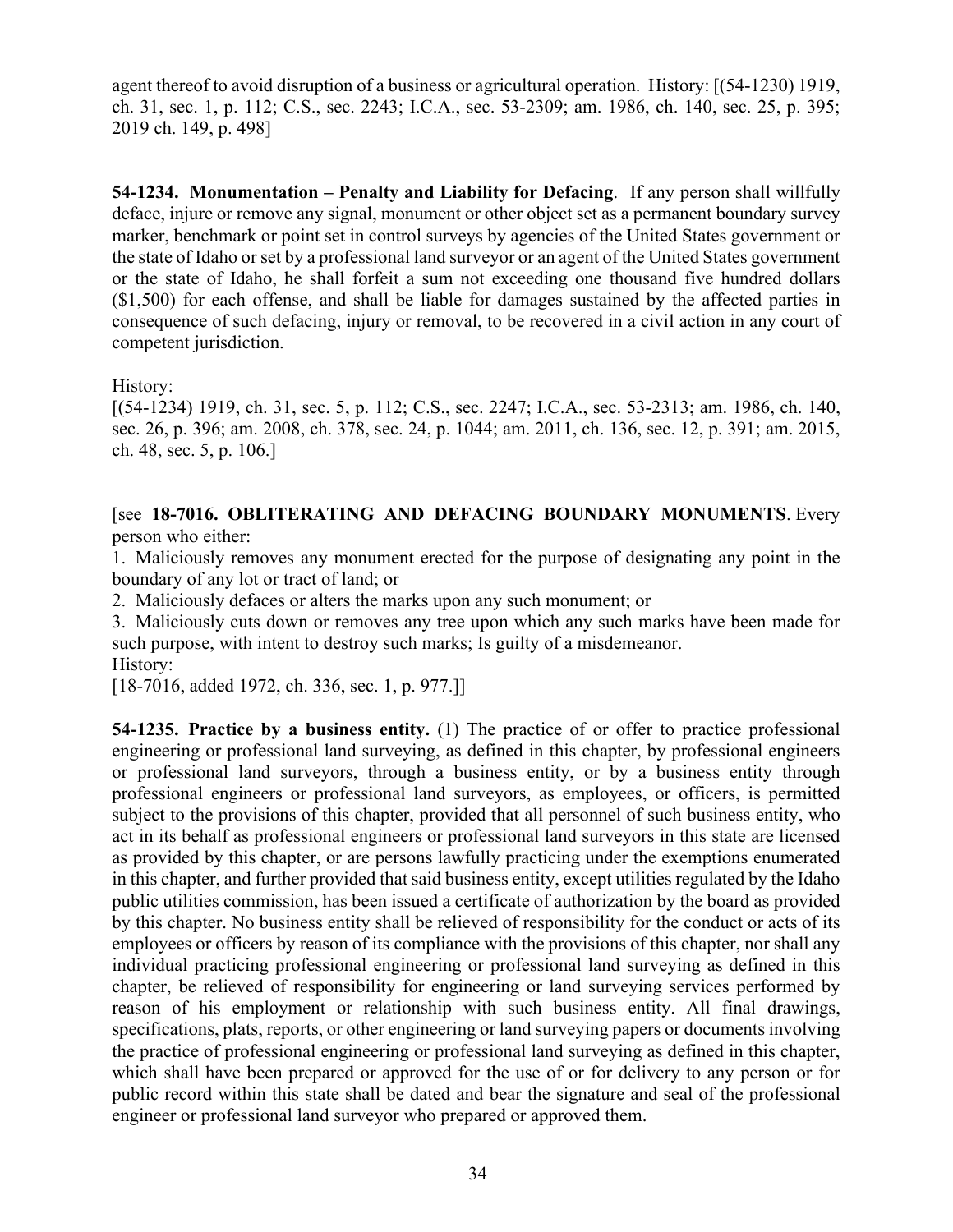agent thereof to avoid disruption of a business or agricultural operation. History: [(54-1230) 1919, ch. 31, sec. 1, p. 112; C.S., sec. 2243; I.C.A., sec. 53-2309; am. 1986, ch. 140, sec. 25, p. 395; 2019 ch. 149, p. 498]

**54-1234. Monumentation – Penalty and Liability for Defacing**. If any person shall willfully deface, injure or remove any signal, monument or other object set as a permanent boundary survey marker, benchmark or point set in control surveys by agencies of the United States government or the state of Idaho or set by a professional land surveyor or an agent of the United States government or the state of Idaho, he shall forfeit a sum not exceeding one thousand five hundred dollars ($1,500) for each offense, and shall be liable for damages sustained by the affected parties in consequence of such defacing, injury or removal, to be recovered in a civil action in any court of competent jurisdiction.

History:
[(54-1234) 1919, ch. 31, sec. 5, p. 112; C.S., sec. 2247; I.C.A., sec. 53-2313; am. 1986, ch. 140, sec. 26, p. 396; am. 2008, ch. 378, sec. 24, p. 1044; am. 2011, ch. 136, sec. 12, p. 391; am. 2015, ch. 48, sec. 5, p. 106.]

[see **18-7016. OBLITERATING AND DEFACING BOUNDARY MONUMENTS**. Every person who either:

1. Maliciously removes any monument erected for the purpose of designating any point in the boundary of any lot or tract of land; or
2. Maliciously defaces or alters the marks upon any such monument; or
3. Maliciously cuts down or removes any tree upon which any such marks have been made for such purpose, with intent to destroy such marks; Is guilty of a misdemeanor.

History:
[18-7016, added 1972, ch. 336, sec. 1, p. 977.]]

**54-1235. Practice by a business entity.** (1) The practice of or offer to practice professional engineering or professional land surveying, as defined in this chapter, by professional engineers or professional land surveyors, through a business entity, or by a business entity through professional engineers or professional land surveyors, as employees, or officers, is permitted subject to the provisions of this chapter, provided that all personnel of such business entity, who act in its behalf as professional engineers or professional land surveyors in this state are licensed as provided by this chapter, or are persons lawfully practicing under the exemptions enumerated in this chapter, and further provided that said business entity, except utilities regulated by the Idaho public utilities commission, has been issued a certificate of authorization by the board as provided by this chapter. No business entity shall be relieved of responsibility for the conduct or acts of its employees or officers by reason of its compliance with the provisions of this chapter, nor shall any individual practicing professional engineering or professional land surveying as defined in this chapter, be relieved of responsibility for engineering or land surveying services performed by reason of his employment or relationship with such business entity. All final drawings, specifications, plats, reports, or other engineering or land surveying papers or documents involving the practice of professional engineering or professional land surveying as defined in this chapter, which shall have been prepared or approved for the use of or for delivery to any person or for public record within this state shall be dated and bear the signature and seal of the professional engineer or professional land surveyor who prepared or approved them.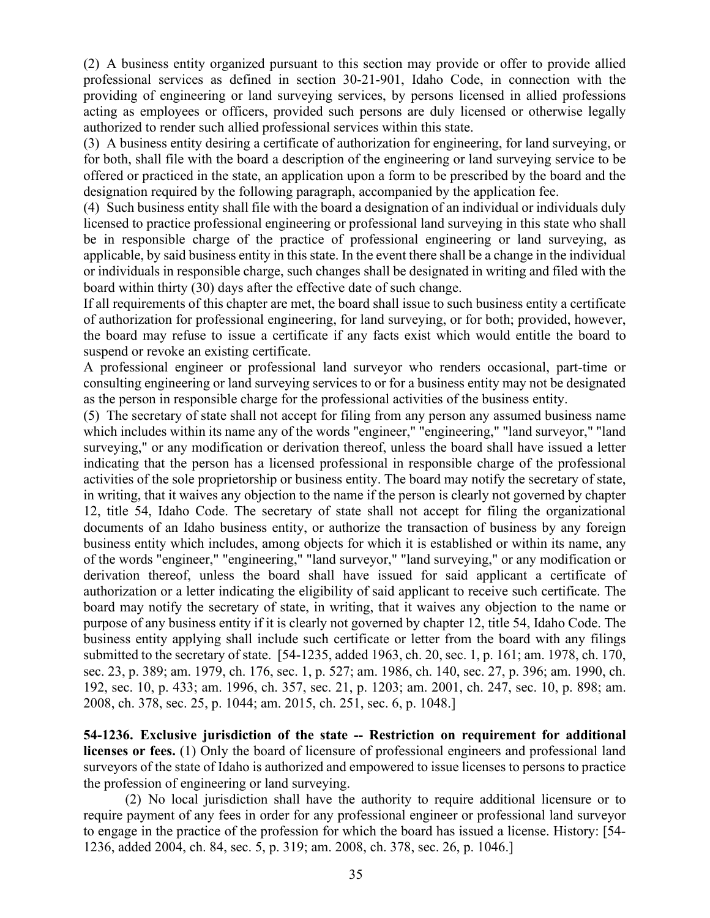(2) A business entity organized pursuant to this section may provide or offer to provide allied professional services as defined in section 30-21-901, Idaho Code, in connection with the providing of engineering or land surveying services, by persons licensed in allied professions acting as employees or officers, provided such persons are duly licensed or otherwise legally authorized to render such allied professional services within this state.

(3) A business entity desiring a certificate of authorization for engineering, for land surveying, or for both, shall file with the board a description of the engineering or land surveying service to be offered or practiced in the state, an application upon a form to be prescribed by the board and the designation required by the following paragraph, accompanied by the application fee.

(4) Such business entity shall file with the board a designation of an individual or individuals duly licensed to practice professional engineering or professional land surveying in this state who shall be in responsible charge of the practice of professional engineering or land surveying, as applicable, by said business entity in this state. In the event there shall be a change in the individual or individuals in responsible charge, such changes shall be designated in writing and filed with the board within thirty (30) days after the effective date of such change.

If all requirements of this chapter are met, the board shall issue to such business entity a certificate of authorization for professional engineering, for land surveying, or for both; provided, however, the board may refuse to issue a certificate if any facts exist which would entitle the board to suspend or revoke an existing certificate.

A professional engineer or professional land surveyor who renders occasional, part-time or consulting engineering or land surveying services to or for a business entity may not be designated as the person in responsible charge for the professional activities of the business entity.

(5) The secretary of state shall not accept for filing from any person any assumed business name which includes within its name any of the words "engineer," "engineering," "land surveyor," "land surveying," or any modification or derivation thereof, unless the board shall have issued a letter indicating that the person has a licensed professional in responsible charge of the professional activities of the sole proprietorship or business entity. The board may notify the secretary of state, in writing, that it waives any objection to the name if the person is clearly not governed by chapter 12, title 54, Idaho Code. The secretary of state shall not accept for filing the organizational documents of an Idaho business entity, or authorize the transaction of business by any foreign business entity which includes, among objects for which it is established or within its name, any of the words "engineer," "engineering," "land surveyor," "land surveying," or any modification or derivation thereof, unless the board shall have issued for said applicant a certificate of authorization or a letter indicating the eligibility of said applicant to receive such certificate. The board may notify the secretary of state, in writing, that it waives any objection to the name or purpose of any business entity if it is clearly not governed by chapter 12, title 54, Idaho Code. The business entity applying shall include such certificate or letter from the board with any filings submitted to the secretary of state. [54-1235, added 1963, ch. 20, sec. 1, p. 161; am. 1978, ch. 170, sec. 23, p. 389; am. 1979, ch. 176, sec. 1, p. 527; am. 1986, ch. 140, sec. 27, p. 396; am. 1990, ch. 192, sec. 10, p. 433; am. 1996, ch. 357, sec. 21, p. 1203; am. 2001, ch. 247, sec. 10, p. 898; am. 2008, ch. 378, sec. 25, p. 1044; am. 2015, ch. 251, sec. 6, p. 1048.]

**54-1236. Exclusive jurisdiction of the state -- Restriction on requirement for additional licenses or fees.** (1) Only the board of licensure of professional engineers and professional land surveyors of the state of Idaho is authorized and empowered to issue licenses to persons to practice the profession of engineering or land surveying.

(2) No local jurisdiction shall have the authority to require additional licensure or to require payment of any fees in order for any professional engineer or professional land surveyor to engage in the practice of the profession for which the board has issued a license. History: [54-1236, added 2004, ch. 84, sec. 5, p. 319; am. 2008, ch. 378, sec. 26, p. 1046.]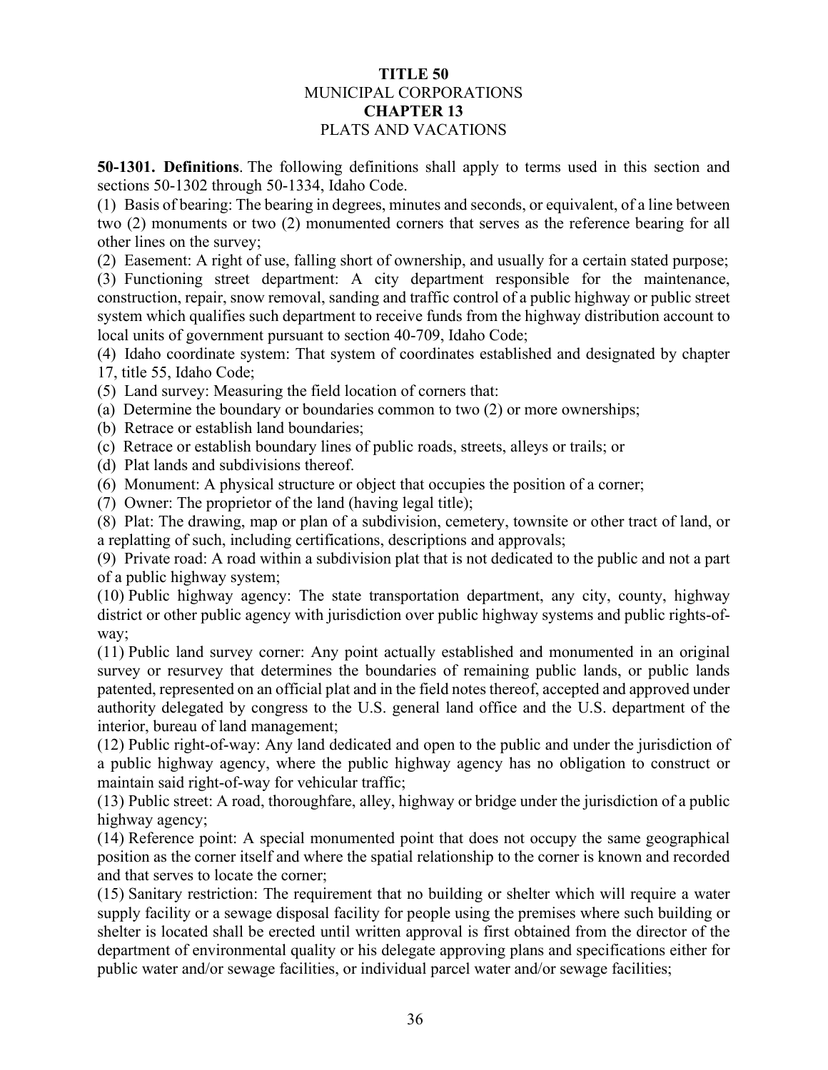# TITLE 50
## MUNICIPAL CORPORATIONS
# CHAPTER 13
## PLATS AND VACATIONS

**50-1301. Definitions**. The following definitions shall apply to terms used in this section and sections 50-1302 through 50-1334, Idaho Code.

(1) Basis of bearing: The bearing in degrees, minutes and seconds, or equivalent, of a line between two (2) monuments or two (2) monumented corners that serves as the reference bearing for all other lines on the survey;

(2) Easement: A right of use, falling short of ownership, and usually for a certain stated purpose;

(3) Functioning street department: A city department responsible for the maintenance, construction, repair, snow removal, sanding and traffic control of a public highway or public street system which qualifies such department to receive funds from the highway distribution account to local units of government pursuant to section 40-709, Idaho Code;

(4) Idaho coordinate system: That system of coordinates established and designated by chapter 17, title 55, Idaho Code;

(5) Land survey: Measuring the field location of corners that:

(a) Determine the boundary or boundaries common to two (2) or more ownerships;

(b) Retrace or establish land boundaries;

(c) Retrace or establish boundary lines of public roads, streets, alleys or trails; or

(d) Plat lands and subdivisions thereof.

(6) Monument: A physical structure or object that occupies the position of a corner;

(7) Owner: The proprietor of the land (having legal title);

(8) Plat: The drawing, map or plan of a subdivision, cemetery, townsite or other tract of land, or a replatting of such, including certifications, descriptions and approvals;

(9) Private road: A road within a subdivision plat that is not dedicated to the public and not a part of a public highway system;

(10) Public highway agency: The state transportation department, any city, county, highway district or other public agency with jurisdiction over public highway systems and public rights-of-way;

(11) Public land survey corner: Any point actually established and monumented in an original survey or resurvey that determines the boundaries of remaining public lands, or public lands patented, represented on an official plat and in the field notes thereof, accepted and approved under authority delegated by congress to the U.S. general land office and the U.S. department of the interior, bureau of land management;

(12) Public right-of-way: Any land dedicated and open to the public and under the jurisdiction of a public highway agency, where the public highway agency has no obligation to construct or maintain said right-of-way for vehicular traffic;

(13) Public street: A road, thoroughfare, alley, highway or bridge under the jurisdiction of a public highway agency;

(14) Reference point: A special monumented point that does not occupy the same geographical position as the corner itself and where the spatial relationship to the corner is known and recorded and that serves to locate the corner;

(15) Sanitary restriction: The requirement that no building or shelter which will require a water supply facility or a sewage disposal facility for people using the premises where such building or shelter is located shall be erected until written approval is first obtained from the director of the department of environmental quality or his delegate approving plans and specifications either for public water and/or sewage facilities, or individual parcel water and/or sewage facilities;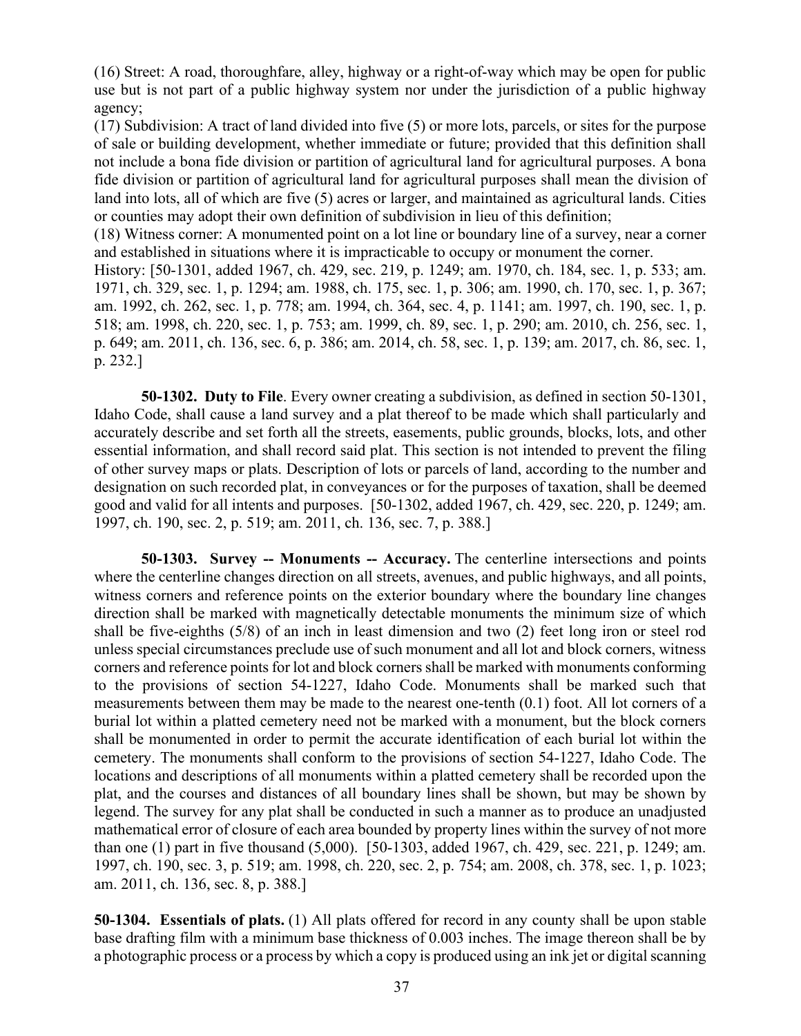(16) Street: A road, thoroughfare, alley, highway or a right-of-way which may be open for public use but is not part of a public highway system nor under the jurisdiction of a public highway agency;

(17) Subdivision: A tract of land divided into five (5) or more lots, parcels, or sites for the purpose of sale or building development, whether immediate or future; provided that this definition shall not include a bona fide division or partition of agricultural land for agricultural purposes. A bona fide division or partition of agricultural land for agricultural purposes shall mean the division of land into lots, all of which are five (5) acres or larger, and maintained as agricultural lands. Cities or counties may adopt their own definition of subdivision in lieu of this definition;

(18) Witness corner: A monumented point on a lot line or boundary line of a survey, near a corner and established in situations where it is impracticable to occupy or monument the corner.

History: [50-1301, added 1967, ch. 429, sec. 219, p. 1249; am. 1970, ch. 184, sec. 1, p. 533; am. 1971, ch. 329, sec. 1, p. 1294; am. 1988, ch. 175, sec. 1, p. 306; am. 1990, ch. 170, sec. 1, p. 367; am. 1992, ch. 262, sec. 1, p. 778; am. 1994, ch. 364, sec. 4, p. 1141; am. 1997, ch. 190, sec. 1, p. 518; am. 1998, ch. 220, sec. 1, p. 753; am. 1999, ch. 89, sec. 1, p. 290; am. 2010, ch. 256, sec. 1, p. 649; am. 2011, ch. 136, sec. 6, p. 386; am. 2014, ch. 58, sec. 1, p. 139; am. 2017, ch. 86, sec. 1, p. 232.]

**50-1302. Duty to File**. Every owner creating a subdivision, as defined in section 50-1301, Idaho Code, shall cause a land survey and a plat thereof to be made which shall particularly and accurately describe and set forth all the streets, easements, public grounds, blocks, lots, and other essential information, and shall record said plat. This section is not intended to prevent the filing of other survey maps or plats. Description of lots or parcels of land, according to the number and designation on such recorded plat, in conveyances or for the purposes of taxation, shall be deemed good and valid for all intents and purposes. [50-1302, added 1967, ch. 429, sec. 220, p. 1249; am. 1997, ch. 190, sec. 2, p. 519; am. 2011, ch. 136, sec. 7, p. 388.]

**50-1303. Survey -- Monuments -- Accuracy.** The centerline intersections and points where the centerline changes direction on all streets, avenues, and public highways, and all points, witness corners and reference points on the exterior boundary where the boundary line changes direction shall be marked with magnetically detectable monuments the minimum size of which shall be five-eighths (5/8) of an inch in least dimension and two (2) feet long iron or steel rod unless special circumstances preclude use of such monument and all lot and block corners, witness corners and reference points for lot and block corners shall be marked with monuments conforming to the provisions of section 54-1227, Idaho Code. Monuments shall be marked such that measurements between them may be made to the nearest one-tenth (0.1) foot. All lot corners of a burial lot within a platted cemetery need not be marked with a monument, but the block corners shall be monumented in order to permit the accurate identification of each burial lot within the cemetery. The monuments shall conform to the provisions of section 54-1227, Idaho Code. The locations and descriptions of all monuments within a platted cemetery shall be recorded upon the plat, and the courses and distances of all boundary lines shall be shown, but may be shown by legend. The survey for any plat shall be conducted in such a manner as to produce an unadjusted mathematical error of closure of each area bounded by property lines within the survey of not more than one (1) part in five thousand (5,000). [50-1303, added 1967, ch. 429, sec. 221, p. 1249; am. 1997, ch. 190, sec. 3, p. 519; am. 1998, ch. 220, sec. 2, p. 754; am. 2008, ch. 378, sec. 1, p. 1023; am. 2011, ch. 136, sec. 8, p. 388.]

**50-1304. Essentials of plats.** (1) All plats offered for record in any county shall be upon stable base drafting film with a minimum base thickness of 0.003 inches. The image thereon shall be by a photographic process or a process by which a copy is produced using an ink jet or digital scanning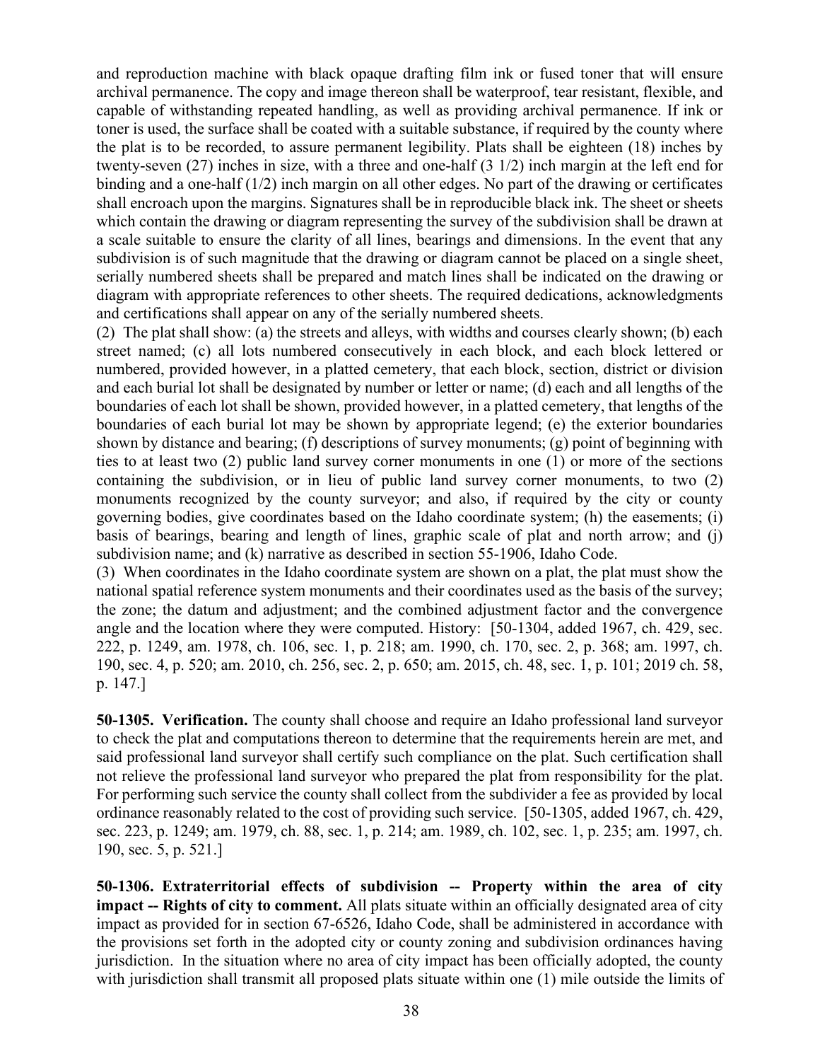and reproduction machine with black opaque drafting film ink or fused toner that will ensure archival permanence. The copy and image thereon shall be waterproof, tear resistant, flexible, and capable of withstanding repeated handling, as well as providing archival permanence. If ink or toner is used, the surface shall be coated with a suitable substance, if required by the county where the plat is to be recorded, to assure permanent legibility. Plats shall be eighteen (18) inches by twenty-seven (27) inches in size, with a three and one-half (3 1/2) inch margin at the left end for binding and a one-half (1/2) inch margin on all other edges. No part of the drawing or certificates shall encroach upon the margins. Signatures shall be in reproducible black ink. The sheet or sheets which contain the drawing or diagram representing the survey of the subdivision shall be drawn at a scale suitable to ensure the clarity of all lines, bearings and dimensions. In the event that any subdivision is of such magnitude that the drawing or diagram cannot be placed on a single sheet, serially numbered sheets shall be prepared and match lines shall be indicated on the drawing or diagram with appropriate references to other sheets. The required dedications, acknowledgments and certifications shall appear on any of the serially numbered sheets.

(2) The plat shall show: (a) the streets and alleys, with widths and courses clearly shown; (b) each street named; (c) all lots numbered consecutively in each block, and each block lettered or numbered, provided however, in a platted cemetery, that each block, section, district or division and each burial lot shall be designated by number or letter or name; (d) each and all lengths of the boundaries of each lot shall be shown, provided however, in a platted cemetery, that lengths of the boundaries of each burial lot may be shown by appropriate legend; (e) the exterior boundaries shown by distance and bearing; (f) descriptions of survey monuments; (g) point of beginning with ties to at least two (2) public land survey corner monuments in one (1) or more of the sections containing the subdivision, or in lieu of public land survey corner monuments, to two (2) monuments recognized by the county surveyor; and also, if required by the city or county governing bodies, give coordinates based on the Idaho coordinate system; (h) the easements; (i) basis of bearings, bearing and length of lines, graphic scale of plat and north arrow; and (j) subdivision name; and (k) narrative as described in section 55-1906, Idaho Code.

(3) When coordinates in the Idaho coordinate system are shown on a plat, the plat must show the national spatial reference system monuments and their coordinates used as the basis of the survey; the zone; the datum and adjustment; and the combined adjustment factor and the convergence angle and the location where they were computed. History: [50-1304, added 1967, ch. 429, sec. 222, p. 1249, am. 1978, ch. 106, sec. 1, p. 218; am. 1990, ch. 170, sec. 2, p. 368; am. 1997, ch. 190, sec. 4, p. 520; am. 2010, ch. 256, sec. 2, p. 650; am. 2015, ch. 48, sec. 1, p. 101; 2019 ch. 58, p. 147.]

**50-1305. Verification.** The county shall choose and require an Idaho professional land surveyor to check the plat and computations thereon to determine that the requirements herein are met, and said professional land surveyor shall certify such compliance on the plat. Such certification shall not relieve the professional land surveyor who prepared the plat from responsibility for the plat. For performing such service the county shall collect from the subdivider a fee as provided by local ordinance reasonably related to the cost of providing such service. [50-1305, added 1967, ch. 429, sec. 223, p. 1249; am. 1979, ch. 88, sec. 1, p. 214; am. 1989, ch. 102, sec. 1, p. 235; am. 1997, ch. 190, sec. 5, p. 521.]

**50-1306. Extraterritorial effects of subdivision -- Property within the area of city impact -- Rights of city to comment.** All plats situate within an officially designated area of city impact as provided for in section 67-6526, Idaho Code, shall be administered in accordance with the provisions set forth in the adopted city or county zoning and subdivision ordinances having jurisdiction. In the situation where no area of city impact has been officially adopted, the county with jurisdiction shall transmit all proposed plats situate within one (1) mile outside the limits of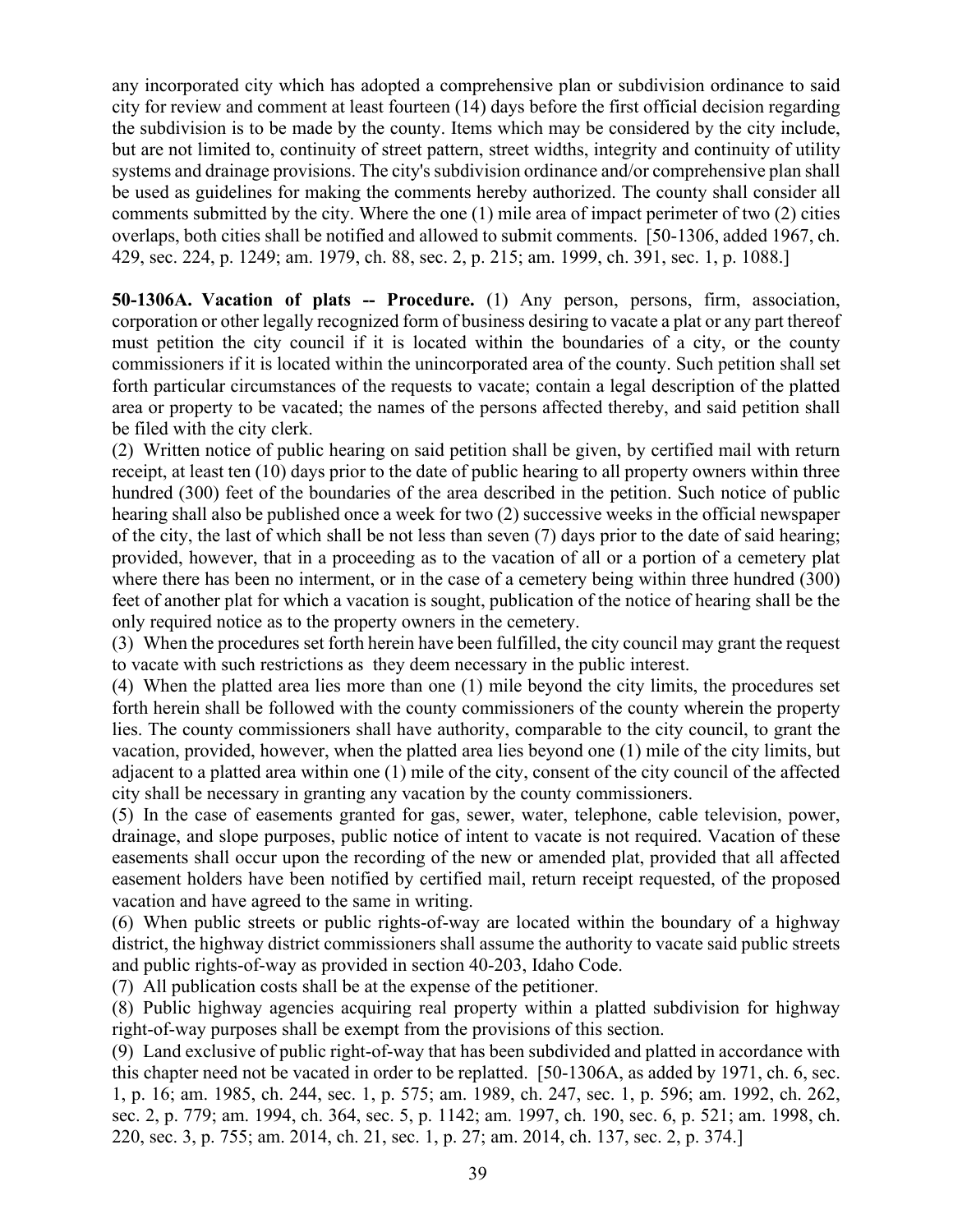any incorporated city which has adopted a comprehensive plan or subdivision ordinance to said city for review and comment at least fourteen (14) days before the first official decision regarding the subdivision is to be made by the county. Items which may be considered by the city include, but are not limited to, continuity of street pattern, street widths, integrity and continuity of utility systems and drainage provisions. The city's subdivision ordinance and/or comprehensive plan shall be used as guidelines for making the comments hereby authorized. The county shall consider all comments submitted by the city. Where the one (1) mile area of impact perimeter of two (2) cities overlaps, both cities shall be notified and allowed to submit comments. [50-1306, added 1967, ch. 429, sec. 224, p. 1249; am. 1979, ch. 88, sec. 2, p. 215; am. 1999, ch. 391, sec. 1, p. 1088.]

**50-1306A. Vacation of plats -- Procedure.** (1) Any person, persons, firm, association, corporation or other legally recognized form of business desiring to vacate a plat or any part thereof must petition the city council if it is located within the boundaries of a city, or the county commissioners if it is located within the unincorporated area of the county. Such petition shall set forth particular circumstances of the requests to vacate; contain a legal description of the platted area or property to be vacated; the names of the persons affected thereby, and said petition shall be filed with the city clerk.

(2) Written notice of public hearing on said petition shall be given, by certified mail with return receipt, at least ten (10) days prior to the date of public hearing to all property owners within three hundred (300) feet of the boundaries of the area described in the petition. Such notice of public hearing shall also be published once a week for two (2) successive weeks in the official newspaper of the city, the last of which shall be not less than seven (7) days prior to the date of said hearing; provided, however, that in a proceeding as to the vacation of all or a portion of a cemetery plat where there has been no interment, or in the case of a cemetery being within three hundred (300) feet of another plat for which a vacation is sought, publication of the notice of hearing shall be the only required notice as to the property owners in the cemetery.

(3) When the procedures set forth herein have been fulfilled, the city council may grant the request to vacate with such restrictions as they deem necessary in the public interest.

(4) When the platted area lies more than one (1) mile beyond the city limits, the procedures set forth herein shall be followed with the county commissioners of the county wherein the property lies. The county commissioners shall have authority, comparable to the city council, to grant the vacation, provided, however, when the platted area lies beyond one (1) mile of the city limits, but adjacent to a platted area within one (1) mile of the city, consent of the city council of the affected city shall be necessary in granting any vacation by the county commissioners.

(5) In the case of easements granted for gas, sewer, water, telephone, cable television, power, drainage, and slope purposes, public notice of intent to vacate is not required. Vacation of these easements shall occur upon the recording of the new or amended plat, provided that all affected easement holders have been notified by certified mail, return receipt requested, of the proposed vacation and have agreed to the same in writing.

(6) When public streets or public rights-of-way are located within the boundary of a highway district, the highway district commissioners shall assume the authority to vacate said public streets and public rights-of-way as provided in section 40-203, Idaho Code.

(7) All publication costs shall be at the expense of the petitioner.

(8) Public highway agencies acquiring real property within a platted subdivision for highway right-of-way purposes shall be exempt from the provisions of this section.

(9) Land exclusive of public right-of-way that has been subdivided and platted in accordance with this chapter need not be vacated in order to be replatted. [50-1306A, as added by 1971, ch. 6, sec. 1, p. 16; am. 1985, ch. 244, sec. 1, p. 575; am. 1989, ch. 247, sec. 1, p. 596; am. 1992, ch. 262, sec. 2, p. 779; am. 1994, ch. 364, sec. 5, p. 1142; am. 1997, ch. 190, sec. 6, p. 521; am. 1998, ch. 220, sec. 3, p. 755; am. 2014, ch. 21, sec. 1, p. 27; am. 2014, ch. 137, sec. 2, p. 374.]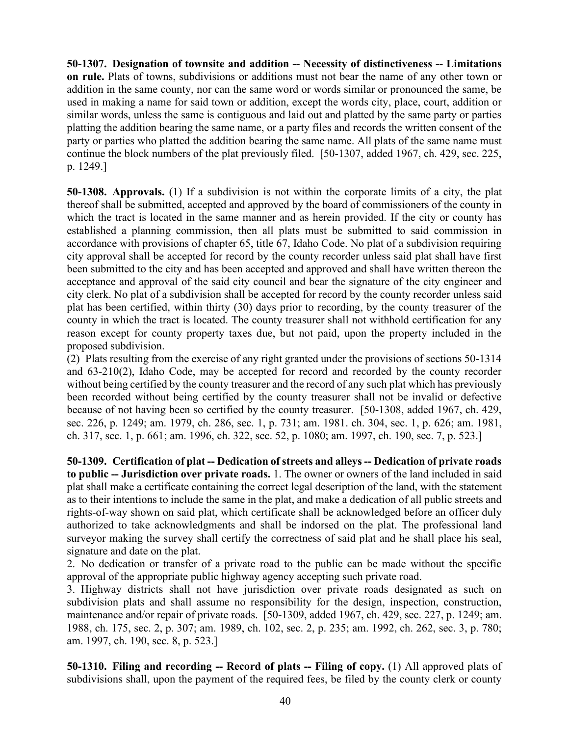**50-1307. Designation of townsite and addition -- Necessity of distinctiveness -- Limitations on rule.** Plats of towns, subdivisions or additions must not bear the name of any other town or addition in the same county, nor can the same word or words similar or pronounced the same, be used in making a name for said town or addition, except the words city, place, court, addition or similar words, unless the same is contiguous and laid out and platted by the same party or parties platting the addition bearing the same name, or a party files and records the written consent of the party or parties who platted the addition bearing the same name. All plats of the same name must continue the block numbers of the plat previously filed. [50-1307, added 1967, ch. 429, sec. 225, p. 1249.]

**50-1308. Approvals.** (1) If a subdivision is not within the corporate limits of a city, the plat thereof shall be submitted, accepted and approved by the board of commissioners of the county in which the tract is located in the same manner and as herein provided. If the city or county has established a planning commission, then all plats must be submitted to said commission in accordance with provisions of chapter 65, title 67, Idaho Code. No plat of a subdivision requiring city approval shall be accepted for record by the county recorder unless said plat shall have first been submitted to the city and has been accepted and approved and shall have written thereon the acceptance and approval of the said city council and bear the signature of the city engineer and city clerk. No plat of a subdivision shall be accepted for record by the county recorder unless said plat has been certified, within thirty (30) days prior to recording, by the county treasurer of the county in which the tract is located. The county treasurer shall not withhold certification for any reason except for county property taxes due, but not paid, upon the property included in the proposed subdivision.

(2) Plats resulting from the exercise of any right granted under the provisions of sections 50-1314 and 63-210(2), Idaho Code, may be accepted for record and recorded by the county recorder without being certified by the county treasurer and the record of any such plat which has previously been recorded without being certified by the county treasurer shall not be invalid or defective because of not having been so certified by the county treasurer. [50-1308, added 1967, ch. 429, sec. 226, p. 1249; am. 1979, ch. 286, sec. 1, p. 731; am. 1981. ch. 304, sec. 1, p. 626; am. 1981, ch. 317, sec. 1, p. 661; am. 1996, ch. 322, sec. 52, p. 1080; am. 1997, ch. 190, sec. 7, p. 523.]

**50-1309. Certification of plat -- Dedication of streets and alleys -- Dedication of private roads to public -- Jurisdiction over private roads.** 1. The owner or owners of the land included in said plat shall make a certificate containing the correct legal description of the land, with the statement as to their intentions to include the same in the plat, and make a dedication of all public streets and rights-of-way shown on said plat, which certificate shall be acknowledged before an officer duly authorized to take acknowledgments and shall be indorsed on the plat. The professional land surveyor making the survey shall certify the correctness of said plat and he shall place his seal, signature and date on the plat.

2. No dedication or transfer of a private road to the public can be made without the specific approval of the appropriate public highway agency accepting such private road.

3. Highway districts shall not have jurisdiction over private roads designated as such on subdivision plats and shall assume no responsibility for the design, inspection, construction, maintenance and/or repair of private roads. [50-1309, added 1967, ch. 429, sec. 227, p. 1249; am. 1988, ch. 175, sec. 2, p. 307; am. 1989, ch. 102, sec. 2, p. 235; am. 1992, ch. 262, sec. 3, p. 780; am. 1997, ch. 190, sec. 8, p. 523.]

**50-1310. Filing and recording -- Record of plats -- Filing of copy.** (1) All approved plats of subdivisions shall, upon the payment of the required fees, be filed by the county clerk or county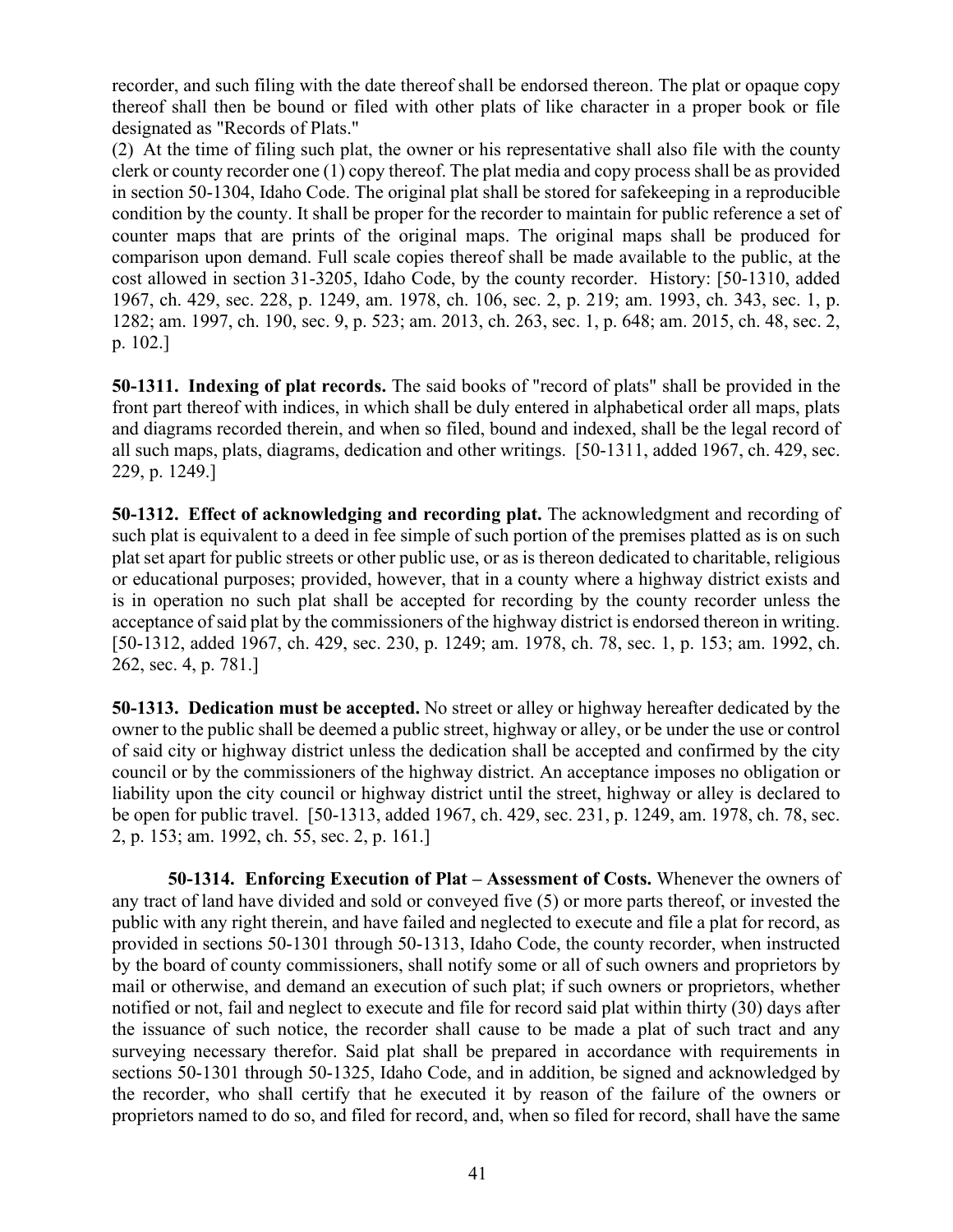recorder, and such filing with the date thereof shall be endorsed thereon. The plat or opaque copy thereof shall then be bound or filed with other plats of like character in a proper book or file designated as "Records of Plats."

(2) At the time of filing such plat, the owner or his representative shall also file with the county clerk or county recorder one (1) copy thereof. The plat media and copy process shall be as provided in section 50-1304, Idaho Code. The original plat shall be stored for safekeeping in a reproducible condition by the county. It shall be proper for the recorder to maintain for public reference a set of counter maps that are prints of the original maps. The original maps shall be produced for comparison upon demand. Full scale copies thereof shall be made available to the public, at the cost allowed in section 31-3205, Idaho Code, by the county recorder. History: [50-1310, added 1967, ch. 429, sec. 228, p. 1249, am. 1978, ch. 106, sec. 2, p. 219; am. 1993, ch. 343, sec. 1, p. 1282; am. 1997, ch. 190, sec. 9, p. 523; am. 2013, ch. 263, sec. 1, p. 648; am. 2015, ch. 48, sec. 2, p. 102.]

**50-1311. Indexing of plat records.** The said books of "record of plats" shall be provided in the front part thereof with indices, in which shall be duly entered in alphabetical order all maps, plats and diagrams recorded therein, and when so filed, bound and indexed, shall be the legal record of all such maps, plats, diagrams, dedication and other writings. [50-1311, added 1967, ch. 429, sec. 229, p. 1249.]

**50-1312. Effect of acknowledging and recording plat.** The acknowledgment and recording of such plat is equivalent to a deed in fee simple of such portion of the premises platted as is on such plat set apart for public streets or other public use, or as is thereon dedicated to charitable, religious or educational purposes; provided, however, that in a county where a highway district exists and is in operation no such plat shall be accepted for recording by the county recorder unless the acceptance of said plat by the commissioners of the highway district is endorsed thereon in writing. [50-1312, added 1967, ch. 429, sec. 230, p. 1249; am. 1978, ch. 78, sec. 1, p. 153; am. 1992, ch. 262, sec. 4, p. 781.]

**50-1313. Dedication must be accepted.** No street or alley or highway hereafter dedicated by the owner to the public shall be deemed a public street, highway or alley, or be under the use or control of said city or highway district unless the dedication shall be accepted and confirmed by the city council or by the commissioners of the highway district. An acceptance imposes no obligation or liability upon the city council or highway district until the street, highway or alley is declared to be open for public travel. [50-1313, added 1967, ch. 429, sec. 231, p. 1249, am. 1978, ch. 78, sec. 2, p. 153; am. 1992, ch. 55, sec. 2, p. 161.]

**50-1314. Enforcing Execution of Plat – Assessment of Costs.** Whenever the owners of any tract of land have divided and sold or conveyed five (5) or more parts thereof, or invested the public with any right therein, and have failed and neglected to execute and file a plat for record, as provided in sections 50-1301 through 50-1313, Idaho Code, the county recorder, when instructed by the board of county commissioners, shall notify some or all of such owners and proprietors by mail or otherwise, and demand an execution of such plat; if such owners or proprietors, whether notified or not, fail and neglect to execute and file for record said plat within thirty (30) days after the issuance of such notice, the recorder shall cause to be made a plat of such tract and any surveying necessary therefor. Said plat shall be prepared in accordance with requirements in sections 50-1301 through 50-1325, Idaho Code, and in addition, be signed and acknowledged by the recorder, who shall certify that he executed it by reason of the failure of the owners or proprietors named to do so, and filed for record, and, when so filed for record, shall have the same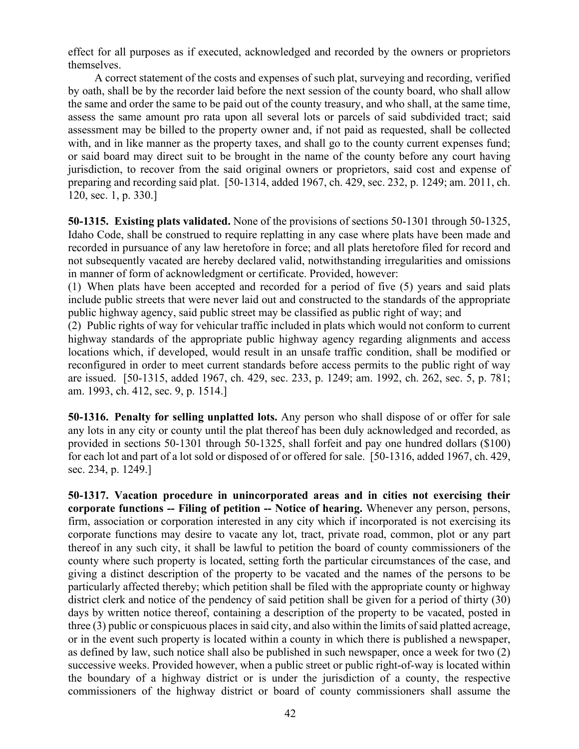effect for all purposes as if executed, acknowledged and recorded by the owners or proprietors themselves.

A correct statement of the costs and expenses of such plat, surveying and recording, verified by oath, shall be by the recorder laid before the next session of the county board, who shall allow the same and order the same to be paid out of the county treasury, and who shall, at the same time, assess the same amount pro rata upon all several lots or parcels of said subdivided tract; said assessment may be billed to the property owner and, if not paid as requested, shall be collected with, and in like manner as the property taxes, and shall go to the county current expenses fund; or said board may direct suit to be brought in the name of the county before any court having jurisdiction, to recover from the said original owners or proprietors, said cost and expense of preparing and recording said plat. [50-1314, added 1967, ch. 429, sec. 232, p. 1249; am. 2011, ch. 120, sec. 1, p. 330.]

**50-1315. Existing plats validated.** None of the provisions of sections 50-1301 through 50-1325, Idaho Code, shall be construed to require replatting in any case where plats have been made and recorded in pursuance of any law heretofore in force; and all plats heretofore filed for record and not subsequently vacated are hereby declared valid, notwithstanding irregularities and omissions in manner of form of acknowledgment or certificate. Provided, however:

(1) When plats have been accepted and recorded for a period of five (5) years and said plats include public streets that were never laid out and constructed to the standards of the appropriate public highway agency, said public street may be classified as public right of way; and

(2) Public rights of way for vehicular traffic included in plats which would not conform to current highway standards of the appropriate public highway agency regarding alignments and access locations which, if developed, would result in an unsafe traffic condition, shall be modified or reconfigured in order to meet current standards before access permits to the public right of way are issued. [50-1315, added 1967, ch. 429, sec. 233, p. 1249; am. 1992, ch. 262, sec. 5, p. 781; am. 1993, ch. 412, sec. 9, p. 1514.]

**50-1316. Penalty for selling unplatted lots.** Any person who shall dispose of or offer for sale any lots in any city or county until the plat thereof has been duly acknowledged and recorded, as provided in sections 50-1301 through 50-1325, shall forfeit and pay one hundred dollars ($100) for each lot and part of a lot sold or disposed of or offered for sale. [50-1316, added 1967, ch. 429, sec. 234, p. 1249.]

**50-1317. Vacation procedure in unincorporated areas and in cities not exercising their corporate functions -- Filing of petition -- Notice of hearing.** Whenever any person, persons, firm, association or corporation interested in any city which if incorporated is not exercising its corporate functions may desire to vacate any lot, tract, private road, common, plot or any part thereof in any such city, it shall be lawful to petition the board of county commissioners of the county where such property is located, setting forth the particular circumstances of the case, and giving a distinct description of the property to be vacated and the names of the persons to be particularly affected thereby; which petition shall be filed with the appropriate county or highway district clerk and notice of the pendency of said petition shall be given for a period of thirty (30) days by written notice thereof, containing a description of the property to be vacated, posted in three (3) public or conspicuous places in said city, and also within the limits of said platted acreage, or in the event such property is located within a county in which there is published a newspaper, as defined by law, such notice shall also be published in such newspaper, once a week for two (2) successive weeks. Provided however, when a public street or public right-of-way is located within the boundary of a highway district or is under the jurisdiction of a county, the respective commissioners of the highway district or board of county commissioners shall assume the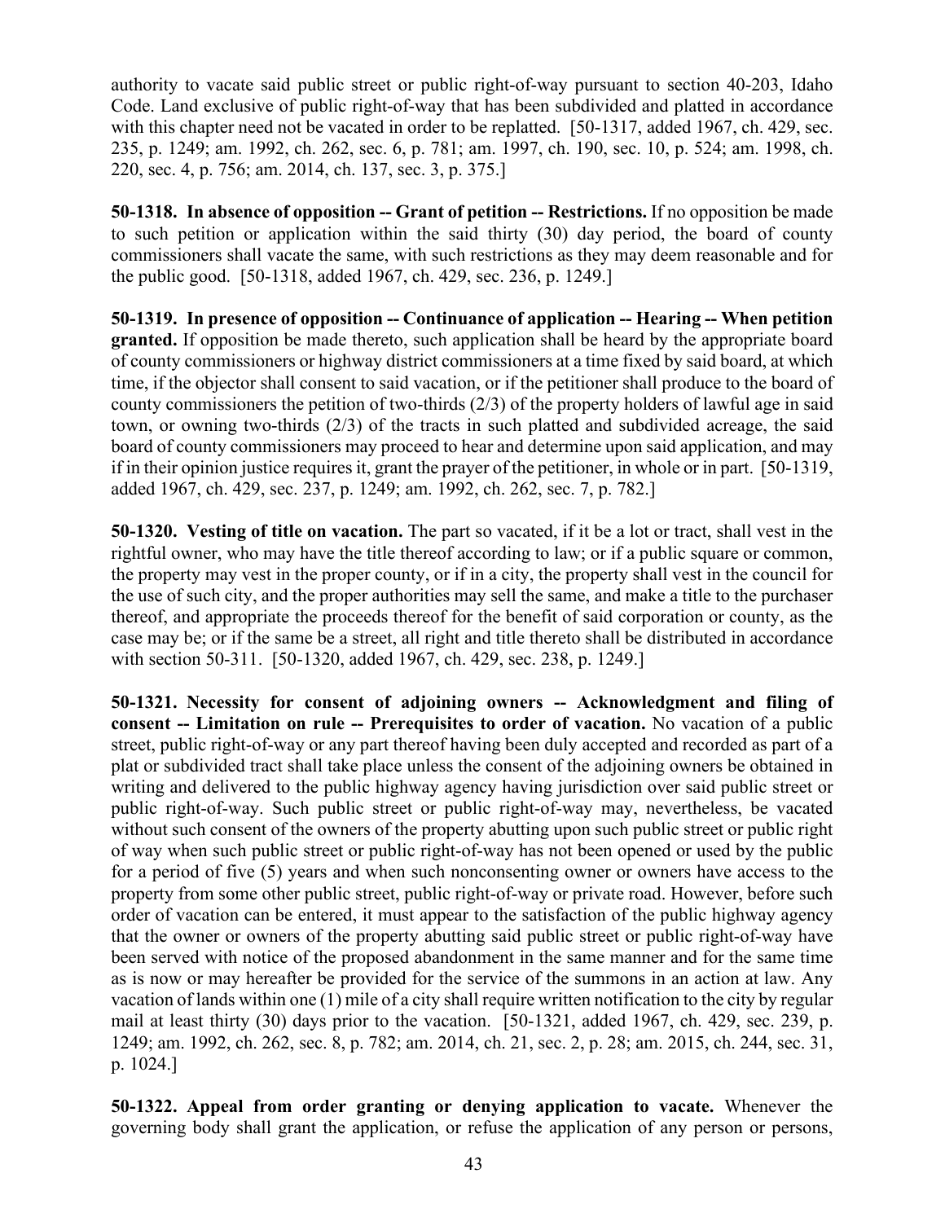authority to vacate said public street or public right-of-way pursuant to section 40-203, Idaho Code. Land exclusive of public right-of-way that has been subdivided and platted in accordance with this chapter need not be vacated in order to be replatted. [50-1317, added 1967, ch. 429, sec. 235, p. 1249; am. 1992, ch. 262, sec. 6, p. 781; am. 1997, ch. 190, sec. 10, p. 524; am. 1998, ch. 220, sec. 4, p. 756; am. 2014, ch. 137, sec. 3, p. 375.]

**50-1318. In absence of opposition -- Grant of petition -- Restrictions.** If no opposition be made to such petition or application within the said thirty (30) day period, the board of county commissioners shall vacate the same, with such restrictions as they may deem reasonable and for the public good. [50-1318, added 1967, ch. 429, sec. 236, p. 1249.]

**50-1319. In presence of opposition -- Continuance of application -- Hearing -- When petition granted.** If opposition be made thereto, such application shall be heard by the appropriate board of county commissioners or highway district commissioners at a time fixed by said board, at which time, if the objector shall consent to said vacation, or if the petitioner shall produce to the board of county commissioners the petition of two-thirds (2/3) of the property holders of lawful age in said town, or owning two-thirds (2/3) of the tracts in such platted and subdivided acreage, the said board of county commissioners may proceed to hear and determine upon said application, and may if in their opinion justice requires it, grant the prayer of the petitioner, in whole or in part. [50-1319, added 1967, ch. 429, sec. 237, p. 1249; am. 1992, ch. 262, sec. 7, p. 782.]

**50-1320. Vesting of title on vacation.** The part so vacated, if it be a lot or tract, shall vest in the rightful owner, who may have the title thereof according to law; or if a public square or common, the property may vest in the proper county, or if in a city, the property shall vest in the council for the use of such city, and the proper authorities may sell the same, and make a title to the purchaser thereof, and appropriate the proceeds thereof for the benefit of said corporation or county, as the case may be; or if the same be a street, all right and title thereto shall be distributed in accordance with section 50-311. [50-1320, added 1967, ch. 429, sec. 238, p. 1249.]

**50-1321. Necessity for consent of adjoining owners -- Acknowledgment and filing of consent -- Limitation on rule -- Prerequisites to order of vacation.** No vacation of a public street, public right-of-way or any part thereof having been duly accepted and recorded as part of a plat or subdivided tract shall take place unless the consent of the adjoining owners be obtained in writing and delivered to the public highway agency having jurisdiction over said public street or public right-of-way. Such public street or public right-of-way may, nevertheless, be vacated without such consent of the owners of the property abutting upon such public street or public right of way when such public street or public right-of-way has not been opened or used by the public for a period of five (5) years and when such nonconsenting owner or owners have access to the property from some other public street, public right-of-way or private road. However, before such order of vacation can be entered, it must appear to the satisfaction of the public highway agency that the owner or owners of the property abutting said public street or public right-of-way have been served with notice of the proposed abandonment in the same manner and for the same time as is now or may hereafter be provided for the service of the summons in an action at law. Any vacation of lands within one (1) mile of a city shall require written notification to the city by regular mail at least thirty (30) days prior to the vacation. [50-1321, added 1967, ch. 429, sec. 239, p. 1249; am. 1992, ch. 262, sec. 8, p. 782; am. 2014, ch. 21, sec. 2, p. 28; am. 2015, ch. 244, sec. 31, p. 1024.]

**50-1322. Appeal from order granting or denying application to vacate.** Whenever the governing body shall grant the application, or refuse the application of any person or persons,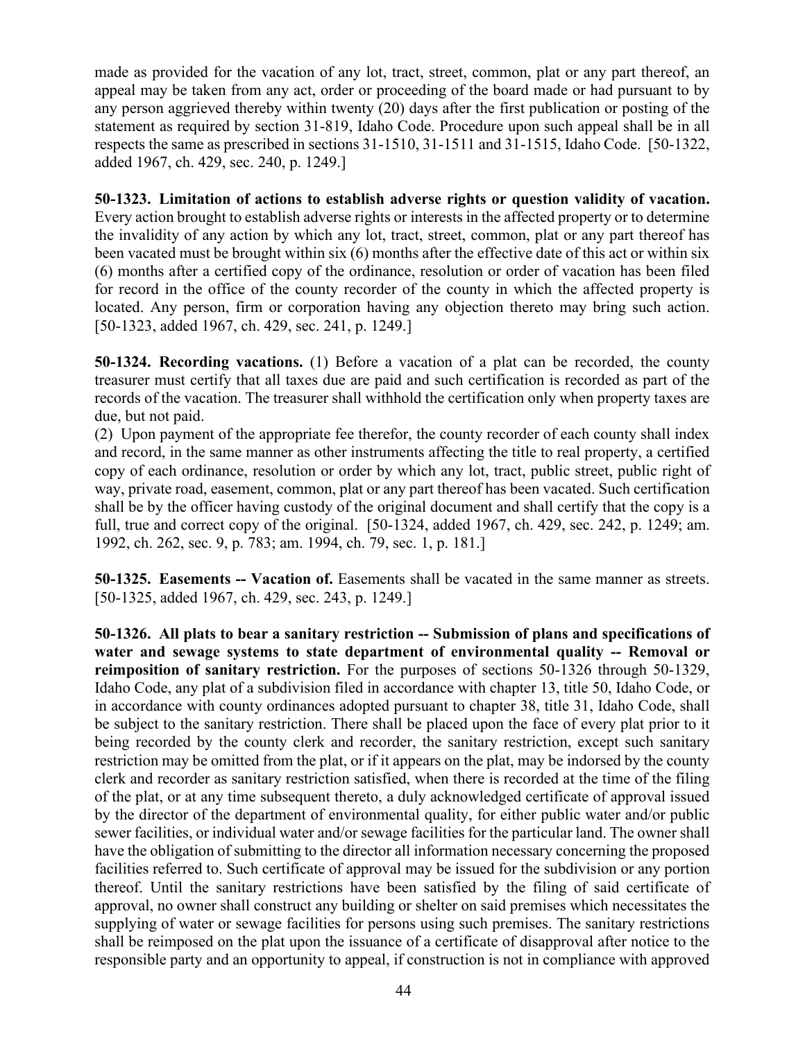made as provided for the vacation of any lot, tract, street, common, plat or any part thereof, an appeal may be taken from any act, order or proceeding of the board made or had pursuant to by any person aggrieved thereby within twenty (20) days after the first publication or posting of the statement as required by section 31-819, Idaho Code. Procedure upon such appeal shall be in all respects the same as prescribed in sections 31-1510, 31-1511 and 31-1515, Idaho Code. [50-1322, added 1967, ch. 429, sec. 240, p. 1249.]

**50-1323. Limitation of actions to establish adverse rights or question validity of vacation.** Every action brought to establish adverse rights or interests in the affected property or to determine the invalidity of any action by which any lot, tract, street, common, plat or any part thereof has been vacated must be brought within six (6) months after the effective date of this act or within six (6) months after a certified copy of the ordinance, resolution or order of vacation has been filed for record in the office of the county recorder of the county in which the affected property is located. Any person, firm or corporation having any objection thereto may bring such action. [50-1323, added 1967, ch. 429, sec. 241, p. 1249.]

**50-1324. Recording vacations.** (1) Before a vacation of a plat can be recorded, the county treasurer must certify that all taxes due are paid and such certification is recorded as part of the records of the vacation. The treasurer shall withhold the certification only when property taxes are due, but not paid.

(2) Upon payment of the appropriate fee therefor, the county recorder of each county shall index and record, in the same manner as other instruments affecting the title to real property, a certified copy of each ordinance, resolution or order by which any lot, tract, public street, public right of way, private road, easement, common, plat or any part thereof has been vacated. Such certification shall be by the officer having custody of the original document and shall certify that the copy is a full, true and correct copy of the original. [50-1324, added 1967, ch. 429, sec. 242, p. 1249; am. 1992, ch. 262, sec. 9, p. 783; am. 1994, ch. 79, sec. 1, p. 181.]

**50-1325. Easements -- Vacation of.** Easements shall be vacated in the same manner as streets. [50-1325, added 1967, ch. 429, sec. 243, p. 1249.]

**50-1326. All plats to bear a sanitary restriction -- Submission of plans and specifications of water and sewage systems to state department of environmental quality -- Removal or reimposition of sanitary restriction.** For the purposes of sections 50-1326 through 50-1329, Idaho Code, any plat of a subdivision filed in accordance with chapter 13, title 50, Idaho Code, or in accordance with county ordinances adopted pursuant to chapter 38, title 31, Idaho Code, shall be subject to the sanitary restriction. There shall be placed upon the face of every plat prior to it being recorded by the county clerk and recorder, the sanitary restriction, except such sanitary restriction may be omitted from the plat, or if it appears on the plat, may be indorsed by the county clerk and recorder as sanitary restriction satisfied, when there is recorded at the time of the filing of the plat, or at any time subsequent thereto, a duly acknowledged certificate of approval issued by the director of the department of environmental quality, for either public water and/or public sewer facilities, or individual water and/or sewage facilities for the particular land. The owner shall have the obligation of submitting to the director all information necessary concerning the proposed facilities referred to. Such certificate of approval may be issued for the subdivision or any portion thereof. Until the sanitary restrictions have been satisfied by the filing of said certificate of approval, no owner shall construct any building or shelter on said premises which necessitates the supplying of water or sewage facilities for persons using such premises. The sanitary restrictions shall be reimposed on the plat upon the issuance of a certificate of disapproval after notice to the responsible party and an opportunity to appeal, if construction is not in compliance with approved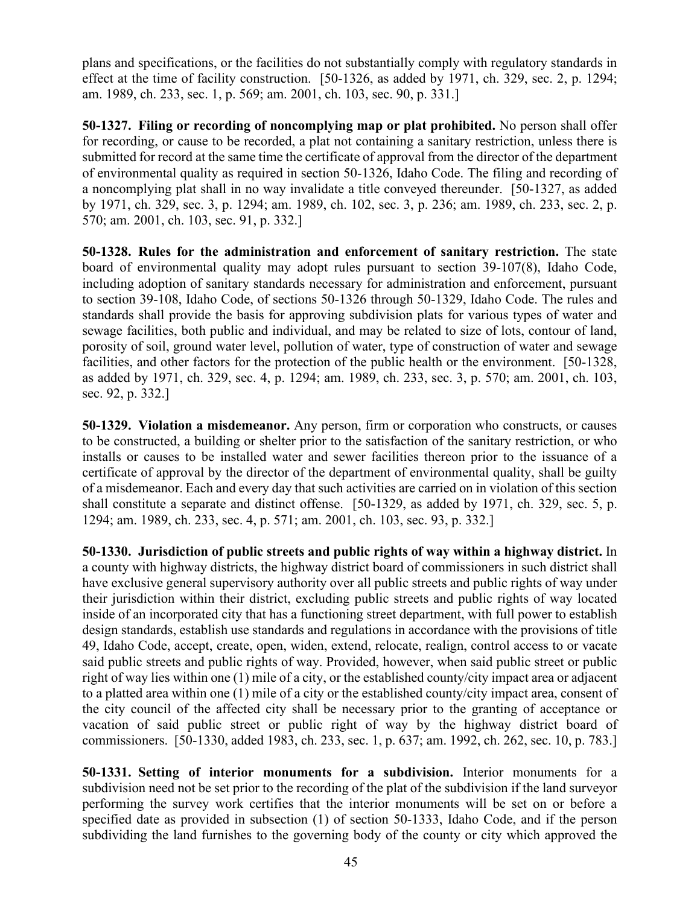plans and specifications, or the facilities do not substantially comply with regulatory standards in effect at the time of facility construction. [50-1326, as added by 1971, ch. 329, sec. 2, p. 1294; am. 1989, ch. 233, sec. 1, p. 569; am. 2001, ch. 103, sec. 90, p. 331.]

**50-1327. Filing or recording of noncomplying map or plat prohibited.** No person shall offer for recording, or cause to be recorded, a plat not containing a sanitary restriction, unless there is submitted for record at the same time the certificate of approval from the director of the department of environmental quality as required in section 50-1326, Idaho Code. The filing and recording of a noncomplying plat shall in no way invalidate a title conveyed thereunder. [50-1327, as added by 1971, ch. 329, sec. 3, p. 1294; am. 1989, ch. 102, sec. 3, p. 236; am. 1989, ch. 233, sec. 2, p. 570; am. 2001, ch. 103, sec. 91, p. 332.]

**50-1328. Rules for the administration and enforcement of sanitary restriction.** The state board of environmental quality may adopt rules pursuant to section 39-107(8), Idaho Code, including adoption of sanitary standards necessary for administration and enforcement, pursuant to section 39-108, Idaho Code, of sections 50-1326 through 50-1329, Idaho Code. The rules and standards shall provide the basis for approving subdivision plats for various types of water and sewage facilities, both public and individual, and may be related to size of lots, contour of land, porosity of soil, ground water level, pollution of water, type of construction of water and sewage facilities, and other factors for the protection of the public health or the environment. [50-1328, as added by 1971, ch. 329, sec. 4, p. 1294; am. 1989, ch. 233, sec. 3, p. 570; am. 2001, ch. 103, sec. 92, p. 332.]

**50-1329. Violation a misdemeanor.** Any person, firm or corporation who constructs, or causes to be constructed, a building or shelter prior to the satisfaction of the sanitary restriction, or who installs or causes to be installed water and sewer facilities thereon prior to the issuance of a certificate of approval by the director of the department of environmental quality, shall be guilty of a misdemeanor. Each and every day that such activities are carried on in violation of this section shall constitute a separate and distinct offense. [50-1329, as added by 1971, ch. 329, sec. 5, p. 1294; am. 1989, ch. 233, sec. 4, p. 571; am. 2001, ch. 103, sec. 93, p. 332.]

**50-1330. Jurisdiction of public streets and public rights of way within a highway district.** In a county with highway districts, the highway district board of commissioners in such district shall have exclusive general supervisory authority over all public streets and public rights of way under their jurisdiction within their district, excluding public streets and public rights of way located inside of an incorporated city that has a functioning street department, with full power to establish design standards, establish use standards and regulations in accordance with the provisions of title 49, Idaho Code, accept, create, open, widen, extend, relocate, realign, control access to or vacate said public streets and public rights of way. Provided, however, when said public street or public right of way lies within one (1) mile of a city, or the established county/city impact area or adjacent to a platted area within one (1) mile of a city or the established county/city impact area, consent of the city council of the affected city shall be necessary prior to the granting of acceptance or vacation of said public street or public right of way by the highway district board of commissioners. [50-1330, added 1983, ch. 233, sec. 1, p. 637; am. 1992, ch. 262, sec. 10, p. 783.]

**50-1331. Setting of interior monuments for a subdivision.** Interior monuments for a subdivision need not be set prior to the recording of the plat of the subdivision if the land surveyor performing the survey work certifies that the interior monuments will be set on or before a specified date as provided in subsection (1) of section 50-1333, Idaho Code, and if the person subdividing the land furnishes to the governing body of the county or city which approved the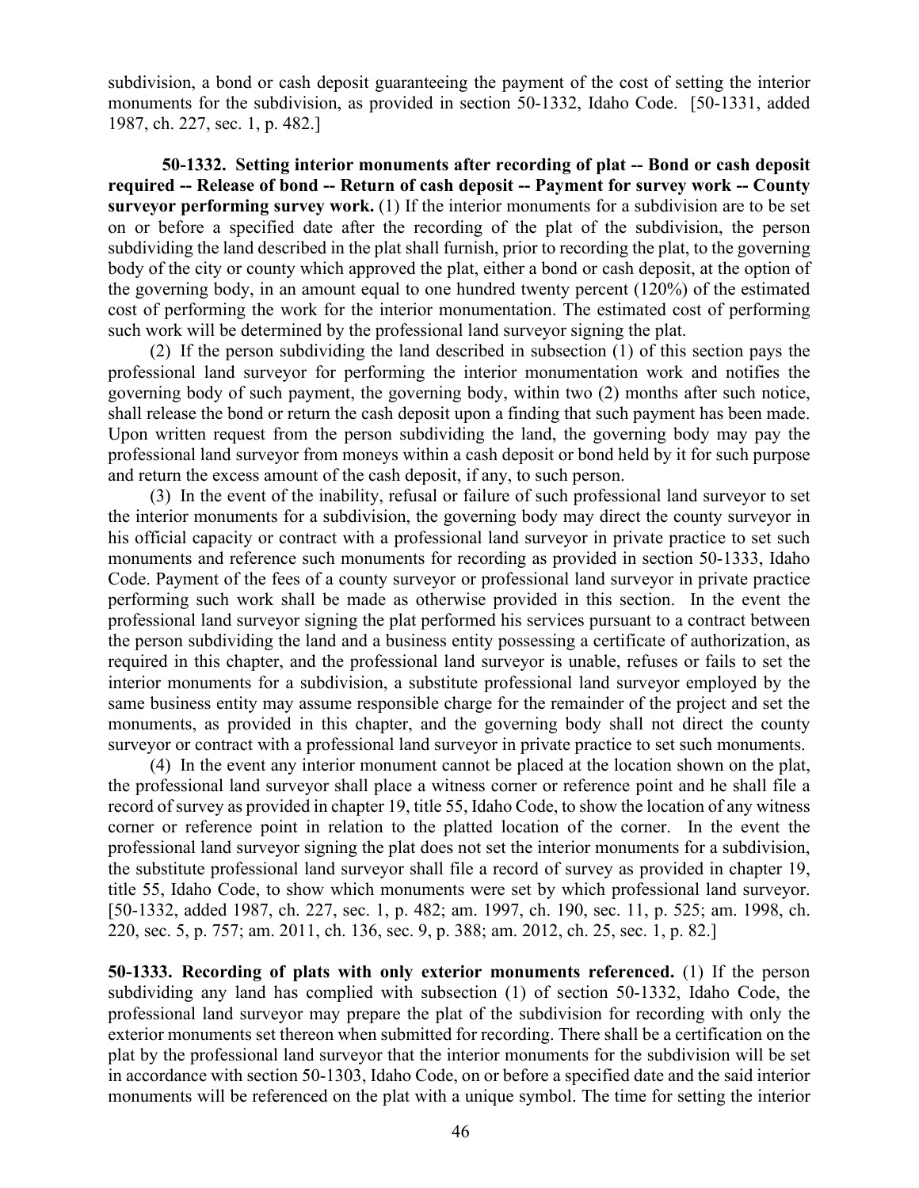subdivision, a bond or cash deposit guaranteeing the payment of the cost of setting the interior monuments for the subdivision, as provided in section 50-1332, Idaho Code. [50-1331, added 1987, ch. 227, sec. 1, p. 482.]

**50-1332. Setting interior monuments after recording of plat -- Bond or cash deposit required -- Release of bond -- Return of cash deposit -- Payment for survey work -- County surveyor performing survey work.** (1) If the interior monuments for a subdivision are to be set on or before a specified date after the recording of the plat of the subdivision, the person subdividing the land described in the plat shall furnish, prior to recording the plat, to the governing body of the city or county which approved the plat, either a bond or cash deposit, at the option of the governing body, in an amount equal to one hundred twenty percent (120%) of the estimated cost of performing the work for the interior monumentation. The estimated cost of performing such work will be determined by the professional land surveyor signing the plat.

(2) If the person subdividing the land described in subsection (1) of this section pays the professional land surveyor for performing the interior monumentation work and notifies the governing body of such payment, the governing body, within two (2) months after such notice, shall release the bond or return the cash deposit upon a finding that such payment has been made. Upon written request from the person subdividing the land, the governing body may pay the professional land surveyor from moneys within a cash deposit or bond held by it for such purpose and return the excess amount of the cash deposit, if any, to such person.

(3) In the event of the inability, refusal or failure of such professional land surveyor to set the interior monuments for a subdivision, the governing body may direct the county surveyor in his official capacity or contract with a professional land surveyor in private practice to set such monuments and reference such monuments for recording as provided in section 50-1333, Idaho Code. Payment of the fees of a county surveyor or professional land surveyor in private practice performing such work shall be made as otherwise provided in this section. In the event the professional land surveyor signing the plat performed his services pursuant to a contract between the person subdividing the land and a business entity possessing a certificate of authorization, as required in this chapter, and the professional land surveyor is unable, refuses or fails to set the interior monuments for a subdivision, a substitute professional land surveyor employed by the same business entity may assume responsible charge for the remainder of the project and set the monuments, as provided in this chapter, and the governing body shall not direct the county surveyor or contract with a professional land surveyor in private practice to set such monuments.

(4) In the event any interior monument cannot be placed at the location shown on the plat, the professional land surveyor shall place a witness corner or reference point and he shall file a record of survey as provided in chapter 19, title 55, Idaho Code, to show the location of any witness corner or reference point in relation to the platted location of the corner. In the event the professional land surveyor signing the plat does not set the interior monuments for a subdivision, the substitute professional land surveyor shall file a record of survey as provided in chapter 19, title 55, Idaho Code, to show which monuments were set by which professional land surveyor. [50-1332, added 1987, ch. 227, sec. 1, p. 482; am. 1997, ch. 190, sec. 11, p. 525; am. 1998, ch. 220, sec. 5, p. 757; am. 2011, ch. 136, sec. 9, p. 388; am. 2012, ch. 25, sec. 1, p. 82.]

**50-1333. Recording of plats with only exterior monuments referenced.** (1) If the person subdividing any land has complied with subsection (1) of section 50-1332, Idaho Code, the professional land surveyor may prepare the plat of the subdivision for recording with only the exterior monuments set thereon when submitted for recording. There shall be a certification on the plat by the professional land surveyor that the interior monuments for the subdivision will be set in accordance with section 50-1303, Idaho Code, on or before a specified date and the said interior monuments will be referenced on the plat with a unique symbol. The time for setting the interior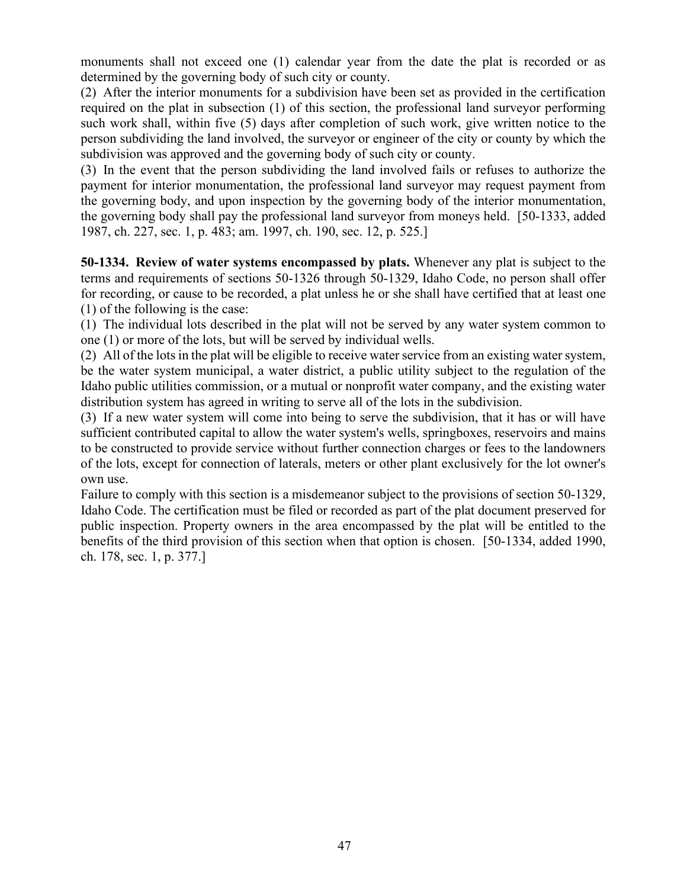monuments shall not exceed one (1) calendar year from the date the plat is recorded or as determined by the governing body of such city or county.

(2) After the interior monuments for a subdivision have been set as provided in the certification required on the plat in subsection (1) of this section, the professional land surveyor performing such work shall, within five (5) days after completion of such work, give written notice to the person subdividing the land involved, the surveyor or engineer of the city or county by which the subdivision was approved and the governing body of such city or county.

(3) In the event that the person subdividing the land involved fails or refuses to authorize the payment for interior monumentation, the professional land surveyor may request payment from the governing body, and upon inspection by the governing body of the interior monumentation, the governing body shall pay the professional land surveyor from moneys held. [50-1333, added 1987, ch. 227, sec. 1, p. 483; am. 1997, ch. 190, sec. 12, p. 525.]

**50-1334. Review of water systems encompassed by plats.** Whenever any plat is subject to the terms and requirements of sections 50-1326 through 50-1329, Idaho Code, no person shall offer for recording, or cause to be recorded, a plat unless he or she shall have certified that at least one (1) of the following is the case:

(1) The individual lots described in the plat will not be served by any water system common to one (1) or more of the lots, but will be served by individual wells.

(2) All of the lots in the plat will be eligible to receive water service from an existing water system, be the water system municipal, a water district, a public utility subject to the regulation of the Idaho public utilities commission, or a mutual or nonprofit water company, and the existing water distribution system has agreed in writing to serve all of the lots in the subdivision.

(3) If a new water system will come into being to serve the subdivision, that it has or will have sufficient contributed capital to allow the water system's wells, springboxes, reservoirs and mains to be constructed to provide service without further connection charges or fees to the landowners of the lots, except for connection of laterals, meters or other plant exclusively for the lot owner's own use.

Failure to comply with this section is a misdemeanor subject to the provisions of section 50-1329, Idaho Code. The certification must be filed or recorded as part of the plat document preserved for public inspection. Property owners in the area encompassed by the plat will be entitled to the benefits of the third provision of this section when that option is chosen. [50-1334, added 1990, ch. 178, sec. 1, p. 377.]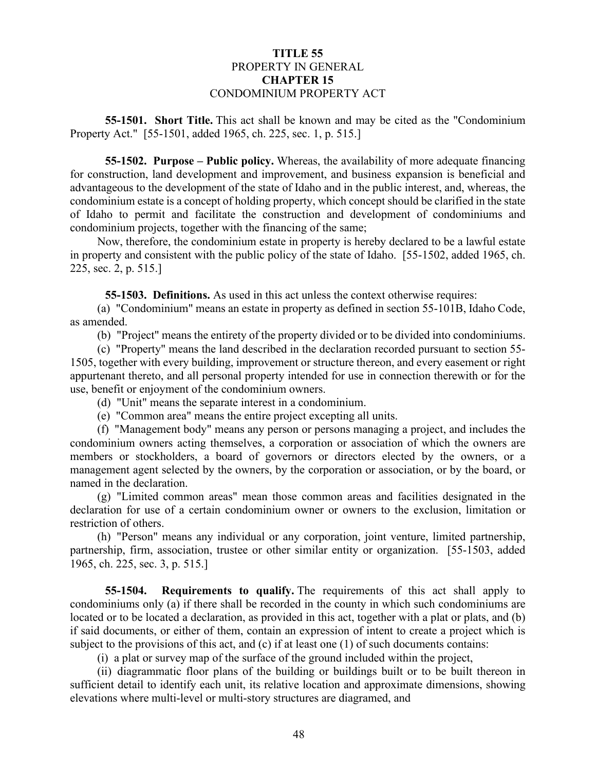**TITLE 55**
PROPERTY IN GENERAL
**CHAPTER 15**
CONDOMINIUM PROPERTY ACT

**55-1501. Short Title.** This act shall be known and may be cited as the "Condominium Property Act." [55-1501, added 1965, ch. 225, sec. 1, p. 515.]

**55-1502. Purpose – Public policy.** Whereas, the availability of more adequate financing for construction, land development and improvement, and business expansion is beneficial and advantageous to the development of the state of Idaho and in the public interest, and, whereas, the condominium estate is a concept of holding property, which concept should be clarified in the state of Idaho to permit and facilitate the construction and development of condominiums and condominium projects, together with the financing of the same;

Now, therefore, the condominium estate in property is hereby declared to be a lawful estate in property and consistent with the public policy of the state of Idaho. [55-1502, added 1965, ch. 225, sec. 2, p. 515.]

**55-1503. Definitions.** As used in this act unless the context otherwise requires:

(a) "Condominium" means an estate in property as defined in section 55-101B, Idaho Code, as amended.

(b) "Project" means the entirety of the property divided or to be divided into condominiums.

(c) "Property" means the land described in the declaration recorded pursuant to section 55-1505, together with every building, improvement or structure thereon, and every easement or right appurtenant thereto, and all personal property intended for use in connection therewith or for the use, benefit or enjoyment of the condominium owners.

(d) "Unit" means the separate interest in a condominium.

(e) "Common area" means the entire project excepting all units.

(f) "Management body" means any person or persons managing a project, and includes the condominium owners acting themselves, a corporation or association of which the owners are members or stockholders, a board of governors or directors elected by the owners, or a management agent selected by the owners, by the corporation or association, or by the board, or named in the declaration.

(g) "Limited common areas" mean those common areas and facilities designated in the declaration for use of a certain condominium owner or owners to the exclusion, limitation or restriction of others.

(h) "Person" means any individual or any corporation, joint venture, limited partnership, partnership, firm, association, trustee or other similar entity or organization. [55-1503, added 1965, ch. 225, sec. 3, p. 515.]

**55-1504. Requirements to qualify.** The requirements of this act shall apply to condominiums only (a) if there shall be recorded in the county in which such condominiums are located or to be located a declaration, as provided in this act, together with a plat or plats, and (b) if said documents, or either of them, contain an expression of intent to create a project which is subject to the provisions of this act, and (c) if at least one (1) of such documents contains:

(i) a plat or survey map of the surface of the ground included within the project,

(ii) diagrammatic floor plans of the building or buildings built or to be built thereon in sufficient detail to identify each unit, its relative location and approximate dimensions, showing elevations where multi-level or multi-story structures are diagramed, and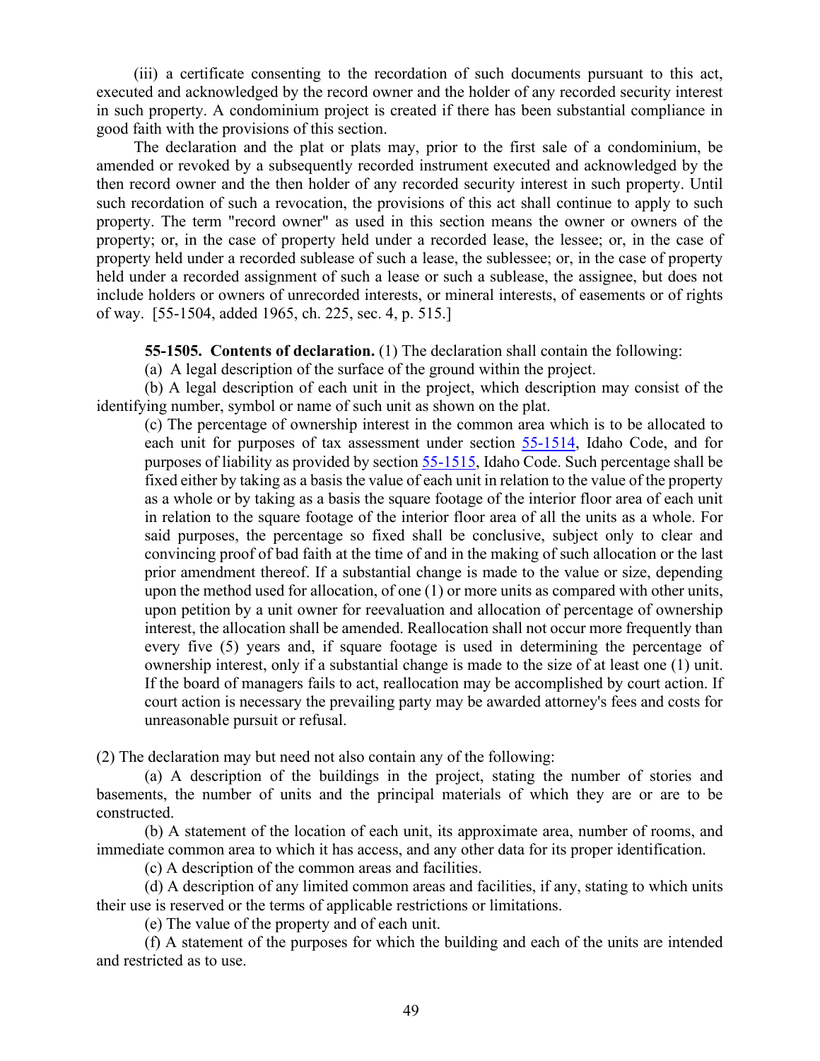(iii) a certificate consenting to the recordation of such documents pursuant to this act, executed and acknowledged by the record owner and the holder of any recorded security interest in such property. A condominium project is created if there has been substantial compliance in good faith with the provisions of this section.

The declaration and the plat or plats may, prior to the first sale of a condominium, be amended or revoked by a subsequently recorded instrument executed and acknowledged by the then record owner and the then holder of any recorded security interest in such property. Until such recordation of such a revocation, the provisions of this act shall continue to apply to such property. The term "record owner" as used in this section means the owner or owners of the property; or, in the case of property held under a recorded lease, the lessee; or, in the case of property held under a recorded sublease of such a lease, the sublessee; or, in the case of property held under a recorded assignment of such a lease or such a sublease, the assignee, but does not include holders or owners of unrecorded interests, or mineral interests, of easements or of rights of way. [55-1504, added 1965, ch. 225, sec. 4, p. 515.]

**55-1505. Contents of declaration.** (1) The declaration shall contain the following:

(a) A legal description of the surface of the ground within the project.

(b) A legal description of each unit in the project, which description may consist of the identifying number, symbol or name of such unit as shown on the plat.

(c) The percentage of ownership interest in the common area which is to be allocated to each unit for purposes of tax assessment under section 55-1514, Idaho Code, and for purposes of liability as provided by section 55-1515, Idaho Code. Such percentage shall be fixed either by taking as a basis the value of each unit in relation to the value of the property as a whole or by taking as a basis the square footage of the interior floor area of each unit in relation to the square footage of the interior floor area of all the units as a whole. For said purposes, the percentage so fixed shall be conclusive, subject only to clear and convincing proof of bad faith at the time of and in the making of such allocation or the last prior amendment thereof. If a substantial change is made to the value or size, depending upon the method used for allocation, of one (1) or more units as compared with other units, upon petition by a unit owner for reevaluation and allocation of percentage of ownership interest, the allocation shall be amended. Reallocation shall not occur more frequently than every five (5) years and, if square footage is used in determining the percentage of ownership interest, only if a substantial change is made to the size of at least one (1) unit. If the board of managers fails to act, reallocation may be accomplished by court action. If court action is necessary the prevailing party may be awarded attorney's fees and costs for unreasonable pursuit or refusal.

(2) The declaration may but need not also contain any of the following:

(a) A description of the buildings in the project, stating the number of stories and basements, the number of units and the principal materials of which they are or are to be constructed.

(b) A statement of the location of each unit, its approximate area, number of rooms, and immediate common area to which it has access, and any other data for its proper identification.

(c) A description of the common areas and facilities.

(d) A description of any limited common areas and facilities, if any, stating to which units their use is reserved or the terms of applicable restrictions or limitations.

(e) The value of the property and of each unit.

(f) A statement of the purposes for which the building and each of the units are intended and restricted as to use.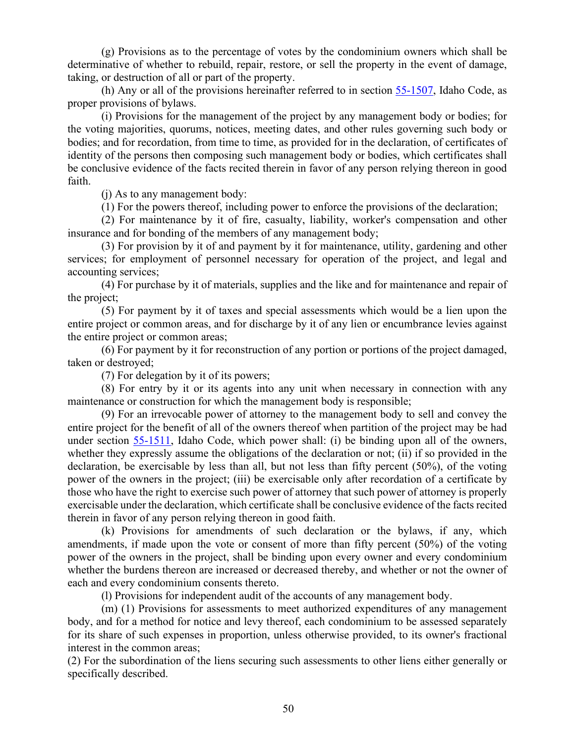(g) Provisions as to the percentage of votes by the condominium owners which shall be determinative of whether to rebuild, repair, restore, or sell the property in the event of damage, taking, or destruction of all or part of the property.

(h) Any or all of the provisions hereinafter referred to in section 55-1507, Idaho Code, as proper provisions of bylaws.

(i) Provisions for the management of the project by any management body or bodies; for the voting majorities, quorums, notices, meeting dates, and other rules governing such body or bodies; and for recordation, from time to time, as provided for in the declaration, of certificates of identity of the persons then composing such management body or bodies, which certificates shall be conclusive evidence of the facts recited therein in favor of any person relying thereon in good faith.

(j) As to any management body:

(1) For the powers thereof, including power to enforce the provisions of the declaration;

(2) For maintenance by it of fire, casualty, liability, worker's compensation and other insurance and for bonding of the members of any management body;

(3) For provision by it of and payment by it for maintenance, utility, gardening and other services; for employment of personnel necessary for operation of the project, and legal and accounting services;

(4) For purchase by it of materials, supplies and the like and for maintenance and repair of the project;

(5) For payment by it of taxes and special assessments which would be a lien upon the entire project or common areas, and for discharge by it of any lien or encumbrance levies against the entire project or common areas;

(6) For payment by it for reconstruction of any portion or portions of the project damaged, taken or destroyed;

(7) For delegation by it of its powers;

(8) For entry by it or its agents into any unit when necessary in connection with any maintenance or construction for which the management body is responsible;

(9) For an irrevocable power of attorney to the management body to sell and convey the entire project for the benefit of all of the owners thereof when partition of the project may be had under section 55-1511, Idaho Code, which power shall: (i) be binding upon all of the owners, whether they expressly assume the obligations of the declaration or not; (ii) if so provided in the declaration, be exercisable by less than all, but not less than fifty percent (50%), of the voting power of the owners in the project; (iii) be exercisable only after recordation of a certificate by those who have the right to exercise such power of attorney that such power of attorney is properly exercisable under the declaration, which certificate shall be conclusive evidence of the facts recited therein in favor of any person relying thereon in good faith.

(k) Provisions for amendments of such declaration or the bylaws, if any, which amendments, if made upon the vote or consent of more than fifty percent (50%) of the voting power of the owners in the project, shall be binding upon every owner and every condominium whether the burdens thereon are increased or decreased thereby, and whether or not the owner of each and every condominium consents thereto.

(l) Provisions for independent audit of the accounts of any management body.

(m) (1) Provisions for assessments to meet authorized expenditures of any management body, and for a method for notice and levy thereof, each condominium to be assessed separately for its share of such expenses in proportion, unless otherwise provided, to its owner's fractional interest in the common areas;

(2) For the subordination of the liens securing such assessments to other liens either generally or specifically described.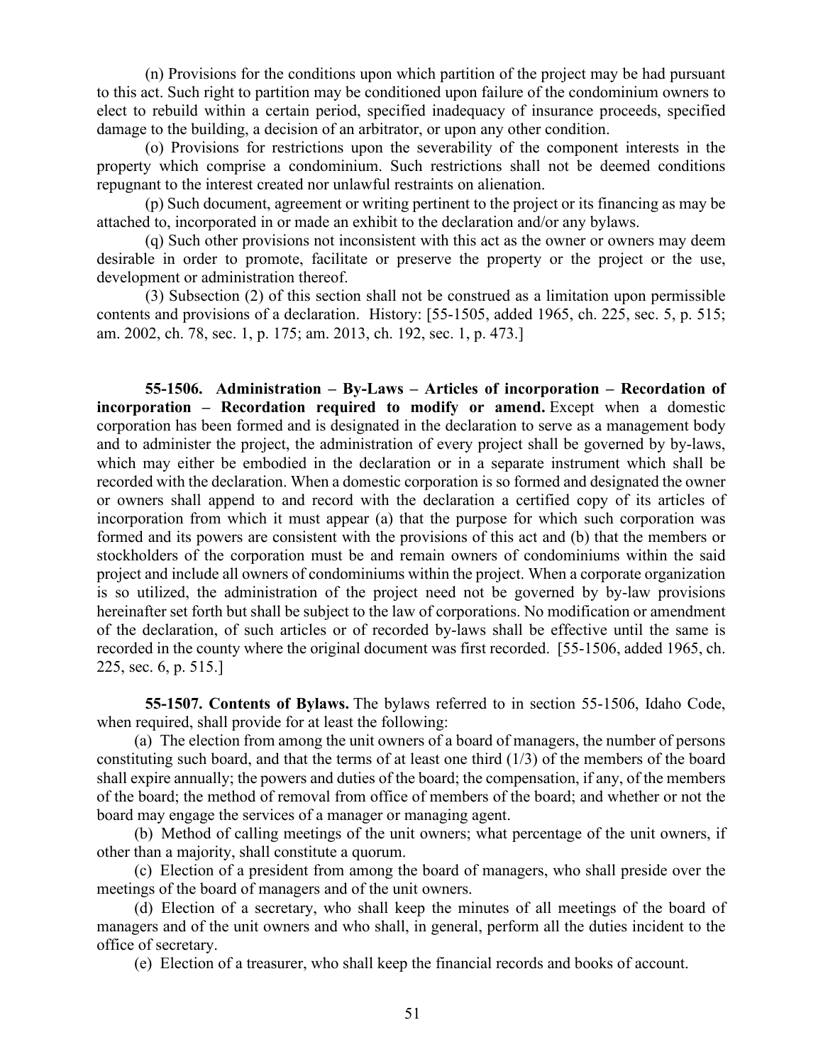(n) Provisions for the conditions upon which partition of the project may be had pursuant to this act. Such right to partition may be conditioned upon failure of the condominium owners to elect to rebuild within a certain period, specified inadequacy of insurance proceeds, specified damage to the building, a decision of an arbitrator, or upon any other condition.

(o) Provisions for restrictions upon the severability of the component interests in the property which comprise a condominium. Such restrictions shall not be deemed conditions repugnant to the interest created nor unlawful restraints on alienation.

(p) Such document, agreement or writing pertinent to the project or its financing as may be attached to, incorporated in or made an exhibit to the declaration and/or any bylaws.

(q) Such other provisions not inconsistent with this act as the owner or owners may deem desirable in order to promote, facilitate or preserve the property or the project or the use, development or administration thereof.

(3) Subsection (2) of this section shall not be construed as a limitation upon permissible contents and provisions of a declaration. History: [55-1505, added 1965, ch. 225, sec. 5, p. 515; am. 2002, ch. 78, sec. 1, p. 175; am. 2013, ch. 192, sec. 1, p. 473.]

**55-1506. Administration – By-Laws – Articles of incorporation – Recordation of incorporation – Recordation required to modify or amend.** Except when a domestic corporation has been formed and is designated in the declaration to serve as a management body and to administer the project, the administration of every project shall be governed by by-laws, which may either be embodied in the declaration or in a separate instrument which shall be recorded with the declaration. When a domestic corporation is so formed and designated the owner or owners shall append to and record with the declaration a certified copy of its articles of incorporation from which it must appear (a) that the purpose for which such corporation was formed and its powers are consistent with the provisions of this act and (b) that the members or stockholders of the corporation must be and remain owners of condominiums within the said project and include all owners of condominiums within the project. When a corporate organization is so utilized, the administration of the project need not be governed by by-law provisions hereinafter set forth but shall be subject to the law of corporations. No modification or amendment of the declaration, of such articles or of recorded by-laws shall be effective until the same is recorded in the county where the original document was first recorded. [55-1506, added 1965, ch. 225, sec. 6, p. 515.]

**55-1507. Contents of Bylaws.** The bylaws referred to in section 55-1506, Idaho Code, when required, shall provide for at least the following:

(a) The election from among the unit owners of a board of managers, the number of persons constituting such board, and that the terms of at least one third (1/3) of the members of the board shall expire annually; the powers and duties of the board; the compensation, if any, of the members of the board; the method of removal from office of members of the board; and whether or not the board may engage the services of a manager or managing agent.

(b) Method of calling meetings of the unit owners; what percentage of the unit owners, if other than a majority, shall constitute a quorum.

(c) Election of a president from among the board of managers, who shall preside over the meetings of the board of managers and of the unit owners.

(d) Election of a secretary, who shall keep the minutes of all meetings of the board of managers and of the unit owners and who shall, in general, perform all the duties incident to the office of secretary.

(e) Election of a treasurer, who shall keep the financial records and books of account.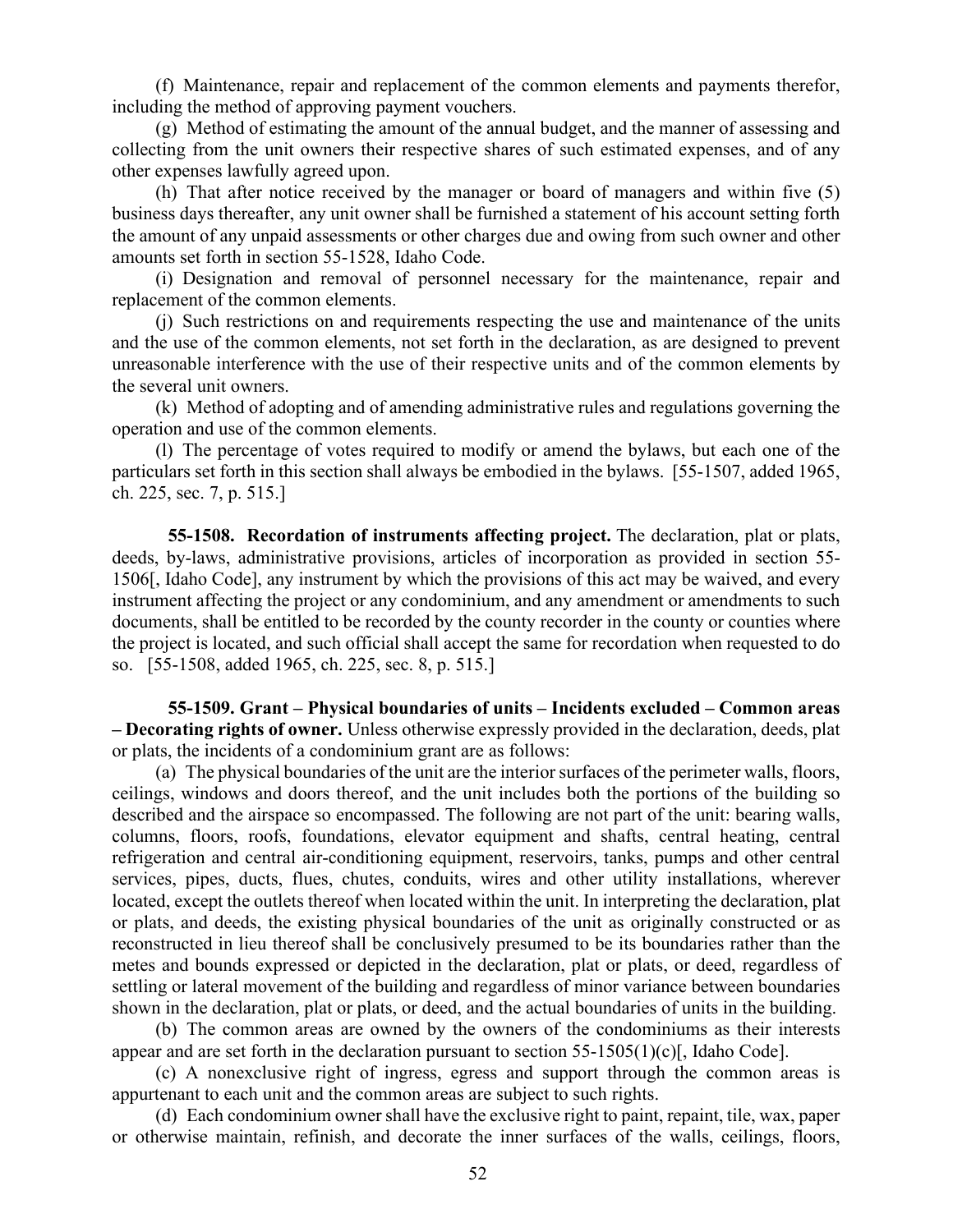(f) Maintenance, repair and replacement of the common elements and payments therefor, including the method of approving payment vouchers.

(g) Method of estimating the amount of the annual budget, and the manner of assessing and collecting from the unit owners their respective shares of such estimated expenses, and of any other expenses lawfully agreed upon.

(h) That after notice received by the manager or board of managers and within five (5) business days thereafter, any unit owner shall be furnished a statement of his account setting forth the amount of any unpaid assessments or other charges due and owing from such owner and other amounts set forth in section 55-1528, Idaho Code.

(i) Designation and removal of personnel necessary for the maintenance, repair and replacement of the common elements.

(j) Such restrictions on and requirements respecting the use and maintenance of the units and the use of the common elements, not set forth in the declaration, as are designed to prevent unreasonable interference with the use of their respective units and of the common elements by the several unit owners.

(k) Method of adopting and of amending administrative rules and regulations governing the operation and use of the common elements.

(l) The percentage of votes required to modify or amend the bylaws, but each one of the particulars set forth in this section shall always be embodied in the bylaws. [55-1507, added 1965, ch. 225, sec. 7, p. 515.]

**55-1508. Recordation of instruments affecting project.** The declaration, plat or plats, deeds, by-laws, administrative provisions, articles of incorporation as provided in section 55-1506[, Idaho Code], any instrument by which the provisions of this act may be waived, and every instrument affecting the project or any condominium, and any amendment or amendments to such documents, shall be entitled to be recorded by the county recorder in the county or counties where the project is located, and such official shall accept the same for recordation when requested to do so. [55-1508, added 1965, ch. 225, sec. 8, p. 515.]

**55-1509. Grant – Physical boundaries of units – Incidents excluded – Common areas – Decorating rights of owner.** Unless otherwise expressly provided in the declaration, deeds, plat or plats, the incidents of a condominium grant are as follows:

(a) The physical boundaries of the unit are the interior surfaces of the perimeter walls, floors, ceilings, windows and doors thereof, and the unit includes both the portions of the building so described and the airspace so encompassed. The following are not part of the unit: bearing walls, columns, floors, roofs, foundations, elevator equipment and shafts, central heating, central refrigeration and central air-conditioning equipment, reservoirs, tanks, pumps and other central services, pipes, ducts, flues, chutes, conduits, wires and other utility installations, wherever located, except the outlets thereof when located within the unit. In interpreting the declaration, plat or plats, and deeds, the existing physical boundaries of the unit as originally constructed or as reconstructed in lieu thereof shall be conclusively presumed to be its boundaries rather than the metes and bounds expressed or depicted in the declaration, plat or plats, or deed, regardless of settling or lateral movement of the building and regardless of minor variance between boundaries shown in the declaration, plat or plats, or deed, and the actual boundaries of units in the building.

(b) The common areas are owned by the owners of the condominiums as their interests appear and are set forth in the declaration pursuant to section 55-1505(1)(c)[, Idaho Code].

(c) A nonexclusive right of ingress, egress and support through the common areas is appurtenant to each unit and the common areas are subject to such rights.

(d) Each condominium owner shall have the exclusive right to paint, repaint, tile, wax, paper or otherwise maintain, refinish, and decorate the inner surfaces of the walls, ceilings, floors,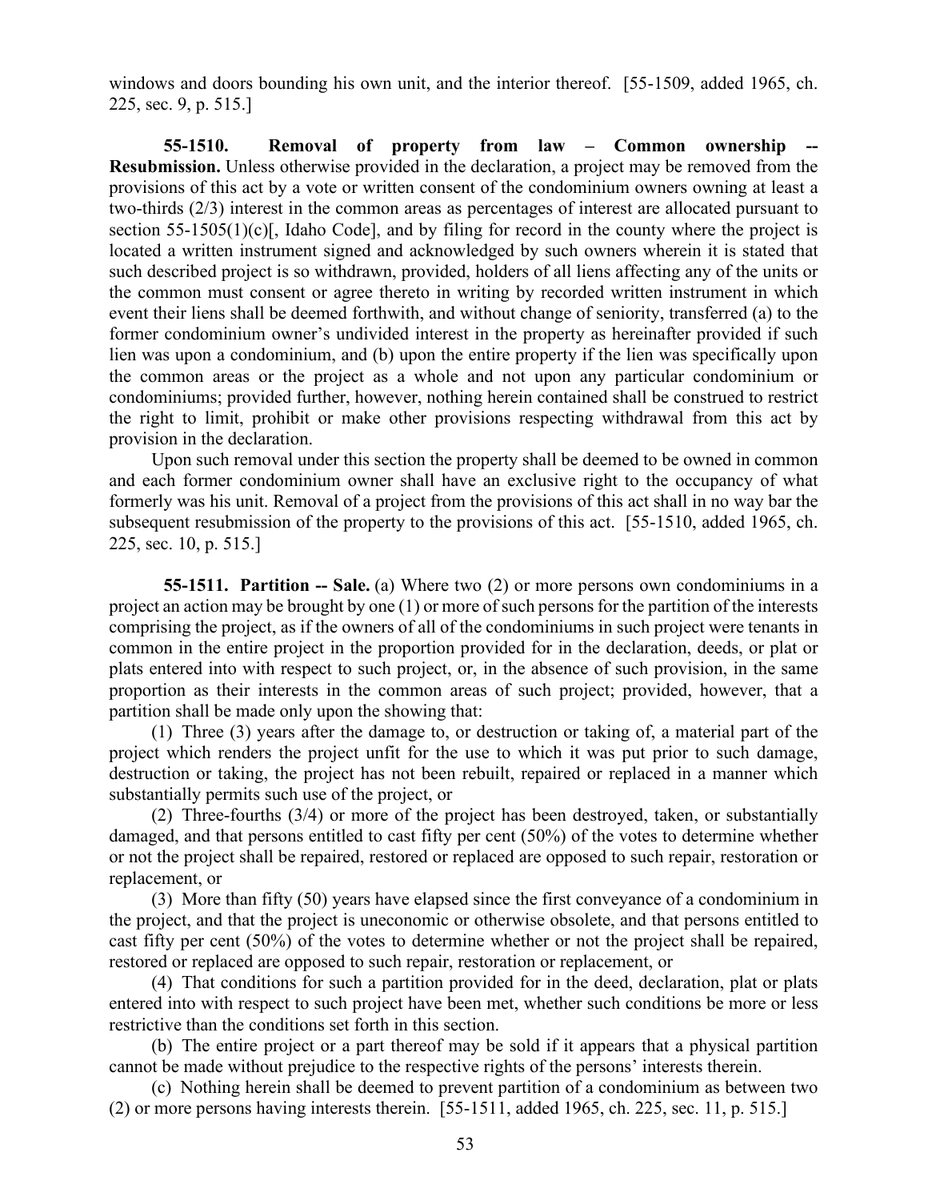windows and doors bounding his own unit, and the interior thereof. [55-1509, added 1965, ch. 225, sec. 9, p. 515.]

**55-1510. Removal of property from law – Common ownership -- Resubmission.** Unless otherwise provided in the declaration, a project may be removed from the provisions of this act by a vote or written consent of the condominium owners owning at least a two-thirds (2/3) interest in the common areas as percentages of interest are allocated pursuant to section 55-1505(1)(c)[, Idaho Code], and by filing for record in the county where the project is located a written instrument signed and acknowledged by such owners wherein it is stated that such described project is so withdrawn, provided, holders of all liens affecting any of the units or the common must consent or agree thereto in writing by recorded written instrument in which event their liens shall be deemed forthwith, and without change of seniority, transferred (a) to the former condominium owner's undivided interest in the property as hereinafter provided if such lien was upon a condominium, and (b) upon the entire property if the lien was specifically upon the common areas or the project as a whole and not upon any particular condominium or condominiums; provided further, however, nothing herein contained shall be construed to restrict the right to limit, prohibit or make other provisions respecting withdrawal from this act by provision in the declaration.

Upon such removal under this section the property shall be deemed to be owned in common and each former condominium owner shall have an exclusive right to the occupancy of what formerly was his unit. Removal of a project from the provisions of this act shall in no way bar the subsequent resubmission of the property to the provisions of this act. [55-1510, added 1965, ch. 225, sec. 10, p. 515.]

**55-1511. Partition -- Sale.** (a) Where two (2) or more persons own condominiums in a project an action may be brought by one (1) or more of such persons for the partition of the interests comprising the project, as if the owners of all of the condominiums in such project were tenants in common in the entire project in the proportion provided for in the declaration, deeds, or plat or plats entered into with respect to such project, or, in the absence of such provision, in the same proportion as their interests in the common areas of such project; provided, however, that a partition shall be made only upon the showing that:

(1) Three (3) years after the damage to, or destruction or taking of, a material part of the project which renders the project unfit for the use to which it was put prior to such damage, destruction or taking, the project has not been rebuilt, repaired or replaced in a manner which substantially permits such use of the project, or

(2) Three-fourths (3/4) or more of the project has been destroyed, taken, or substantially damaged, and that persons entitled to cast fifty per cent (50%) of the votes to determine whether or not the project shall be repaired, restored or replaced are opposed to such repair, restoration or replacement, or

(3) More than fifty (50) years have elapsed since the first conveyance of a condominium in the project, and that the project is uneconomic or otherwise obsolete, and that persons entitled to cast fifty per cent (50%) of the votes to determine whether or not the project shall be repaired, restored or replaced are opposed to such repair, restoration or replacement, or

(4) That conditions for such a partition provided for in the deed, declaration, plat or plats entered into with respect to such project have been met, whether such conditions be more or less restrictive than the conditions set forth in this section.

(b) The entire project or a part thereof may be sold if it appears that a physical partition cannot be made without prejudice to the respective rights of the persons' interests therein.

(c) Nothing herein shall be deemed to prevent partition of a condominium as between two (2) or more persons having interests therein. [55-1511, added 1965, ch. 225, sec. 11, p. 515.]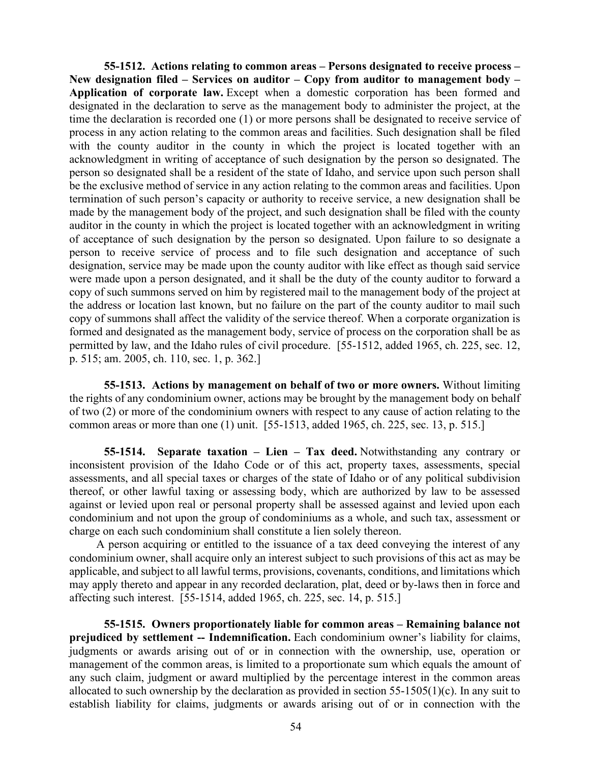**55-1512. Actions relating to common areas – Persons designated to receive process – New designation filed – Services on auditor – Copy from auditor to management body – Application of corporate law.** Except when a domestic corporation has been formed and designated in the declaration to serve as the management body to administer the project, at the time the declaration is recorded one (1) or more persons shall be designated to receive service of process in any action relating to the common areas and facilities. Such designation shall be filed with the county auditor in the county in which the project is located together with an acknowledgment in writing of acceptance of such designation by the person so designated. The person so designated shall be a resident of the state of Idaho, and service upon such person shall be the exclusive method of service in any action relating to the common areas and facilities. Upon termination of such person's capacity or authority to receive service, a new designation shall be made by the management body of the project, and such designation shall be filed with the county auditor in the county in which the project is located together with an acknowledgment in writing of acceptance of such designation by the person so designated. Upon failure to so designate a person to receive service of process and to file such designation and acceptance of such designation, service may be made upon the county auditor with like effect as though said service were made upon a person designated, and it shall be the duty of the county auditor to forward a copy of such summons served on him by registered mail to the management body of the project at the address or location last known, but no failure on the part of the county auditor to mail such copy of summons shall affect the validity of the service thereof. When a corporate organization is formed and designated as the management body, service of process on the corporation shall be as permitted by law, and the Idaho rules of civil procedure. [55-1512, added 1965, ch. 225, sec. 12, p. 515; am. 2005, ch. 110, sec. 1, p. 362.]

**55-1513. Actions by management on behalf of two or more owners.** Without limiting the rights of any condominium owner, actions may be brought by the management body on behalf of two (2) or more of the condominium owners with respect to any cause of action relating to the common areas or more than one (1) unit. [55-1513, added 1965, ch. 225, sec. 13, p. 515.]

**55-1514. Separate taxation – Lien – Tax deed.** Notwithstanding any contrary or inconsistent provision of the Idaho Code or of this act, property taxes, assessments, special assessments, and all special taxes or charges of the state of Idaho or of any political subdivision thereof, or other lawful taxing or assessing body, which are authorized by law to be assessed against or levied upon real or personal property shall be assessed against and levied upon each condominium and not upon the group of condominiums as a whole, and such tax, assessment or charge on each such condominium shall constitute a lien solely thereon.

A person acquiring or entitled to the issuance of a tax deed conveying the interest of any condominium owner, shall acquire only an interest subject to such provisions of this act as may be applicable, and subject to all lawful terms, provisions, covenants, conditions, and limitations which may apply thereto and appear in any recorded declaration, plat, deed or by-laws then in force and affecting such interest. [55-1514, added 1965, ch. 225, sec. 14, p. 515.]

**55-1515. Owners proportionately liable for common areas – Remaining balance not prejudiced by settlement -- Indemnification.** Each condominium owner's liability for claims, judgments or awards arising out of or in connection with the ownership, use, operation or management of the common areas, is limited to a proportionate sum which equals the amount of any such claim, judgment or award multiplied by the percentage interest in the common areas allocated to such ownership by the declaration as provided in section 55-1505(1)(c). In any suit to establish liability for claims, judgments or awards arising out of or in connection with the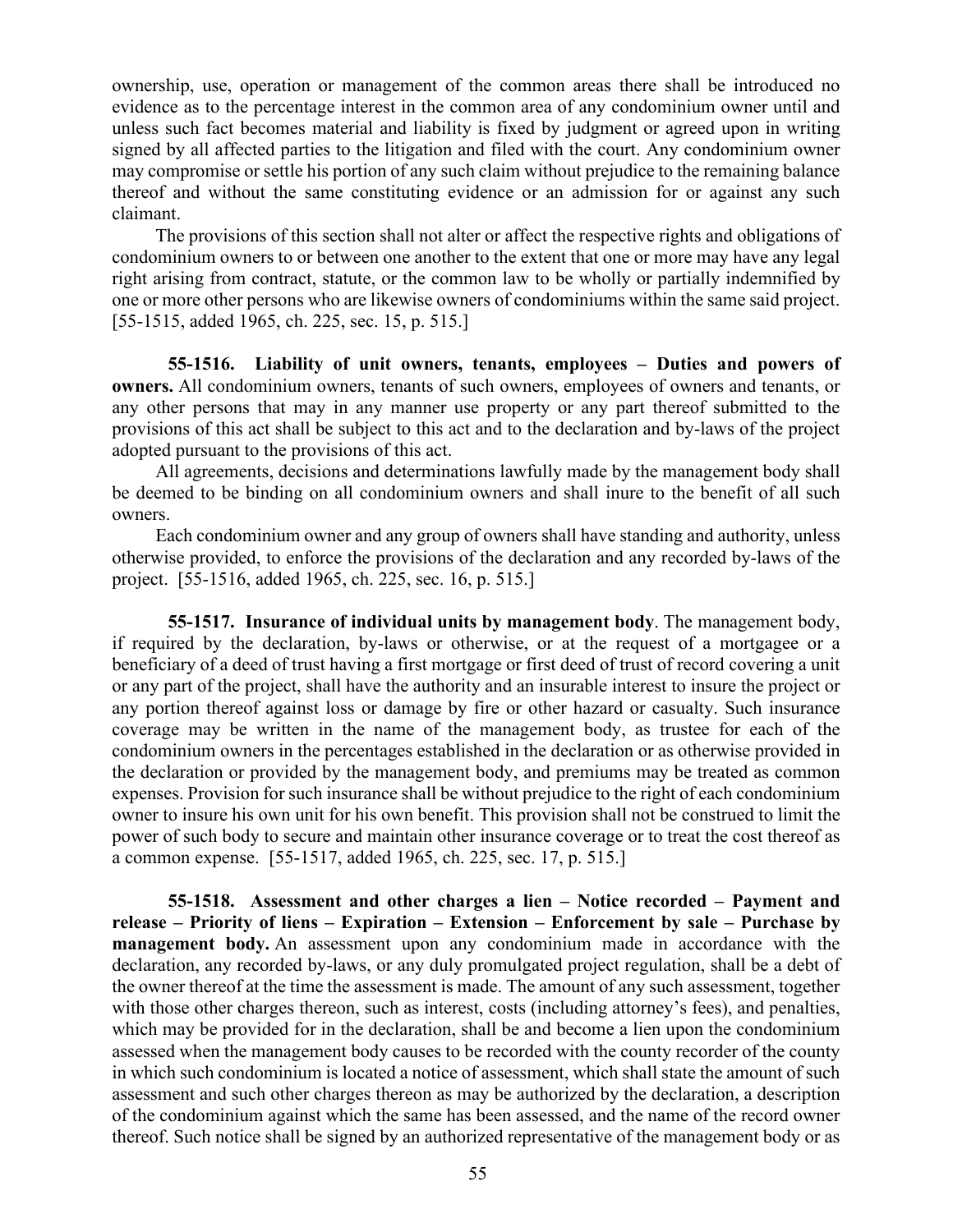ownership, use, operation or management of the common areas there shall be introduced no evidence as to the percentage interest in the common area of any condominium owner until and unless such fact becomes material and liability is fixed by judgment or agreed upon in writing signed by all affected parties to the litigation and filed with the court. Any condominium owner may compromise or settle his portion of any such claim without prejudice to the remaining balance thereof and without the same constituting evidence or an admission for or against any such claimant.

The provisions of this section shall not alter or affect the respective rights and obligations of condominium owners to or between one another to the extent that one or more may have any legal right arising from contract, statute, or the common law to be wholly or partially indemnified by one or more other persons who are likewise owners of condominiums within the same said project. [55-1515, added 1965, ch. 225, sec. 15, p. 515.]

**55-1516. Liability of unit owners, tenants, employees – Duties and powers of owners.** All condominium owners, tenants of such owners, employees of owners and tenants, or any other persons that may in any manner use property or any part thereof submitted to the provisions of this act shall be subject to this act and to the declaration and by-laws of the project adopted pursuant to the provisions of this act.

All agreements, decisions and determinations lawfully made by the management body shall be deemed to be binding on all condominium owners and shall inure to the benefit of all such owners.

Each condominium owner and any group of owners shall have standing and authority, unless otherwise provided, to enforce the provisions of the declaration and any recorded by-laws of the project. [55-1516, added 1965, ch. 225, sec. 16, p. 515.]

**55-1517. Insurance of individual units by management body**. The management body, if required by the declaration, by-laws or otherwise, or at the request of a mortgagee or a beneficiary of a deed of trust having a first mortgage or first deed of trust of record covering a unit or any part of the project, shall have the authority and an insurable interest to insure the project or any portion thereof against loss or damage by fire or other hazard or casualty. Such insurance coverage may be written in the name of the management body, as trustee for each of the condominium owners in the percentages established in the declaration or as otherwise provided in the declaration or provided by the management body, and premiums may be treated as common expenses. Provision for such insurance shall be without prejudice to the right of each condominium owner to insure his own unit for his own benefit. This provision shall not be construed to limit the power of such body to secure and maintain other insurance coverage or to treat the cost thereof as a common expense. [55-1517, added 1965, ch. 225, sec. 17, p. 515.]

**55-1518. Assessment and other charges a lien – Notice recorded – Payment and release – Priority of liens – Expiration – Extension – Enforcement by sale – Purchase by management body.** An assessment upon any condominium made in accordance with the declaration, any recorded by-laws, or any duly promulgated project regulation, shall be a debt of the owner thereof at the time the assessment is made. The amount of any such assessment, together with those other charges thereon, such as interest, costs (including attorney's fees), and penalties, which may be provided for in the declaration, shall be and become a lien upon the condominium assessed when the management body causes to be recorded with the county recorder of the county in which such condominium is located a notice of assessment, which shall state the amount of such assessment and such other charges thereon as may be authorized by the declaration, a description of the condominium against which the same has been assessed, and the name of the record owner thereof. Such notice shall be signed by an authorized representative of the management body or as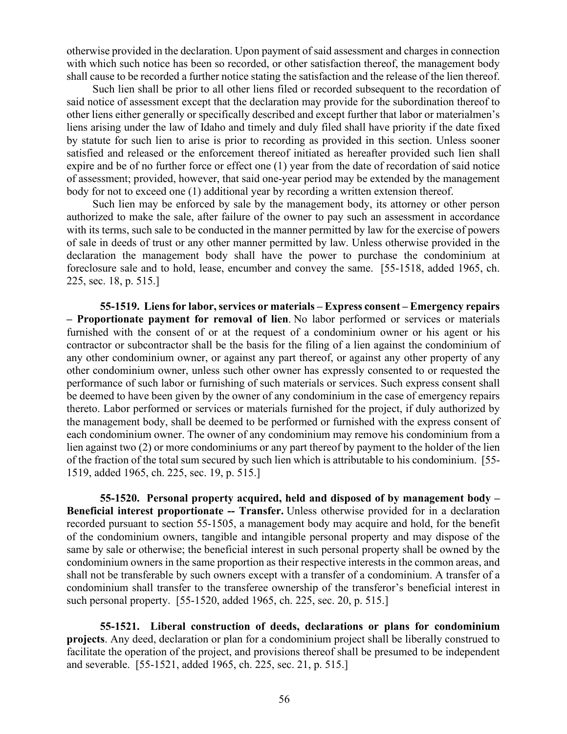otherwise provided in the declaration. Upon payment of said assessment and charges in connection with which such notice has been so recorded, or other satisfaction thereof, the management body shall cause to be recorded a further notice stating the satisfaction and the release of the lien thereof.

Such lien shall be prior to all other liens filed or recorded subsequent to the recordation of said notice of assessment except that the declaration may provide for the subordination thereof to other liens either generally or specifically described and except further that labor or materialmen's liens arising under the law of Idaho and timely and duly filed shall have priority if the date fixed by statute for such lien to arise is prior to recording as provided in this section. Unless sooner satisfied and released or the enforcement thereof initiated as hereafter provided such lien shall expire and be of no further force or effect one (1) year from the date of recordation of said notice of assessment; provided, however, that said one-year period may be extended by the management body for not to exceed one (1) additional year by recording a written extension thereof.

Such lien may be enforced by sale by the management body, its attorney or other person authorized to make the sale, after failure of the owner to pay such an assessment in accordance with its terms, such sale to be conducted in the manner permitted by law for the exercise of powers of sale in deeds of trust or any other manner permitted by law. Unless otherwise provided in the declaration the management body shall have the power to purchase the condominium at foreclosure sale and to hold, lease, encumber and convey the same. [55-1518, added 1965, ch. 225, sec. 18, p. 515.]

**55-1519. Liens for labor, services or materials – Express consent – Emergency repairs – Proportionate payment for removal of lien**. No labor performed or services or materials furnished with the consent of or at the request of a condominium owner or his agent or his contractor or subcontractor shall be the basis for the filing of a lien against the condominium of any other condominium owner, or against any part thereof, or against any other property of any other condominium owner, unless such other owner has expressly consented to or requested the performance of such labor or furnishing of such materials or services. Such express consent shall be deemed to have been given by the owner of any condominium in the case of emergency repairs thereto. Labor performed or services or materials furnished for the project, if duly authorized by the management body, shall be deemed to be performed or furnished with the express consent of each condominium owner. The owner of any condominium may remove his condominium from a lien against two (2) or more condominiums or any part thereof by payment to the holder of the lien of the fraction of the total sum secured by such lien which is attributable to his condominium. [55-1519, added 1965, ch. 225, sec. 19, p. 515.]

**55-1520. Personal property acquired, held and disposed of by management body – Beneficial interest proportionate -- Transfer.** Unless otherwise provided for in a declaration recorded pursuant to section 55-1505, a management body may acquire and hold, for the benefit of the condominium owners, tangible and intangible personal property and may dispose of the same by sale or otherwise; the beneficial interest in such personal property shall be owned by the condominium owners in the same proportion as their respective interests in the common areas, and shall not be transferable by such owners except with a transfer of a condominium. A transfer of a condominium shall transfer to the transferee ownership of the transferor's beneficial interest in such personal property. [55-1520, added 1965, ch. 225, sec. 20, p. 515.]

**55-1521. Liberal construction of deeds, declarations or plans for condominium projects**. Any deed, declaration or plan for a condominium project shall be liberally construed to facilitate the operation of the project, and provisions thereof shall be presumed to be independent and severable. [55-1521, added 1965, ch. 225, sec. 21, p. 515.]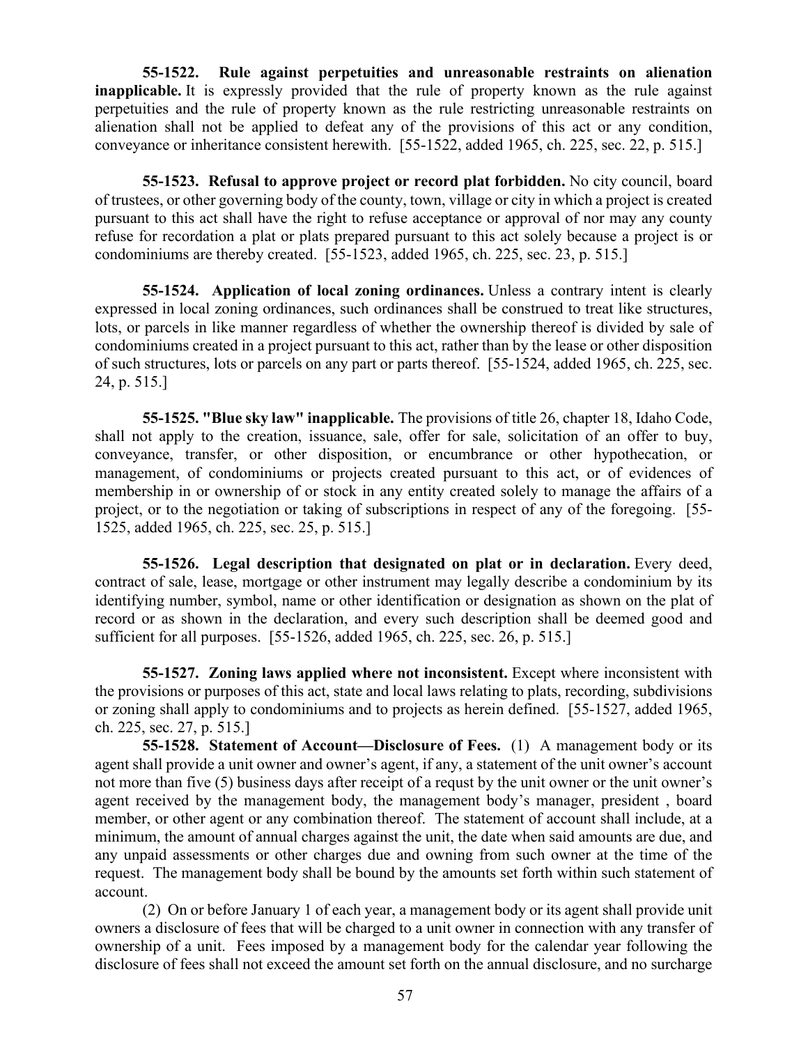**55-1522. Rule against perpetuities and unreasonable restraints on alienation inapplicable.** It is expressly provided that the rule of property known as the rule against perpetuities and the rule of property known as the rule restricting unreasonable restraints on alienation shall not be applied to defeat any of the provisions of this act or any condition, conveyance or inheritance consistent herewith. [55-1522, added 1965, ch. 225, sec. 22, p. 515.]

**55-1523. Refusal to approve project or record plat forbidden.** No city council, board of trustees, or other governing body of the county, town, village or city in which a project is created pursuant to this act shall have the right to refuse acceptance or approval of nor may any county refuse for recordation a plat or plats prepared pursuant to this act solely because a project is or condominiums are thereby created. [55-1523, added 1965, ch. 225, sec. 23, p. 515.]

**55-1524. Application of local zoning ordinances.** Unless a contrary intent is clearly expressed in local zoning ordinances, such ordinances shall be construed to treat like structures, lots, or parcels in like manner regardless of whether the ownership thereof is divided by sale of condominiums created in a project pursuant to this act, rather than by the lease or other disposition of such structures, lots or parcels on any part or parts thereof. [55-1524, added 1965, ch. 225, sec. 24, p. 515.]

**55-1525. "Blue sky law" inapplicable.** The provisions of title 26, chapter 18, Idaho Code, shall not apply to the creation, issuance, sale, offer for sale, solicitation of an offer to buy, conveyance, transfer, or other disposition, or encumbrance or other hypothecation, or management, of condominiums or projects created pursuant to this act, or of evidences of membership in or ownership of or stock in any entity created solely to manage the affairs of a project, or to the negotiation or taking of subscriptions in respect of any of the foregoing. [55-1525, added 1965, ch. 225, sec. 25, p. 515.]

**55-1526. Legal description that designated on plat or in declaration.** Every deed, contract of sale, lease, mortgage or other instrument may legally describe a condominium by its identifying number, symbol, name or other identification or designation as shown on the plat of record or as shown in the declaration, and every such description shall be deemed good and sufficient for all purposes. [55-1526, added 1965, ch. 225, sec. 26, p. 515.]

**55-1527. Zoning laws applied where not inconsistent.** Except where inconsistent with the provisions or purposes of this act, state and local laws relating to plats, recording, subdivisions or zoning shall apply to condominiums and to projects as herein defined. [55-1527, added 1965, ch. 225, sec. 27, p. 515.]

**55-1528. Statement of Account—Disclosure of Fees.** (1) A management body or its agent shall provide a unit owner and owner's agent, if any, a statement of the unit owner's account not more than five (5) business days after receipt of a requst by the unit owner or the unit owner's agent received by the management body, the management body's manager, president , board member, or other agent or any combination thereof. The statement of account shall include, at a minimum, the amount of annual charges against the unit, the date when said amounts are due, and any unpaid assessments or other charges due and owning from such owner at the time of the request. The management body shall be bound by the amounts set forth within such statement of account.

(2) On or before January 1 of each year, a management body or its agent shall provide unit owners a disclosure of fees that will be charged to a unit owner in connection with any transfer of ownership of a unit. Fees imposed by a management body for the calendar year following the disclosure of fees shall not exceed the amount set forth on the annual disclosure, and no surcharge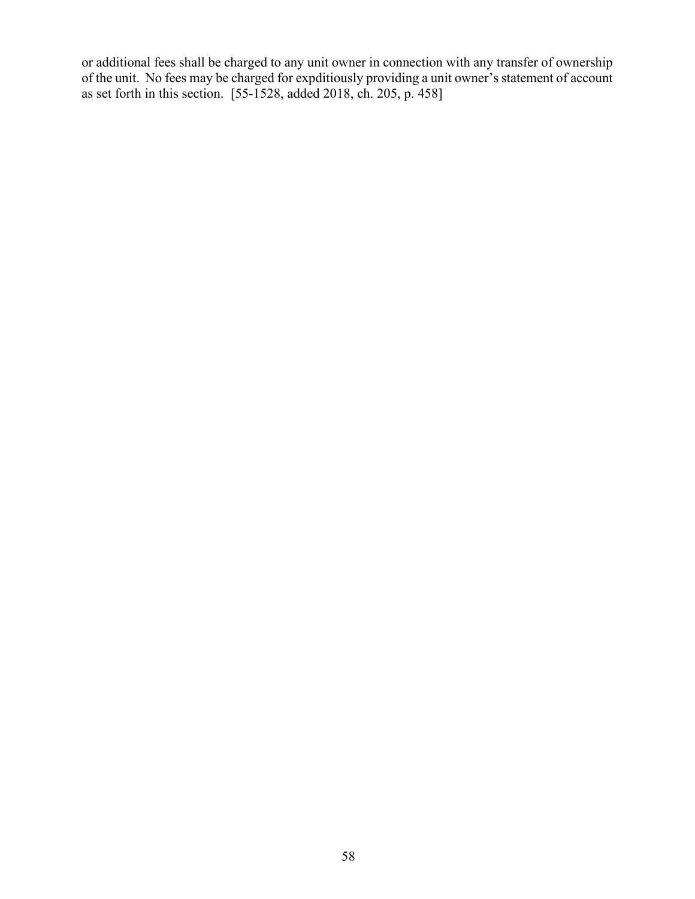or additional fees shall be charged to any unit owner in connection with any transfer of ownership of the unit. No fees may be charged for expditiously providing a unit owner's statement of account as set forth in this section. [55-1528, added 2018, ch. 205, p. 458]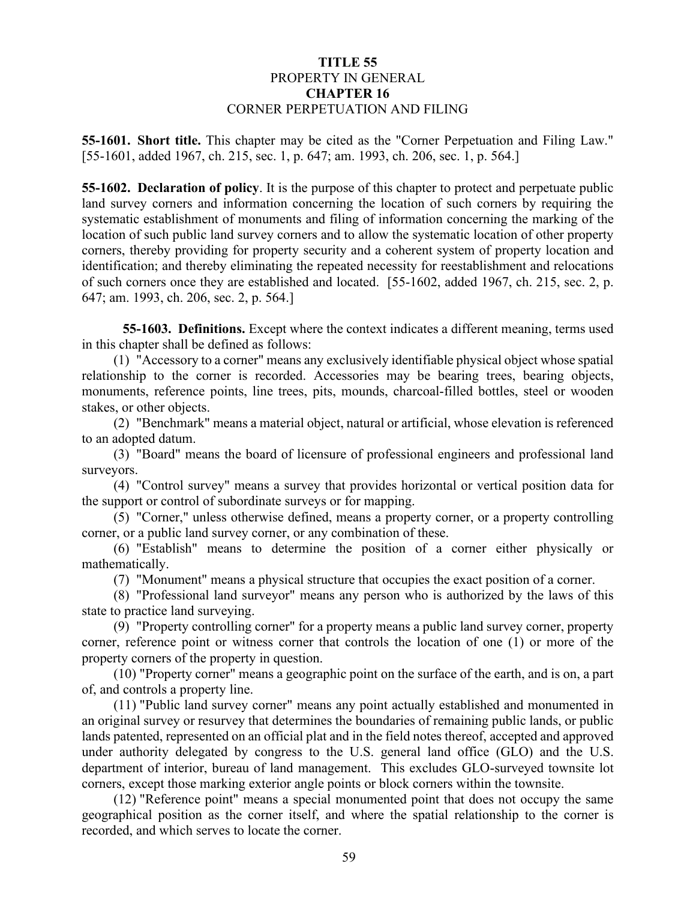# TITLE 55
## PROPERTY IN GENERAL
# CHAPTER 16
## CORNER PERPETUATION AND FILING

**55-1601. Short title.** This chapter may be cited as the "Corner Perpetuation and Filing Law." [55-1601, added 1967, ch. 215, sec. 1, p. 647; am. 1993, ch. 206, sec. 1, p. 564.]

**55-1602. Declaration of policy**. It is the purpose of this chapter to protect and perpetuate public land survey corners and information concerning the location of such corners by requiring the systematic establishment of monuments and filing of information concerning the marking of the location of such public land survey corners and to allow the systematic location of other property corners, thereby providing for property security and a coherent system of property location and identification; and thereby eliminating the repeated necessity for reestablishment and relocations of such corners once they are established and located. [55-1602, added 1967, ch. 215, sec. 2, p. 647; am. 1993, ch. 206, sec. 2, p. 564.]

**55-1603. Definitions.** Except where the context indicates a different meaning, terms used in this chapter shall be defined as follows:

(1) "Accessory to a corner" means any exclusively identifiable physical object whose spatial relationship to the corner is recorded. Accessories may be bearing trees, bearing objects, monuments, reference points, line trees, pits, mounds, charcoal-filled bottles, steel or wooden stakes, or other objects.

(2) "Benchmark" means a material object, natural or artificial, whose elevation is referenced to an adopted datum.

(3) "Board" means the board of licensure of professional engineers and professional land surveyors.

(4) "Control survey" means a survey that provides horizontal or vertical position data for the support or control of subordinate surveys or for mapping.

(5) "Corner," unless otherwise defined, means a property corner, or a property controlling corner, or a public land survey corner, or any combination of these.

(6) "Establish" means to determine the position of a corner either physically or mathematically.

(7) "Monument" means a physical structure that occupies the exact position of a corner.

(8) "Professional land surveyor" means any person who is authorized by the laws of this state to practice land surveying.

(9) "Property controlling corner" for a property means a public land survey corner, property corner, reference point or witness corner that controls the location of one (1) or more of the property corners of the property in question.

(10) "Property corner" means a geographic point on the surface of the earth, and is on, a part of, and controls a property line.

(11) "Public land survey corner" means any point actually established and monumented in an original survey or resurvey that determines the boundaries of remaining public lands, or public lands patented, represented on an official plat and in the field notes thereof, accepted and approved under authority delegated by congress to the U.S. general land office (GLO) and the U.S. department of interior, bureau of land management. This excludes GLO-surveyed townsite lot corners, except those marking exterior angle points or block corners within the townsite.

(12) "Reference point" means a special monumented point that does not occupy the same geographical position as the corner itself, and where the spatial relationship to the corner is recorded, and which serves to locate the corner.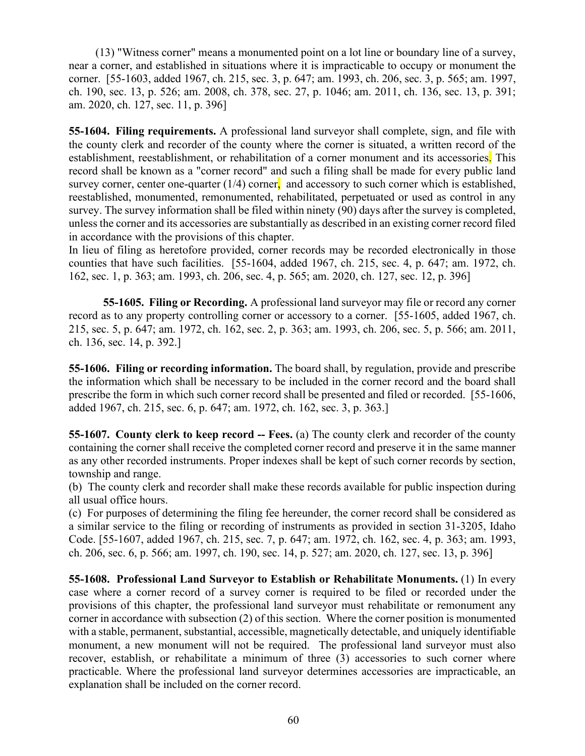(13) "Witness corner" means a monumented point on a lot line or boundary line of a survey, near a corner, and established in situations where it is impracticable to occupy or monument the corner. [55-1603, added 1967, ch. 215, sec. 3, p. 647; am. 1993, ch. 206, sec. 3, p. 565; am. 1997, ch. 190, sec. 13, p. 526; am. 2008, ch. 378, sec. 27, p. 1046; am. 2011, ch. 136, sec. 13, p. 391; am. 2020, ch. 127, sec. 11, p. 396]

**55-1604. Filing requirements.** A professional land surveyor shall complete, sign, and file with the county clerk and recorder of the county where the corner is situated, a written record of the establishment, reestablishment, or rehabilitation of a corner monument and its accessories. This record shall be known as a "corner record" and such a filing shall be made for every public land survey corner, center one-quarter (1/4) corner, and accessory to such corner which is established, reestablished, monumented, remonumented, rehabilitated, perpetuated or used as control in any survey. The survey information shall be filed within ninety (90) days after the survey is completed, unless the corner and its accessories are substantially as described in an existing corner record filed in accordance with the provisions of this chapter.
In lieu of filing as heretofore provided, corner records may be recorded electronically in those counties that have such facilities. [55-1604, added 1967, ch. 215, sec. 4, p. 647; am. 1972, ch. 162, sec. 1, p. 363; am. 1993, ch. 206, sec. 4, p. 565; am. 2020, ch. 127, sec. 12, p. 396]

**55-1605. Filing or Recording.** A professional land surveyor may file or record any corner record as to any property controlling corner or accessory to a corner. [55-1605, added 1967, ch. 215, sec. 5, p. 647; am. 1972, ch. 162, sec. 2, p. 363; am. 1993, ch. 206, sec. 5, p. 566; am. 2011, ch. 136, sec. 14, p. 392.]

**55-1606. Filing or recording information.** The board shall, by regulation, provide and prescribe the information which shall be necessary to be included in the corner record and the board shall prescribe the form in which such corner record shall be presented and filed or recorded. [55-1606, added 1967, ch. 215, sec. 6, p. 647; am. 1972, ch. 162, sec. 3, p. 363.]

**55-1607. County clerk to keep record -- Fees.** (a) The county clerk and recorder of the county containing the corner shall receive the completed corner record and preserve it in the same manner as any other recorded instruments. Proper indexes shall be kept of such corner records by section, township and range.
(b) The county clerk and recorder shall make these records available for public inspection during all usual office hours.
(c) For purposes of determining the filing fee hereunder, the corner record shall be considered as a similar service to the filing or recording of instruments as provided in section 31-3205, Idaho Code. [55-1607, added 1967, ch. 215, sec. 7, p. 647; am. 1972, ch. 162, sec. 4, p. 363; am. 1993, ch. 206, sec. 6, p. 566; am. 1997, ch. 190, sec. 14, p. 527; am. 2020, ch. 127, sec. 13, p. 396]

**55-1608. Professional Land Surveyor to Establish or Rehabilitate Monuments.** (1) In every case where a corner record of a survey corner is required to be filed or recorded under the provisions of this chapter, the professional land surveyor must rehabilitate or remonument any corner in accordance with subsection (2) of this section. Where the corner position is monumented with a stable, permanent, substantial, accessible, magnetically detectable, and uniquely identifiable monument, a new monument will not be required. The professional land surveyor must also recover, establish, or rehabilitate a minimum of three (3) accessories to such corner where practicable. Where the professional land surveyor determines accessories are impracticable, an explanation shall be included on the corner record.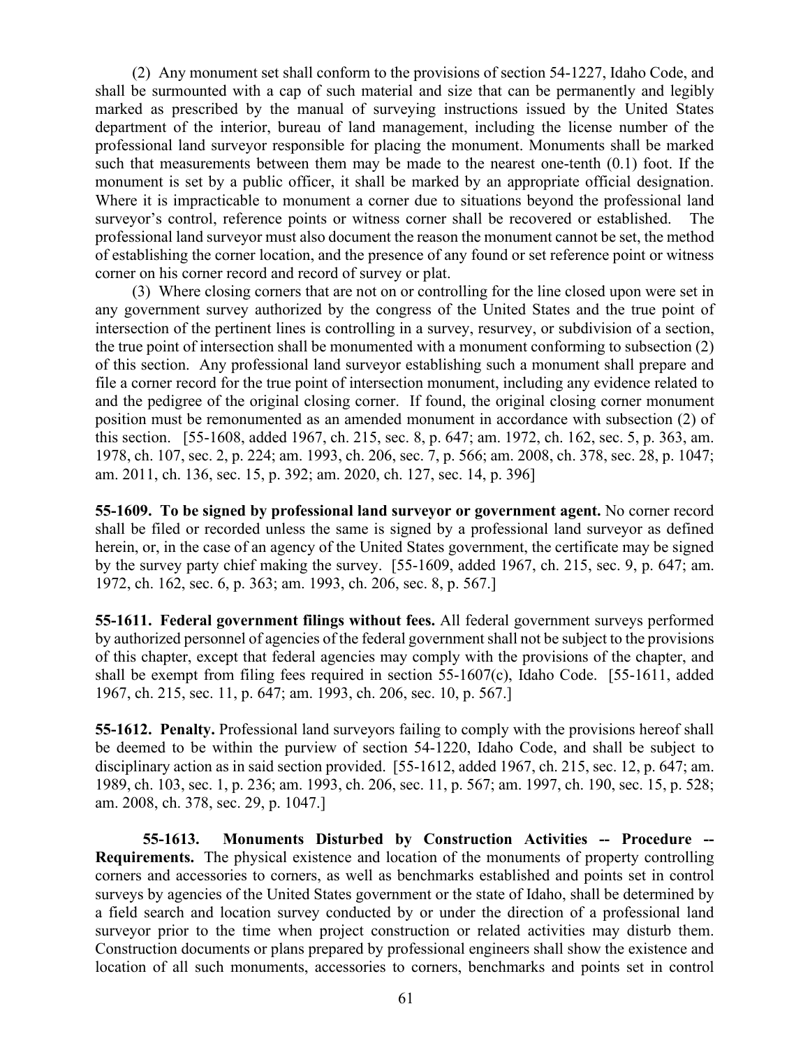(2) Any monument set shall conform to the provisions of section 54-1227, Idaho Code, and shall be surmounted with a cap of such material and size that can be permanently and legibly marked as prescribed by the manual of surveying instructions issued by the United States department of the interior, bureau of land management, including the license number of the professional land surveyor responsible for placing the monument. Monuments shall be marked such that measurements between them may be made to the nearest one-tenth (0.1) foot. If the monument is set by a public officer, it shall be marked by an appropriate official designation. Where it is impracticable to monument a corner due to situations beyond the professional land surveyor's control, reference points or witness corner shall be recovered or established. The professional land surveyor must also document the reason the monument cannot be set, the method of establishing the corner location, and the presence of any found or set reference point or witness corner on his corner record and record of survey or plat.

(3) Where closing corners that are not on or controlling for the line closed upon were set in any government survey authorized by the congress of the United States and the true point of intersection of the pertinent lines is controlling in a survey, resurvey, or subdivision of a section, the true point of intersection shall be monumented with a monument conforming to subsection (2) of this section. Any professional land surveyor establishing such a monument shall prepare and file a corner record for the true point of intersection monument, including any evidence related to and the pedigree of the original closing corner. If found, the original closing corner monument position must be remonumented as an amended monument in accordance with subsection (2) of this section. [55-1608, added 1967, ch. 215, sec. 8, p. 647; am. 1972, ch. 162, sec. 5, p. 363, am. 1978, ch. 107, sec. 2, p. 224; am. 1993, ch. 206, sec. 7, p. 566; am. 2008, ch. 378, sec. 28, p. 1047; am. 2011, ch. 136, sec. 15, p. 392; am. 2020, ch. 127, sec. 14, p. 396]

**55-1609. To be signed by professional land surveyor or government agent.** No corner record shall be filed or recorded unless the same is signed by a professional land surveyor as defined herein, or, in the case of an agency of the United States government, the certificate may be signed by the survey party chief making the survey. [55-1609, added 1967, ch. 215, sec. 9, p. 647; am. 1972, ch. 162, sec. 6, p. 363; am. 1993, ch. 206, sec. 8, p. 567.]

**55-1611. Federal government filings without fees.** All federal government surveys performed by authorized personnel of agencies of the federal government shall not be subject to the provisions of this chapter, except that federal agencies may comply with the provisions of the chapter, and shall be exempt from filing fees required in section 55-1607(c), Idaho Code. [55-1611, added 1967, ch. 215, sec. 11, p. 647; am. 1993, ch. 206, sec. 10, p. 567.]

**55-1612. Penalty.** Professional land surveyors failing to comply with the provisions hereof shall be deemed to be within the purview of section 54-1220, Idaho Code, and shall be subject to disciplinary action as in said section provided. [55-1612, added 1967, ch. 215, sec. 12, p. 647; am. 1989, ch. 103, sec. 1, p. 236; am. 1993, ch. 206, sec. 11, p. 567; am. 1997, ch. 190, sec. 15, p. 528; am. 2008, ch. 378, sec. 29, p. 1047.]

**55-1613. Monuments Disturbed by Construction Activities -- Procedure -- Requirements.** The physical existence and location of the monuments of property controlling corners and accessories to corners, as well as benchmarks established and points set in control surveys by agencies of the United States government or the state of Idaho, shall be determined by a field search and location survey conducted by or under the direction of a professional land surveyor prior to the time when project construction or related activities may disturb them. Construction documents or plans prepared by professional engineers shall show the existence and location of all such monuments, accessories to corners, benchmarks and points set in control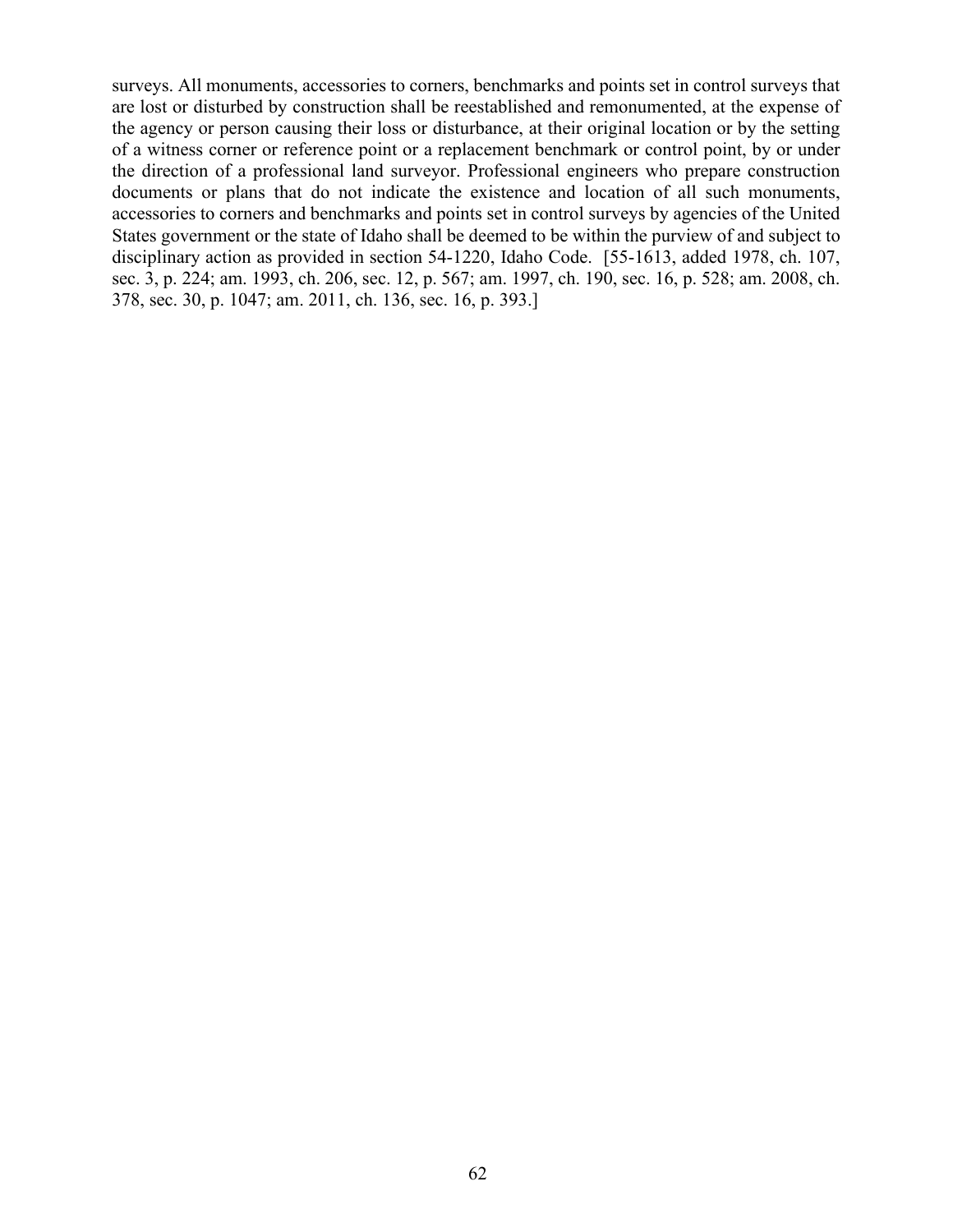surveys. All monuments, accessories to corners, benchmarks and points set in control surveys that are lost or disturbed by construction shall be reestablished and remonumented, at the expense of the agency or person causing their loss or disturbance, at their original location or by the setting of a witness corner or reference point or a replacement benchmark or control point, by or under the direction of a professional land surveyor. Professional engineers who prepare construction documents or plans that do not indicate the existence and location of all such monuments, accessories to corners and benchmarks and points set in control surveys by agencies of the United States government or the state of Idaho shall be deemed to be within the purview of and subject to disciplinary action as provided in section 54-1220, Idaho Code. [55-1613, added 1978, ch. 107, sec. 3, p. 224; am. 1993, ch. 206, sec. 12, p. 567; am. 1997, ch. 190, sec. 16, p. 528; am. 2008, ch. 378, sec. 30, p. 1047; am. 2011, ch. 136, sec. 16, p. 393.]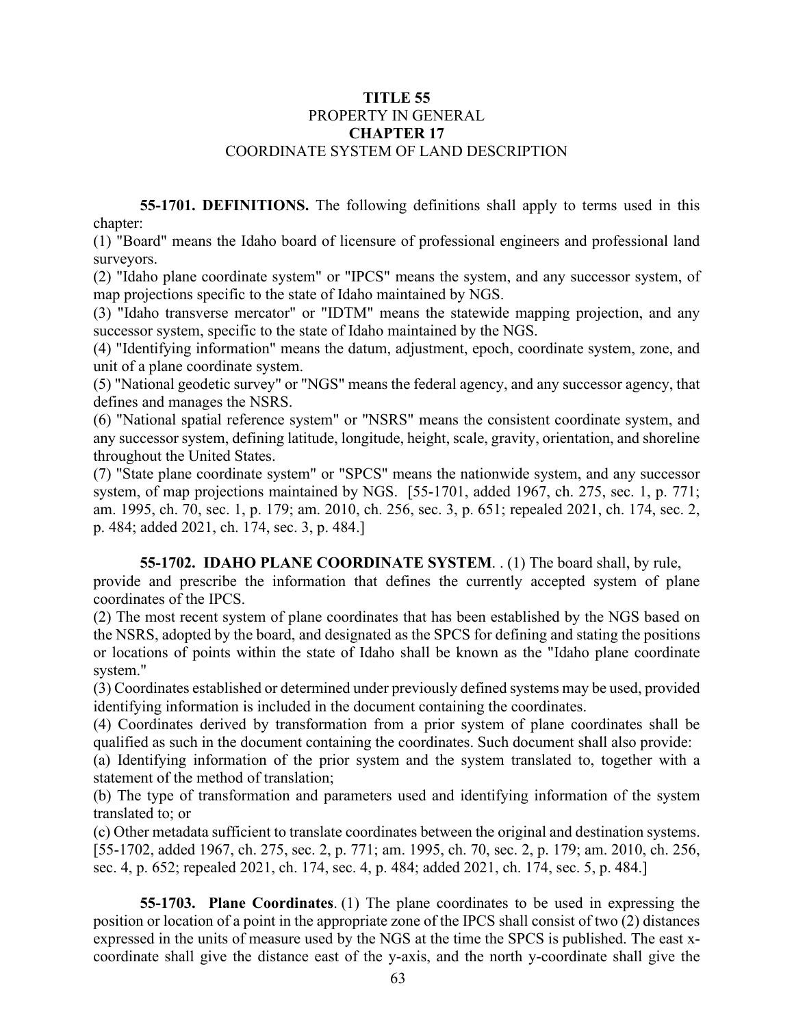# TITLE 55
## PROPERTY IN GENERAL
# CHAPTER 17
## COORDINATE SYSTEM OF LAND DESCRIPTION

**55-1701. DEFINITIONS.** The following definitions shall apply to terms used in this chapter:

(1) "Board" means the Idaho board of licensure of professional engineers and professional land surveyors.

(2) "Idaho plane coordinate system" or "IPCS" means the system, and any successor system, of map projections specific to the state of Idaho maintained by NGS.

(3) "Idaho transverse mercator" or "IDTM" means the statewide mapping projection, and any successor system, specific to the state of Idaho maintained by the NGS.

(4) "Identifying information" means the datum, adjustment, epoch, coordinate system, zone, and unit of a plane coordinate system.

(5) "National geodetic survey" or "NGS" means the federal agency, and any successor agency, that defines and manages the NSRS.

(6) "National spatial reference system" or "NSRS" means the consistent coordinate system, and any successor system, defining latitude, longitude, height, scale, gravity, orientation, and shoreline throughout the United States.

(7) "State plane coordinate system" or "SPCS" means the nationwide system, and any successor system, of map projections maintained by NGS. [55-1701, added 1967, ch. 275, sec. 1, p. 771; am. 1995, ch. 70, sec. 1, p. 179; am. 2010, ch. 256, sec. 3, p. 651; repealed 2021, ch. 174, sec. 2, p. 484; added 2021, ch. 174, sec. 3, p. 484.]

**55-1702. IDAHO PLANE COORDINATE SYSTEM**. . (1) The board shall, by rule, provide and prescribe the information that defines the currently accepted system of plane coordinates of the IPCS.

(2) The most recent system of plane coordinates that has been established by the NGS based on the NSRS, adopted by the board, and designated as the SPCS for defining and stating the positions or locations of points within the state of Idaho shall be known as the "Idaho plane coordinate system."

(3) Coordinates established or determined under previously defined systems may be used, provided identifying information is included in the document containing the coordinates.

(4) Coordinates derived by transformation from a prior system of plane coordinates shall be qualified as such in the document containing the coordinates. Such document shall also provide:

(a) Identifying information of the prior system and the system translated to, together with a statement of the method of translation;

(b) The type of transformation and parameters used and identifying information of the system translated to; or

(c) Other metadata sufficient to translate coordinates between the original and destination systems. [55-1702, added 1967, ch. 275, sec. 2, p. 771; am. 1995, ch. 70, sec. 2, p. 179; am. 2010, ch. 256, sec. 4, p. 652; repealed 2021, ch. 174, sec. 4, p. 484; added 2021, ch. 174, sec. 5, p. 484.]

**55-1703. Plane Coordinates**. (1) The plane coordinates to be used in expressing the position or location of a point in the appropriate zone of the IPCS shall consist of two (2) distances expressed in the units of measure used by the NGS at the time the SPCS is published. The east x-coordinate shall give the distance east of the y-axis, and the north y-coordinate shall give the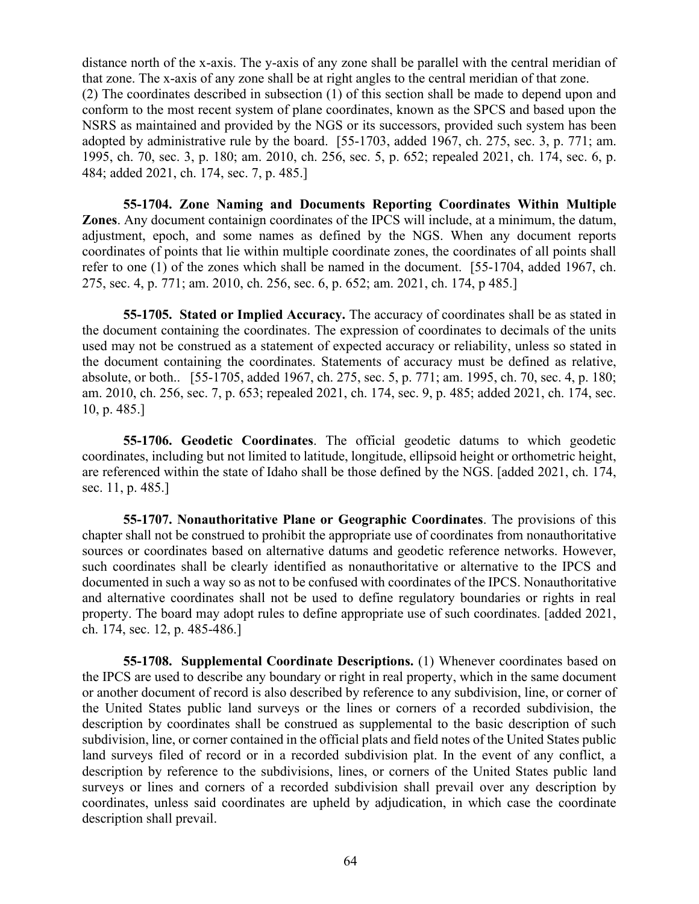distance north of the x-axis. The y-axis of any zone shall be parallel with the central meridian of that zone. The x-axis of any zone shall be at right angles to the central meridian of that zone.
(2) The coordinates described in subsection (1) of this section shall be made to depend upon and conform to the most recent system of plane coordinates, known as the SPCS and based upon the NSRS as maintained and provided by the NGS or its successors, provided such system has been adopted by administrative rule by the board. [55-1703, added 1967, ch. 275, sec. 3, p. 771; am. 1995, ch. 70, sec. 3, p. 180; am. 2010, ch. 256, sec. 5, p. 652; repealed 2021, ch. 174, sec. 6, p. 484; added 2021, ch. 174, sec. 7, p. 485.]

**55-1704. Zone Naming and Documents Reporting Coordinates Within Multiple Zones**. Any document containign coordinates of the IPCS will include, at a minimum, the datum, adjustment, epoch, and some names as defined by the NGS. When any document reports coordinates of points that lie within multiple coordinate zones, the coordinates of all points shall refer to one (1) of the zones which shall be named in the document. [55-1704, added 1967, ch. 275, sec. 4, p. 771; am. 2010, ch. 256, sec. 6, p. 652; am. 2021, ch. 174, p 485.]

**55-1705. Stated or Implied Accuracy.** The accuracy of coordinates shall be as stated in the document containing the coordinates. The expression of coordinates to decimals of the units used may not be construed as a statement of expected accuracy or reliability, unless so stated in the document containing the coordinates. Statements of accuracy must be defined as relative, absolute, or both.. [55-1705, added 1967, ch. 275, sec. 5, p. 771; am. 1995, ch. 70, sec. 4, p. 180; am. 2010, ch. 256, sec. 7, p. 653; repealed 2021, ch. 174, sec. 9, p. 485; added 2021, ch. 174, sec. 10, p. 485.]

**55-1706. Geodetic Coordinates**. The official geodetic datums to which geodetic coordinates, including but not limited to latitude, longitude, ellipsoid height or orthometric height, are referenced within the state of Idaho shall be those defined by the NGS. [added 2021, ch. 174, sec. 11, p. 485.]

**55-1707. Nonauthoritative Plane or Geographic Coordinates**. The provisions of this chapter shall not be construed to prohibit the appropriate use of coordinates from nonauthoritative sources or coordinates based on alternative datums and geodetic reference networks. However, such coordinates shall be clearly identified as nonauthoritative or alternative to the IPCS and documented in such a way so as not to be confused with coordinates of the IPCS. Nonauthoritative and alternative coordinates shall not be used to define regulatory boundaries or rights in real property. The board may adopt rules to define appropriate use of such coordinates. [added 2021, ch. 174, sec. 12, p. 485-486.]

**55-1708. Supplemental Coordinate Descriptions.** (1) Whenever coordinates based on the IPCS are used to describe any boundary or right in real property, which in the same document or another document of record is also described by reference to any subdivision, line, or corner of the United States public land surveys or the lines or corners of a recorded subdivision, the description by coordinates shall be construed as supplemental to the basic description of such subdivision, line, or corner contained in the official plats and field notes of the United States public land surveys filed of record or in a recorded subdivision plat. In the event of any conflict, a description by reference to the subdivisions, lines, or corners of the United States public land surveys or lines and corners of a recorded subdivision shall prevail over any description by coordinates, unless said coordinates are upheld by adjudication, in which case the coordinate description shall prevail.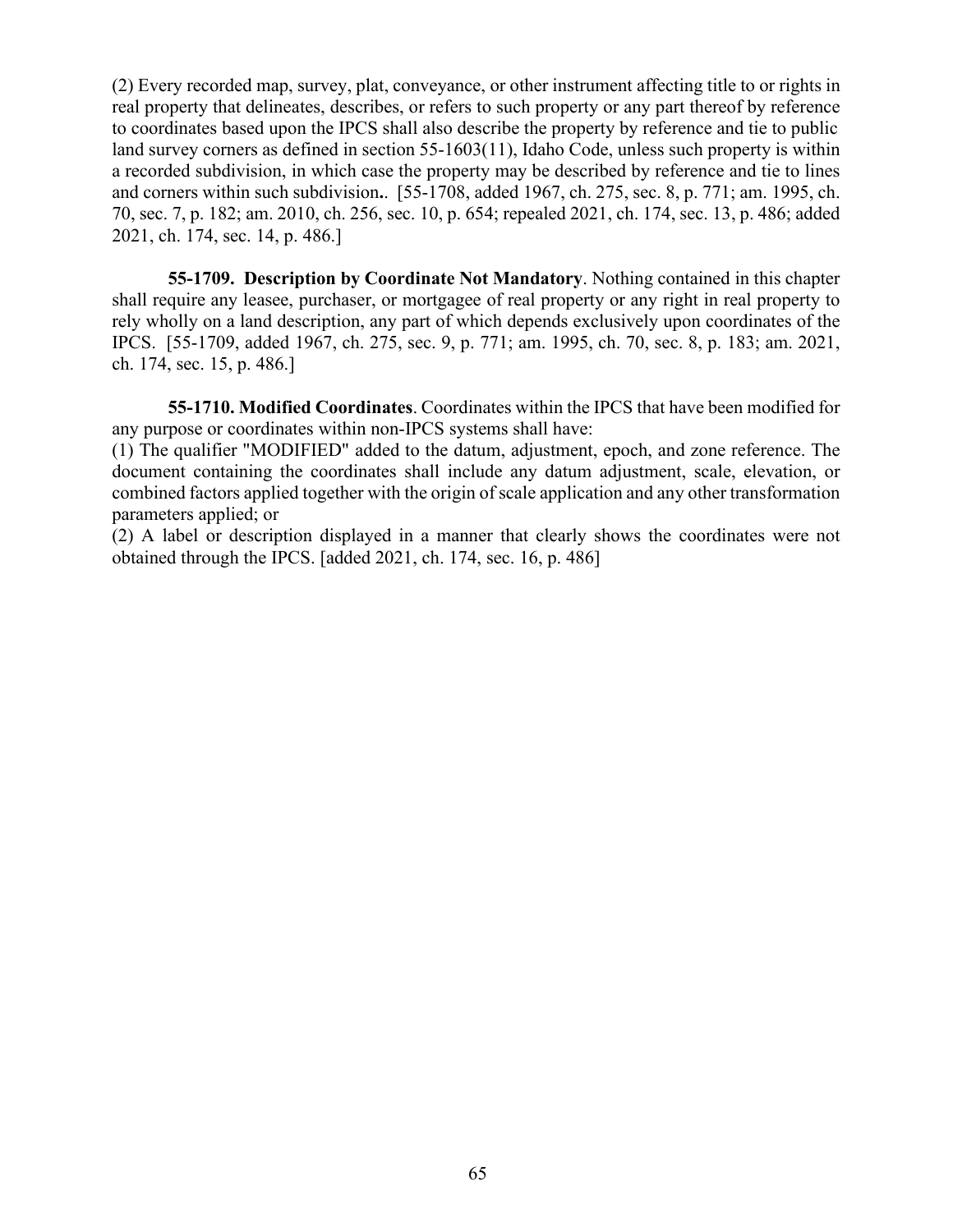(2) Every recorded map, survey, plat, conveyance, or other instrument affecting title to or rights in real property that delineates, describes, or refers to such property or any part thereof by reference to coordinates based upon the IPCS shall also describe the property by reference and tie to public land survey corners as defined in section 55-1603(11), Idaho Code, unless such property is within a recorded subdivision, in which case the property may be described by reference and tie to lines and corners within such subdivision**.**. [55-1708, added 1967, ch. 275, sec. 8, p. 771; am. 1995, ch. 70, sec. 7, p. 182; am. 2010, ch. 256, sec. 10, p. 654; repealed 2021, ch. 174, sec. 13, p. 486; added 2021, ch. 174, sec. 14, p. 486.]

**55-1709. Description by Coordinate Not Mandatory**. Nothing contained in this chapter shall require any leasee, purchaser, or mortgagee of real property or any right in real property to rely wholly on a land description, any part of which depends exclusively upon coordinates of the IPCS. [55-1709, added 1967, ch. 275, sec. 9, p. 771; am. 1995, ch. 70, sec. 8, p. 183; am. 2021, ch. 174, sec. 15, p. 486.]

**55-1710. Modified Coordinates**. Coordinates within the IPCS that have been modified for any purpose or coordinates within non-IPCS systems shall have:

(1) The qualifier "MODIFIED" added to the datum, adjustment, epoch, and zone reference. The document containing the coordinates shall include any datum adjustment, scale, elevation, or combined factors applied together with the origin of scale application and any other transformation parameters applied; or

(2) A label or description displayed in a manner that clearly shows the coordinates were not obtained through the IPCS. [added 2021, ch. 174, sec. 16, p. 486]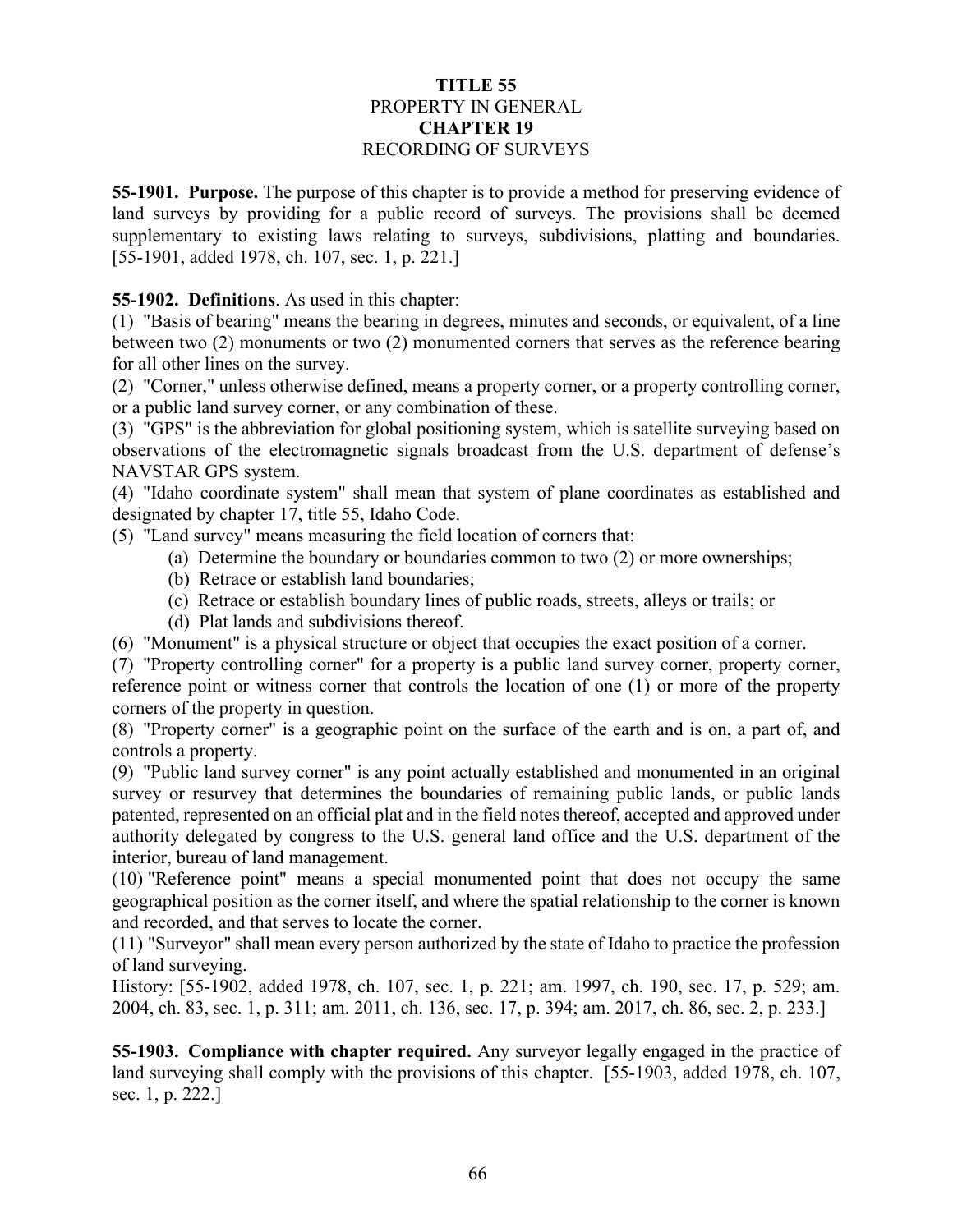# TITLE 55
## PROPERTY IN GENERAL
# CHAPTER 19
## RECORDING OF SURVEYS

**55-1901. Purpose.** The purpose of this chapter is to provide a method for preserving evidence of land surveys by providing for a public record of surveys. The provisions shall be deemed supplementary to existing laws relating to surveys, subdivisions, platting and boundaries. [55-1901, added 1978, ch. 107, sec. 1, p. 221.]

**55-1902. Definitions**. As used in this chapter:

(1) "Basis of bearing" means the bearing in degrees, minutes and seconds, or equivalent, of a line between two (2) monuments or two (2) monumented corners that serves as the reference bearing for all other lines on the survey.

(2) "Corner," unless otherwise defined, means a property corner, or a property controlling corner, or a public land survey corner, or any combination of these.

(3) "GPS" is the abbreviation for global positioning system, which is satellite surveying based on observations of the electromagnetic signals broadcast from the U.S. department of defense's NAVSTAR GPS system.

(4) "Idaho coordinate system" shall mean that system of plane coordinates as established and designated by chapter 17, title 55, Idaho Code.

(5) "Land survey" means measuring the field location of corners that:

- (a) Determine the boundary or boundaries common to two (2) or more ownerships;
- (b) Retrace or establish land boundaries;
- (c) Retrace or establish boundary lines of public roads, streets, alleys or trails; or
- (d) Plat lands and subdivisions thereof.

(6) "Monument" is a physical structure or object that occupies the exact position of a corner.

(7) "Property controlling corner" for a property is a public land survey corner, property corner, reference point or witness corner that controls the location of one (1) or more of the property corners of the property in question.

(8) "Property corner" is a geographic point on the surface of the earth and is on, a part of, and controls a property.

(9) "Public land survey corner" is any point actually established and monumented in an original survey or resurvey that determines the boundaries of remaining public lands, or public lands patented, represented on an official plat and in the field notes thereof, accepted and approved under authority delegated by congress to the U.S. general land office and the U.S. department of the interior, bureau of land management.

(10) "Reference point" means a special monumented point that does not occupy the same geographical position as the corner itself, and where the spatial relationship to the corner is known and recorded, and that serves to locate the corner.

(11) "Surveyor" shall mean every person authorized by the state of Idaho to practice the profession of land surveying.

History: [55-1902, added 1978, ch. 107, sec. 1, p. 221; am. 1997, ch. 190, sec. 17, p. 529; am. 2004, ch. 83, sec. 1, p. 311; am. 2011, ch. 136, sec. 17, p. 394; am. 2017, ch. 86, sec. 2, p. 233.]

**55-1903. Compliance with chapter required.** Any surveyor legally engaged in the practice of land surveying shall comply with the provisions of this chapter. [55-1903, added 1978, ch. 107, sec. 1, p. 222.]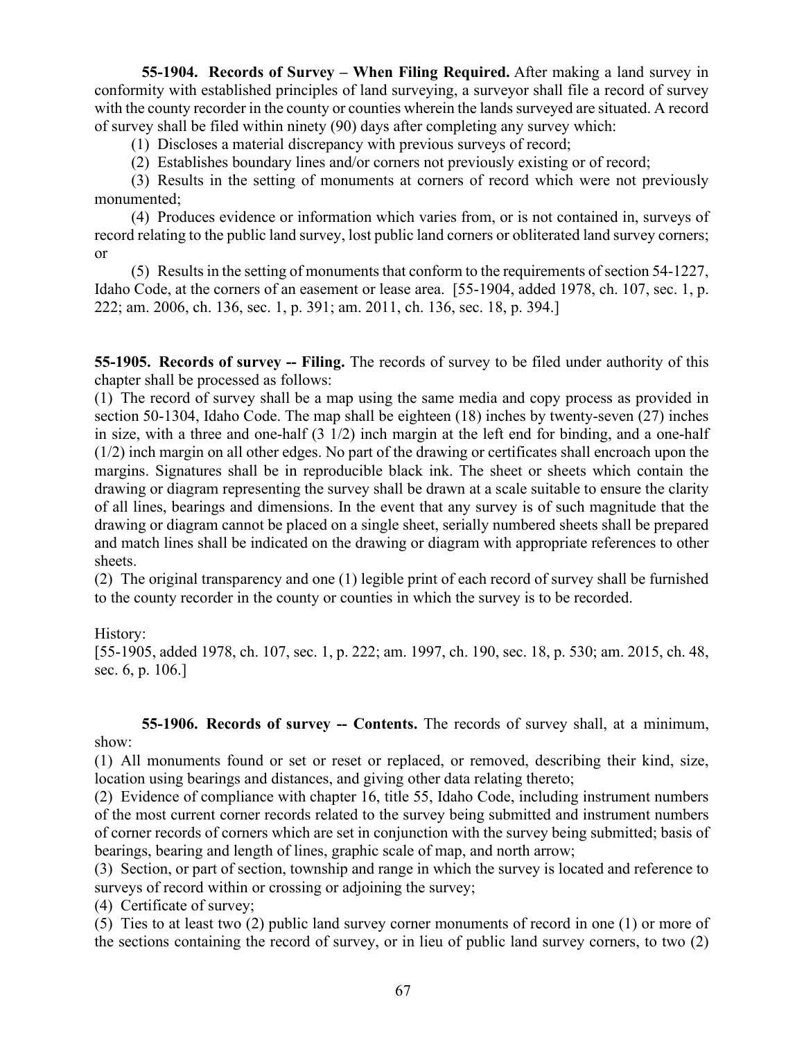**55-1904. Records of Survey – When Filing Required.** After making a land survey in conformity with established principles of land surveying, a surveyor shall file a record of survey with the county recorder in the county or counties wherein the lands surveyed are situated. A record of survey shall be filed within ninety (90) days after completing any survey which:

(1) Discloses a material discrepancy with previous surveys of record;

(2) Establishes boundary lines and/or corners not previously existing or of record;

(3) Results in the setting of monuments at corners of record which were not previously monumented;

(4) Produces evidence or information which varies from, or is not contained in, surveys of record relating to the public land survey, lost public land corners or obliterated land survey corners; or

(5) Results in the setting of monuments that conform to the requirements of section 54-1227, Idaho Code, at the corners of an easement or lease area. [55-1904, added 1978, ch. 107, sec. 1, p. 222; am. 2006, ch. 136, sec. 1, p. 391; am. 2011, ch. 136, sec. 18, p. 394.]

**55-1905. Records of survey -- Filing.** The records of survey to be filed under authority of this chapter shall be processed as follows:

(1) The record of survey shall be a map using the same media and copy process as provided in section 50-1304, Idaho Code. The map shall be eighteen (18) inches by twenty-seven (27) inches in size, with a three and one-half (3 1/2) inch margin at the left end for binding, and a one-half (1/2) inch margin on all other edges. No part of the drawing or certificates shall encroach upon the margins. Signatures shall be in reproducible black ink. The sheet or sheets which contain the drawing or diagram representing the survey shall be drawn at a scale suitable to ensure the clarity of all lines, bearings and dimensions. In the event that any survey is of such magnitude that the drawing or diagram cannot be placed on a single sheet, serially numbered sheets shall be prepared and match lines shall be indicated on the drawing or diagram with appropriate references to other sheets.

(2) The original transparency and one (1) legible print of each record of survey shall be furnished to the county recorder in the county or counties in which the survey is to be recorded.

History:

[55-1905, added 1978, ch. 107, sec. 1, p. 222; am. 1997, ch. 190, sec. 18, p. 530; am. 2015, ch. 48, sec. 6, p. 106.]

**55-1906. Records of survey -- Contents.** The records of survey shall, at a minimum, show:

(1) All monuments found or set or reset or replaced, or removed, describing their kind, size, location using bearings and distances, and giving other data relating thereto;

(2) Evidence of compliance with chapter 16, title 55, Idaho Code, including instrument numbers of the most current corner records related to the survey being submitted and instrument numbers of corner records of corners which are set in conjunction with the survey being submitted; basis of bearings, bearing and length of lines, graphic scale of map, and north arrow;

(3) Section, or part of section, township and range in which the survey is located and reference to surveys of record within or crossing or adjoining the survey;

(4) Certificate of survey;

(5) Ties to at least two (2) public land survey corner monuments of record in one (1) or more of the sections containing the record of survey, or in lieu of public land survey corners, to two (2)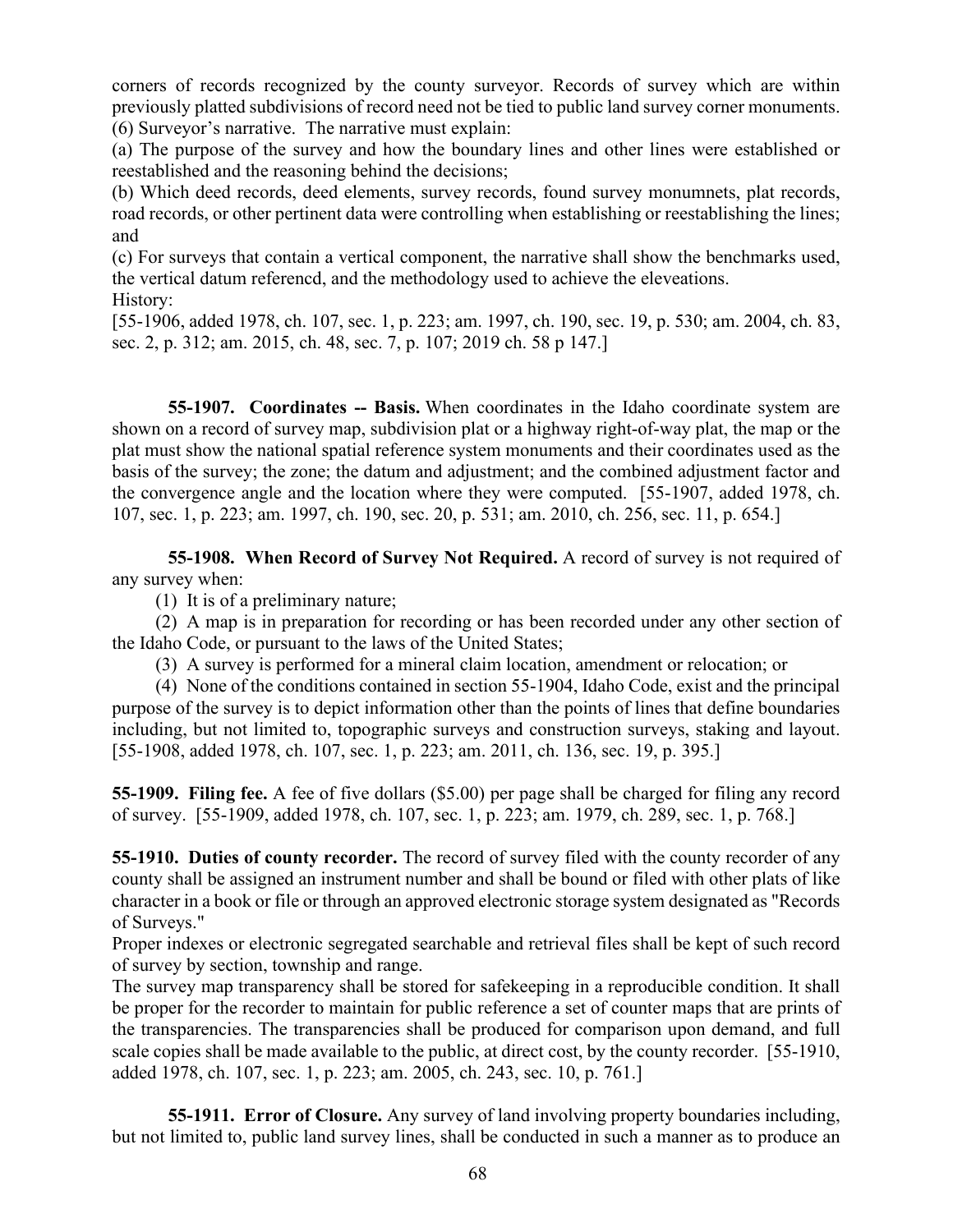corners of records recognized by the county surveyor. Records of survey which are within previously platted subdivisions of record need not be tied to public land survey corner monuments.
(6) Surveyor's narrative. The narrative must explain:
(a) The purpose of the survey and how the boundary lines and other lines were established or reestablished and the reasoning behind the decisions;
(b) Which deed records, deed elements, survey records, found survey monumnets, plat records, road records, or other pertinent data were controlling when establishing or reestablishing the lines; and
(c) For surveys that contain a vertical component, the narrative shall show the benchmarks used, the vertical datum referencd, and the methodology used to achieve the eleveations.
History:
[55-1906, added 1978, ch. 107, sec. 1, p. 223; am. 1997, ch. 190, sec. 19, p. 530; am. 2004, ch. 83, sec. 2, p. 312; am. 2015, ch. 48, sec. 7, p. 107; 2019 ch. 58 p 147.]

**55-1907. Coordinates -- Basis.** When coordinates in the Idaho coordinate system are shown on a record of survey map, subdivision plat or a highway right-of-way plat, the map or the plat must show the national spatial reference system monuments and their coordinates used as the basis of the survey; the zone; the datum and adjustment; and the combined adjustment factor and the convergence angle and the location where they were computed. [55-1907, added 1978, ch. 107, sec. 1, p. 223; am. 1997, ch. 190, sec. 20, p. 531; am. 2010, ch. 256, sec. 11, p. 654.]

**55-1908. When Record of Survey Not Required.** A record of survey is not required of any survey when:

(1) It is of a preliminary nature;

(2) A map is in preparation for recording or has been recorded under any other section of the Idaho Code, or pursuant to the laws of the United States;

(3) A survey is performed for a mineral claim location, amendment or relocation; or

(4) None of the conditions contained in section 55-1904, Idaho Code, exist and the principal purpose of the survey is to depict information other than the points of lines that define boundaries including, but not limited to, topographic surveys and construction surveys, staking and layout. [55-1908, added 1978, ch. 107, sec. 1, p. 223; am. 2011, ch. 136, sec. 19, p. 395.]

**55-1909. Filing fee.** A fee of five dollars ($5.00) per page shall be charged for filing any record of survey. [55-1909, added 1978, ch. 107, sec. 1, p. 223; am. 1979, ch. 289, sec. 1, p. 768.]

**55-1910. Duties of county recorder.** The record of survey filed with the county recorder of any county shall be assigned an instrument number and shall be bound or filed with other plats of like character in a book or file or through an approved electronic storage system designated as "Records of Surveys."
Proper indexes or electronic segregated searchable and retrieval files shall be kept of such record of survey by section, township and range.
The survey map transparency shall be stored for safekeeping in a reproducible condition. It shall be proper for the recorder to maintain for public reference a set of counter maps that are prints of the transparencies. The transparencies shall be produced for comparison upon demand, and full scale copies shall be made available to the public, at direct cost, by the county recorder. [55-1910, added 1978, ch. 107, sec. 1, p. 223; am. 2005, ch. 243, sec. 10, p. 761.]

**55-1911. Error of Closure.** Any survey of land involving property boundaries including, but not limited to, public land survey lines, shall be conducted in such a manner as to produce an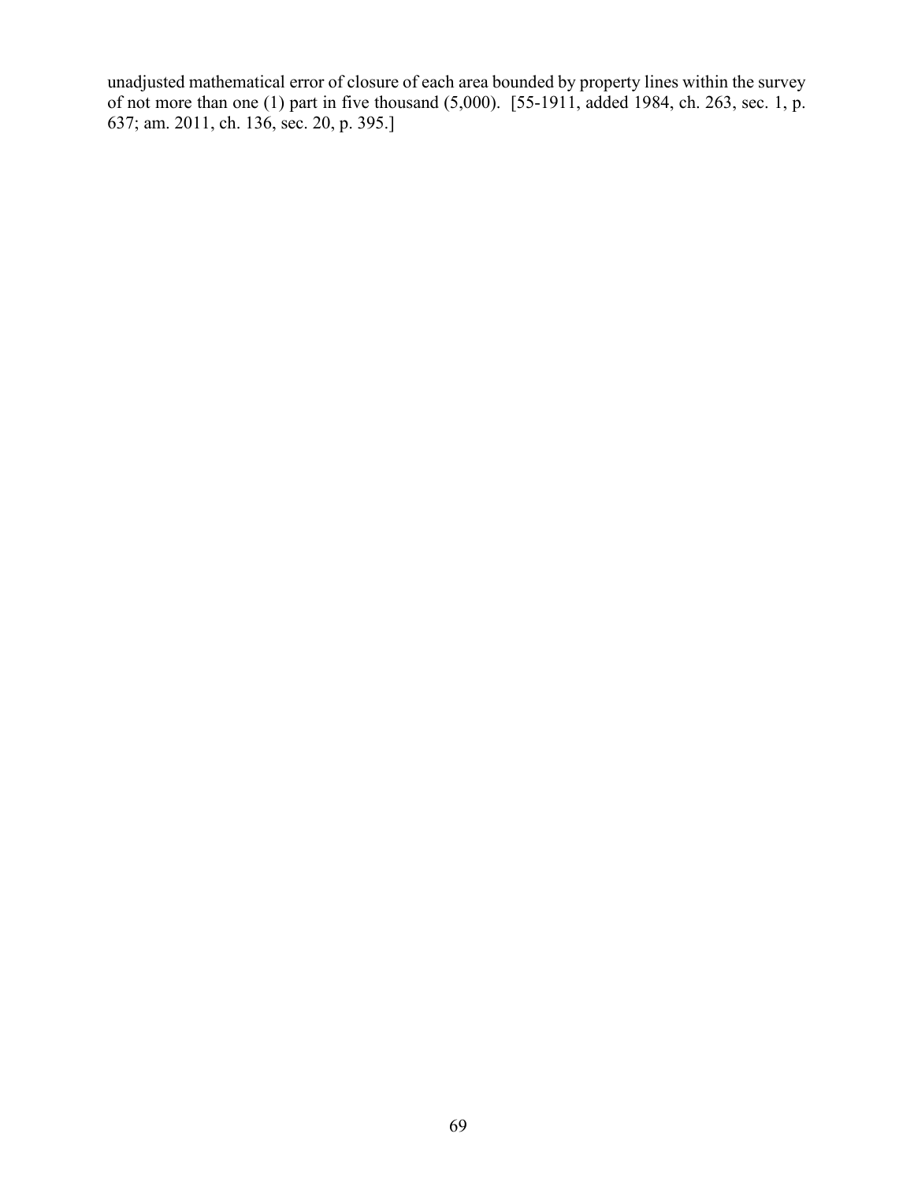unadjusted mathematical error of closure of each area bounded by property lines within the survey of not more than one (1) part in five thousand (5,000). [55-1911, added 1984, ch. 263, sec. 1, p. 637; am. 2011, ch. 136, sec. 20, p. 395.]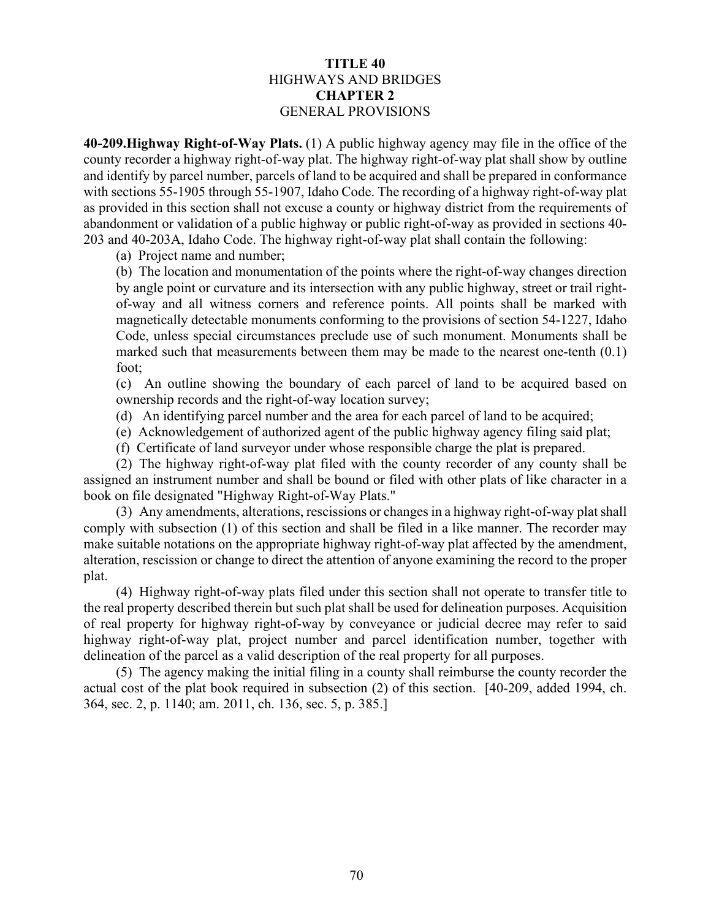**TITLE 40**
HIGHWAYS AND BRIDGES
**CHAPTER 2**
GENERAL PROVISIONS

**40-209.Highway Right-of-Way Plats.** (1) A public highway agency may file in the office of the county recorder a highway right-of-way plat. The highway right-of-way plat shall show by outline and identify by parcel number, parcels of land to be acquired and shall be prepared in conformance with sections 55-1905 through 55-1907, Idaho Code. The recording of a highway right-of-way plat as provided in this section shall not excuse a county or highway district from the requirements of abandonment or validation of a public highway or public right-of-way as provided in sections 40-203 and 40-203A, Idaho Code. The highway right-of-way plat shall contain the following:

(a) Project name and number;

(b) The location and monumentation of the points where the right-of-way changes direction by angle point or curvature and its intersection with any public highway, street or trail right-of-way and all witness corners and reference points. All points shall be marked with magnetically detectable monuments conforming to the provisions of section 54-1227, Idaho Code, unless special circumstances preclude use of such monument. Monuments shall be marked such that measurements between them may be made to the nearest one-tenth (0.1) foot;

(c) An outline showing the boundary of each parcel of land to be acquired based on ownership records and the right-of-way location survey;

(d) An identifying parcel number and the area for each parcel of land to be acquired;

(e) Acknowledgement of authorized agent of the public highway agency filing said plat;

(f) Certificate of land surveyor under whose responsible charge the plat is prepared.

(2) The highway right-of-way plat filed with the county recorder of any county shall be assigned an instrument number and shall be bound or filed with other plats of like character in a book on file designated "Highway Right-of-Way Plats."

(3) Any amendments, alterations, rescissions or changes in a highway right-of-way plat shall comply with subsection (1) of this section and shall be filed in a like manner. The recorder may make suitable notations on the appropriate highway right-of-way plat affected by the amendment, alteration, rescission or change to direct the attention of anyone examining the record to the proper plat.

(4) Highway right-of-way plats filed under this section shall not operate to transfer title to the real property described therein but such plat shall be used for delineation purposes. Acquisition of real property for highway right-of-way by conveyance or judicial decree may refer to said highway right-of-way plat, project number and parcel identification number, together with delineation of the parcel as a valid description of the real property for all purposes.

(5) The agency making the initial filing in a county shall reimburse the county recorder the actual cost of the plat book required in subsection (2) of this section. [40-209, added 1994, ch. 364, sec. 2, p. 1140; am. 2011, ch. 136, sec. 5, p. 385.]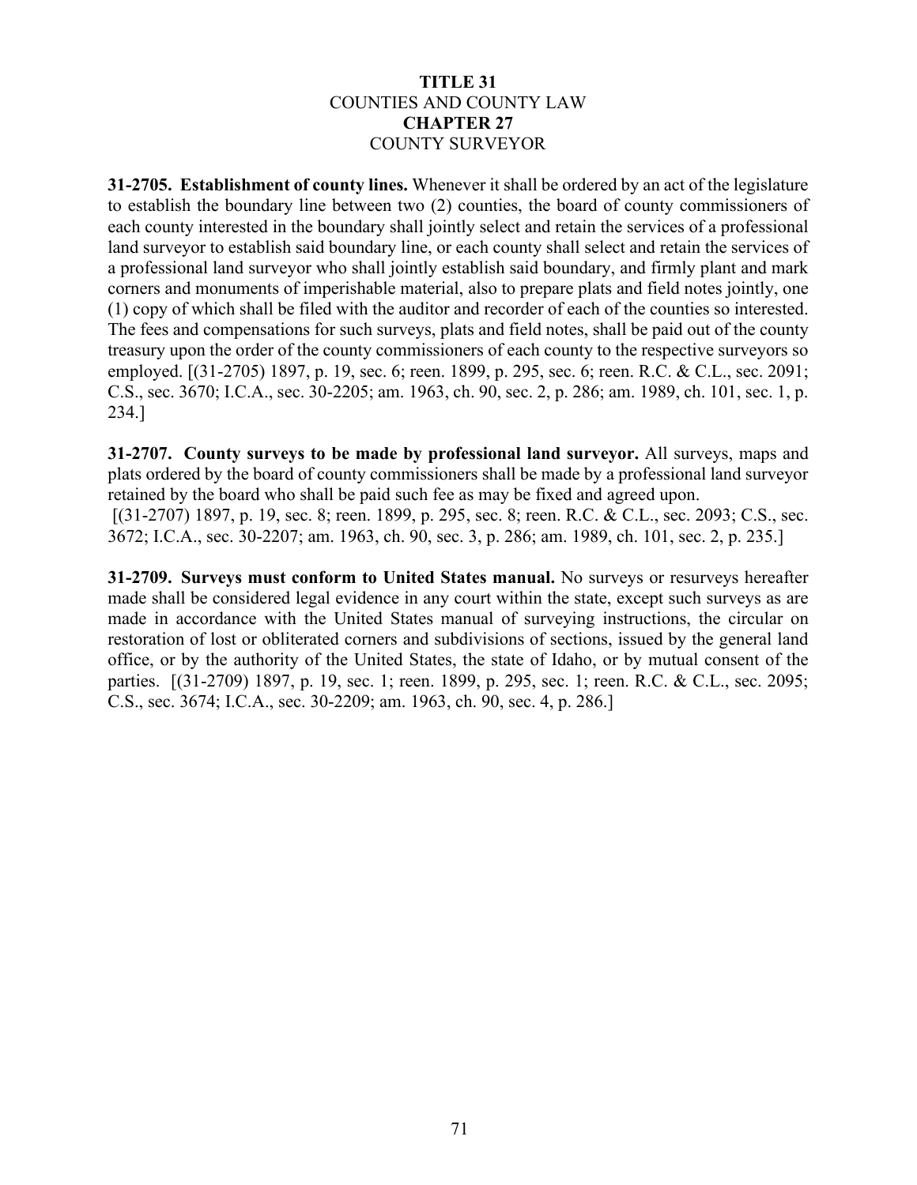# TITLE 31
## COUNTIES AND COUNTY LAW
# CHAPTER 27
## COUNTY SURVEYOR

**31-2705. Establishment of county lines.** Whenever it shall be ordered by an act of the legislature to establish the boundary line between two (2) counties, the board of county commissioners of each county interested in the boundary shall jointly select and retain the services of a professional land surveyor to establish said boundary line, or each county shall select and retain the services of a professional land surveyor who shall jointly establish said boundary, and firmly plant and mark corners and monuments of imperishable material, also to prepare plats and field notes jointly, one (1) copy of which shall be filed with the auditor and recorder of each of the counties so interested. The fees and compensations for such surveys, plats and field notes, shall be paid out of the county treasury upon the order of the county commissioners of each county to the respective surveyors so employed. [(31-2705) 1897, p. 19, sec. 6; reen. 1899, p. 295, sec. 6; reen. R.C. & C.L., sec. 2091; C.S., sec. 3670; I.C.A., sec. 30-2205; am. 1963, ch. 90, sec. 2, p. 286; am. 1989, ch. 101, sec. 1, p. 234.]

**31-2707. County surveys to be made by professional land surveyor.** All surveys, maps and plats ordered by the board of county commissioners shall be made by a professional land surveyor retained by the board who shall be paid such fee as may be fixed and agreed upon.
[(31-2707) 1897, p. 19, sec. 8; reen. 1899, p. 295, sec. 8; reen. R.C. & C.L., sec. 2093; C.S., sec. 3672; I.C.A., sec. 30-2207; am. 1963, ch. 90, sec. 3, p. 286; am. 1989, ch. 101, sec. 2, p. 235.]

**31-2709. Surveys must conform to United States manual.** No surveys or resurveys hereafter made shall be considered legal evidence in any court within the state, except such surveys as are made in accordance with the United States manual of surveying instructions, the circular on restoration of lost or obliterated corners and subdivisions of sections, issued by the general land office, or by the authority of the United States, the state of Idaho, or by mutual consent of the parties. [(31-2709) 1897, p. 19, sec. 1; reen. 1899, p. 295, sec. 1; reen. R.C. & C.L., sec. 2095; C.S., sec. 3674; I.C.A., sec. 30-2209; am. 1963, ch. 90, sec. 4, p. 286.]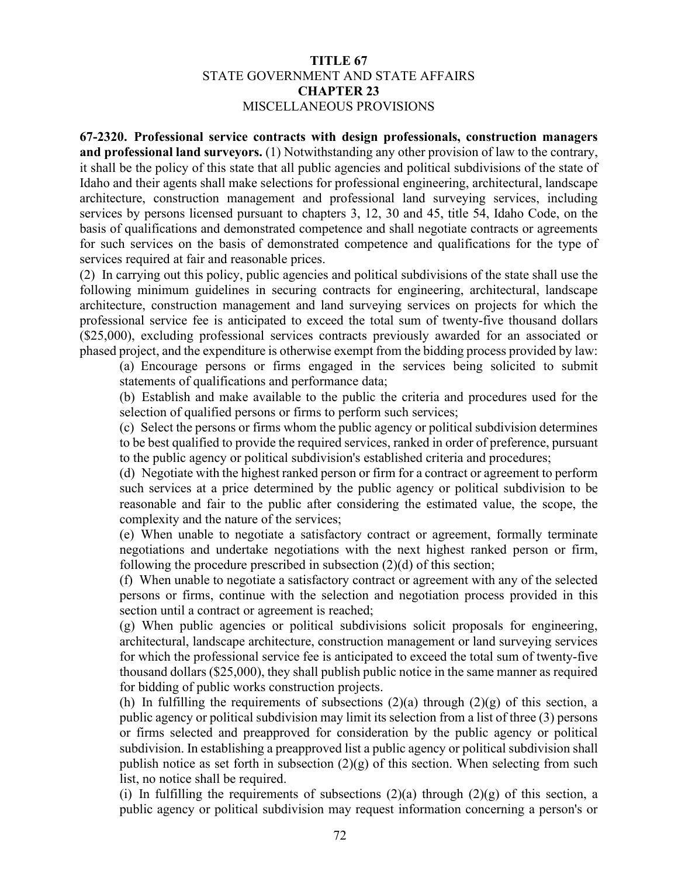**TITLE 67**
STATE GOVERNMENT AND STATE AFFAIRS
**CHAPTER 23**
MISCELLANEOUS PROVISIONS

**67-2320. Professional service contracts with design professionals, construction managers and professional land surveyors.** (1) Notwithstanding any other provision of law to the contrary, it shall be the policy of this state that all public agencies and political subdivisions of the state of Idaho and their agents shall make selections for professional engineering, architectural, landscape architecture, construction management and professional land surveying services, including services by persons licensed pursuant to chapters 3, 12, 30 and 45, title 54, Idaho Code, on the basis of qualifications and demonstrated competence and shall negotiate contracts or agreements for such services on the basis of demonstrated competence and qualifications for the type of services required at fair and reasonable prices.

(2) In carrying out this policy, public agencies and political subdivisions of the state shall use the following minimum guidelines in securing contracts for engineering, architectural, landscape architecture, construction management and land surveying services on projects for which the professional service fee is anticipated to exceed the total sum of twenty-five thousand dollars ($25,000), excluding professional services contracts previously awarded for an associated or phased project, and the expenditure is otherwise exempt from the bidding process provided by law:

(a) Encourage persons or firms engaged in the services being solicited to submit statements of qualifications and performance data;

(b) Establish and make available to the public the criteria and procedures used for the selection of qualified persons or firms to perform such services;

(c) Select the persons or firms whom the public agency or political subdivision determines to be best qualified to provide the required services, ranked in order of preference, pursuant to the public agency or political subdivision's established criteria and procedures;

(d) Negotiate with the highest ranked person or firm for a contract or agreement to perform such services at a price determined by the public agency or political subdivision to be reasonable and fair to the public after considering the estimated value, the scope, the complexity and the nature of the services;

(e) When unable to negotiate a satisfactory contract or agreement, formally terminate negotiations and undertake negotiations with the next highest ranked person or firm, following the procedure prescribed in subsection (2)(d) of this section;

(f) When unable to negotiate a satisfactory contract or agreement with any of the selected persons or firms, continue with the selection and negotiation process provided in this section until a contract or agreement is reached;

(g) When public agencies or political subdivisions solicit proposals for engineering, architectural, landscape architecture, construction management or land surveying services for which the professional service fee is anticipated to exceed the total sum of twenty-five thousand dollars ($25,000), they shall publish public notice in the same manner as required for bidding of public works construction projects.

(h) In fulfilling the requirements of subsections (2)(a) through (2)(g) of this section, a public agency or political subdivision may limit its selection from a list of three (3) persons or firms selected and preapproved for consideration by the public agency or political subdivision. In establishing a preapproved list a public agency or political subdivision shall publish notice as set forth in subsection (2)(g) of this section. When selecting from such list, no notice shall be required.

(i) In fulfilling the requirements of subsections (2)(a) through (2)(g) of this section, a public agency or political subdivision may request information concerning a person's or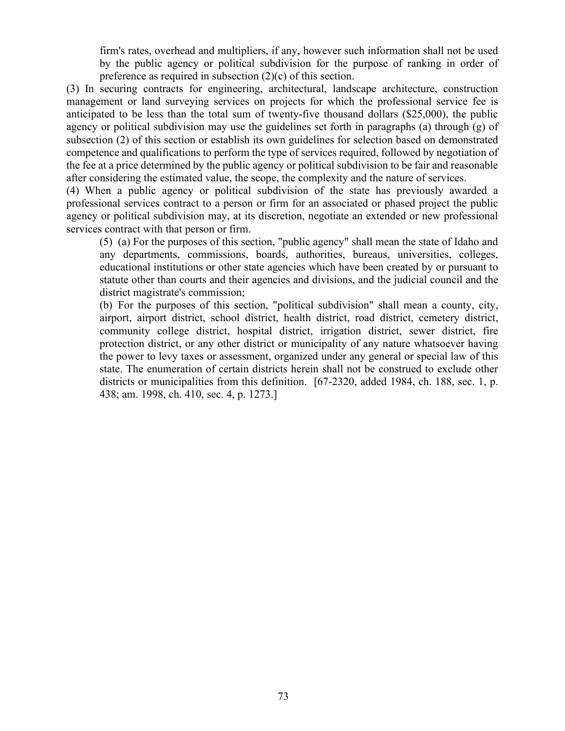firm's rates, overhead and multipliers, if any, however such information shall not be used by the public agency or political subdivision for the purpose of ranking in order of preference as required in subsection (2)(c) of this section.

(3) In securing contracts for engineering, architectural, landscape architecture, construction management or land surveying services on projects for which the professional service fee is anticipated to be less than the total sum of twenty-five thousand dollars ($25,000), the public agency or political subdivision may use the guidelines set forth in paragraphs (a) through (g) of subsection (2) of this section or establish its own guidelines for selection based on demonstrated competence and qualifications to perform the type of services required, followed by negotiation of the fee at a price determined by the public agency or political subdivision to be fair and reasonable after considering the estimated value, the scope, the complexity and the nature of services.

(4) When a public agency or political subdivision of the state has previously awarded a professional services contract to a person or firm for an associated or phased project the public agency or political subdivision may, at its discretion, negotiate an extended or new professional services contract with that person or firm.

(5) (a) For the purposes of this section, "public agency" shall mean the state of Idaho and any departments, commissions, boards, authorities, bureaus, universities, colleges, educational institutions or other state agencies which have been created by or pursuant to statute other than courts and their agencies and divisions, and the judicial council and the district magistrate's commission;

(b) For the purposes of this section, "political subdivision" shall mean a county, city, airport, airport district, school district, health district, road district, cemetery district, community college district, hospital district, irrigation district, sewer district, fire protection district, or any other district or municipality of any nature whatsoever having the power to levy taxes or assessment, organized under any general or special law of this state. The enumeration of certain districts herein shall not be construed to exclude other districts or municipalities from this definition. [67-2320, added 1984, ch. 188, sec. 1, p. 438; am. 1998, ch. 410, sec. 4, p. 1273.]